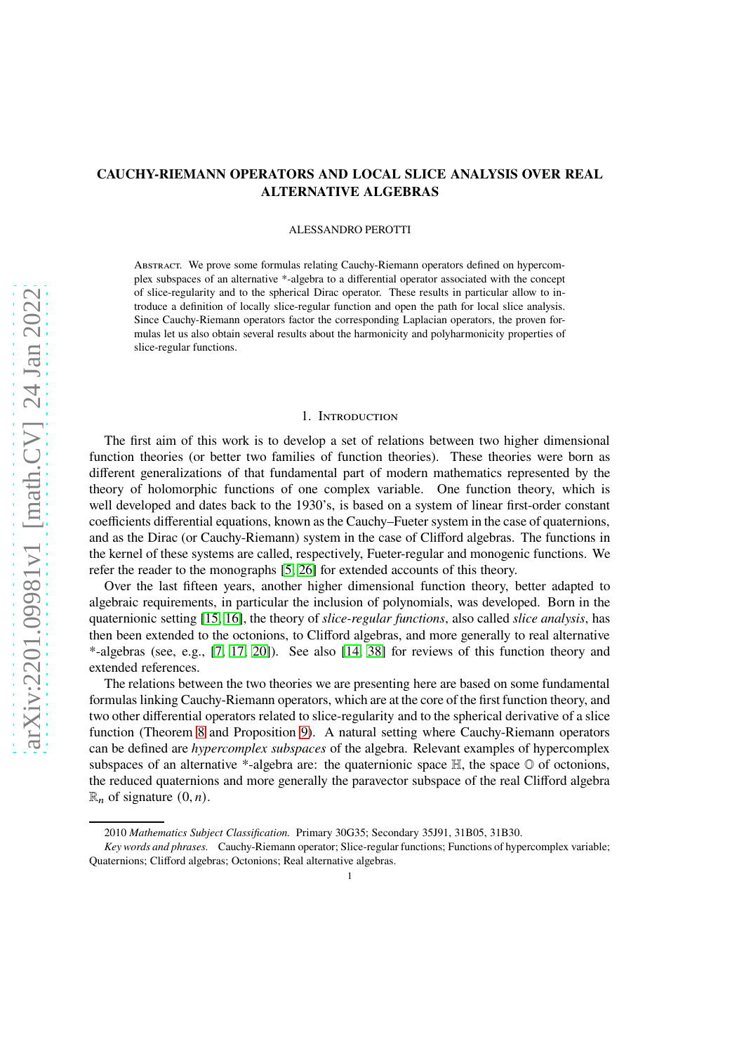# CAUCHY-RIEMANN OPERATORS AND LOCAL SLICE ANALYSIS OVER REAL ALTERNATIVE ALGEBRAS

ALESSANDRO PEROTTI

Abstract. We prove some formulas relating Cauchy-Riemann operators defined on hypercomplex subspaces of an alternative *-algebra to a differential operator associated with the concept of slice-regularity and to the spherical Dirac operator. These results in particular allow to introduce a definition of locally slice-regular function and open the path for local slice analysis. Since Cauchy-Riemann operators factor the corresponding Laplacian operators, the proven formulas let us also obtain several results about the harmonicity and polyharmonicity properties of slice-regular functions.

## 1. Introduction

The first aim of this work is to develop a set of relations between two higher dimensional function theories (or better two families of function theories). These theories were born as different generalizations of that fundamental part of modern mathematics represented by the theory of holomorphic functions of one complex variable. One function theory, which is well developed and dates back to the 1930's, is based on a system of linear first-order constant coefficients differential equations, known as the Cauchy–Fueter system in the case of quaternions, and as the Dirac (or Cauchy-Riemann) system in the case of Clifford algebras. The functions in the kernel of these systems are called, respectively, Fueter-regular and monogenic functions. We refer the reader to the monographs [5, 26] for extended accounts of this theory.

Over the last fifteen years, another higher dimensional function theory, better adapted to algebraic requirements, in particular the inclusion of polynomials, was developed. Born in the quaternionic setting [15, 16], the theory of *slice-regular functions*, also called *slice analysis*, has then been extended to the octonions, to Clifford algebras, and more generally to real alternative *-algebras (see, e.g., [7, 17, 20]). See also [14, 38] for reviews of this function theory and extended references.

The relations between the two theories we are presenting here are based on some fundamental formulas linking Cauchy-Riemann operators, which are at the core of the first function theory, and two other differential operators related to slice-regularity and to the spherical derivative of a slice function (Theorem 8 and Proposition 9). A natural setting where Cauchy-Riemann operators can be defined are *hypercomplex subspaces* of the algebra. Relevant examples of hypercomplex subspaces of an alternative *-algebra are: the quaternionic space $\mathbb{H}$, the space $\mathbb{O}$ of octonions, the reduced quaternions and more generally the paravector subspace of the real Clifford algebra $\mathbb{R}_n$ of signature $(0, n)$.

2010 *Mathematics Subject Classification.* Primary 30G35; Secondary 35J91, 31B05, 31B30.

*Key words and phrases.* Cauchy-Riemann operator; Slice-regular functions; Functions of hypercomplex variable; Quaternions; Clifford algebras; Octonions; Real alternative algebras.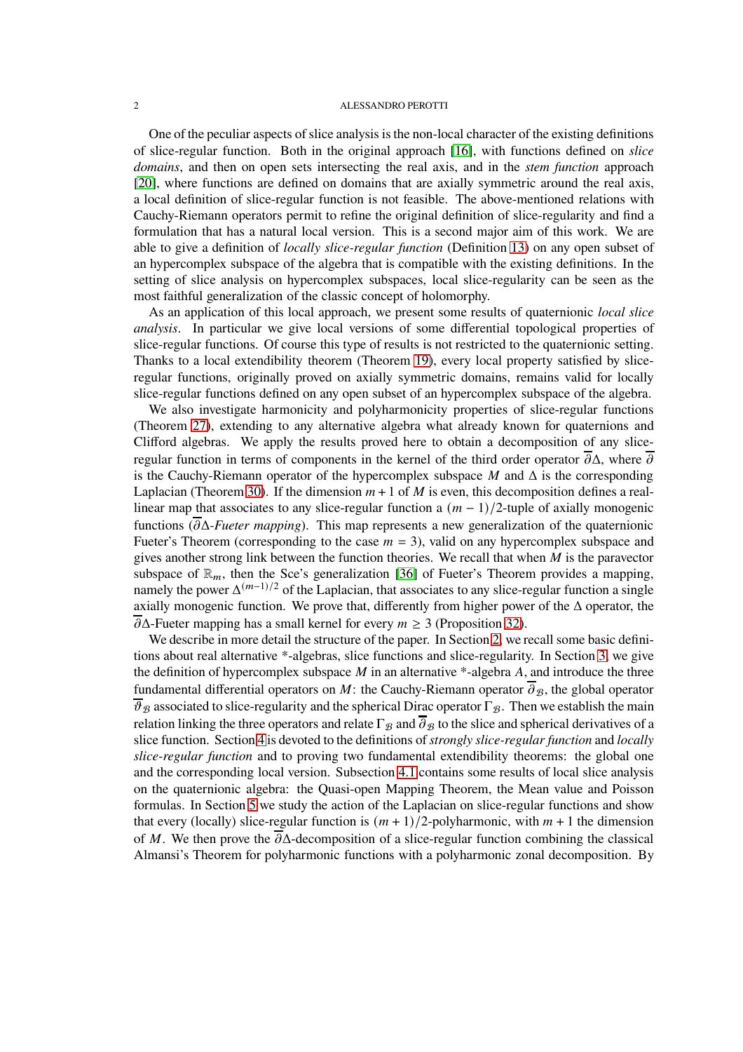One of the peculiar aspects of slice analysis is the non-local character of the existing definitions of slice-regular function. Both in the original approach [16], with functions defined on *slice domains*, and then on open sets intersecting the real axis, and in the *stem function* approach [20], where functions are defined on domains that are axially symmetric around the real axis, a local definition of slice-regular function is not feasible. The above-mentioned relations with Cauchy-Riemann operators permit to refine the original definition of slice-regularity and find a formulation that has a natural local version. This is a second major aim of this work. We are able to give a definition of *locally slice-regular function* (Definition 13) on any open subset of an hypercomplex subspace of the algebra that is compatible with the existing definitions. In the setting of slice analysis on hypercomplex subspaces, local slice-regularity can be seen as the most faithful generalization of the classic concept of holomorphy.

As an application of this local approach, we present some results of quaternionic *local slice analysis*. In particular we give local versions of some differential topological properties of slice-regular functions. Of course this type of results is not restricted to the quaternionic setting. Thanks to a local extendibility theorem (Theorem 19), every local property satisfied by slice-regular functions, originally proved on axially symmetric domains, remains valid for locally slice-regular functions defined on any open subset of an hypercomplex subspace of the algebra.

We also investigate harmonicity and polyharmonicity properties of slice-regular functions (Theorem 27), extending to any alternative algebra what already known for quaternions and Clifford algebras. We apply the results proved here to obtain a decomposition of any slice-regular function in terms of components in the kernel of the third order operator $\overline{\partial}\Delta$, where $\overline{\partial}$ is the Cauchy-Riemann operator of the hypercomplex subspace $M$ and $\Delta$ is the corresponding Laplacian (Theorem 30). If the dimension $m+1$ of $M$ is even, this decomposition defines a real-linear map that associates to any slice-regular function a $(m-1)/2$-tuple of axially monogenic functions ($\overline{\partial}\Delta$*-Fueter mapping*). This map represents a new generalization of the quaternionic Fueter's Theorem (corresponding to the case $m = 3$), valid on any hypercomplex subspace and gives another strong link between the function theories. We recall that when $M$ is the paravector subspace of $\mathbb{R}_m$, then the Sce's generalization [36] of Fueter's Theorem provides a mapping, namely the power $\Delta^{(m-1)/2}$ of the Laplacian, that associates to any slice-regular function a single axially monogenic function. We prove that, differently from higher power of the $\Delta$ operator, the $\overline{\partial}\Delta$-Fueter mapping has a small kernel for every $m \geq 3$ (Proposition 32).

We describe in more detail the structure of the paper. In Section 2, we recall some basic definitions about real alternative *-algebras, slice functions and slice-regularity. In Section 3, we give the definition of hypercomplex subspace $M$ in an alternative *-algebra $A$, and introduce the three fundamental differential operators on $M$: the Cauchy-Riemann operator $\overline{\partial}_{\mathcal{B}}$, the global operator $\overline{\vartheta}_{\mathcal{B}}$ associated to slice-regularity and the spherical Dirac operator $\Gamma_{\mathcal{B}}$. Then we establish the main relation linking the three operators and relate $\Gamma_{\mathcal{B}}$ and $\overline{\partial}_{\mathcal{B}}$ to the slice and spherical derivatives of a slice function. Section 4 is devoted to the definitions of *strongly slice-regular function* and *locally slice-regular function* and to proving two fundamental extendibility theorems: the global one and the corresponding local version. Subsection 4.1 contains some results of local slice analysis on the quaternionic algebra: the Quasi-open Mapping Theorem, the Mean value and Poisson formulas. In Section 5 we study the action of the Laplacian on slice-regular functions and show that every (locally) slice-regular function is $(m+1)/2$-polyharmonic, with $m+1$ the dimension of $M$. We then prove the $\overline{\partial}\Delta$-decomposition of a slice-regular function combining the classical Almansi's Theorem for polyharmonic functions with a polyharmonic zonal decomposition. By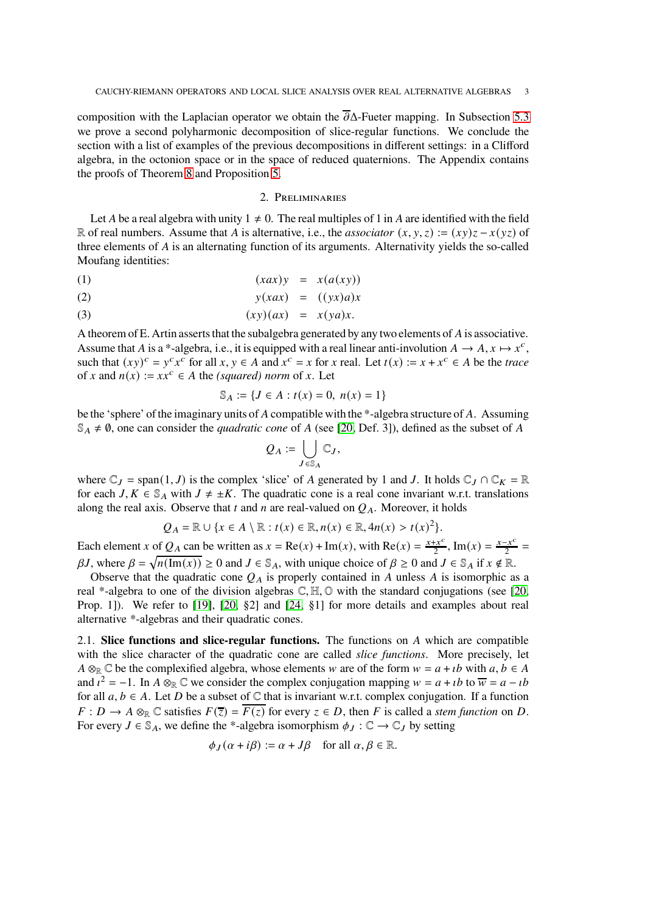composition with the Laplacian operator we obtain the $\overline{\partial}\Delta$-Fueter mapping. In Subsection 5.3 we prove a second polyharmonic decomposition of slice-regular functions. We conclude the section with a list of examples of the previous decompositions in different settings: in a Clifford algebra, in the octonion space or in the space of reduced quaternions. The Appendix contains the proofs of Theorem 8 and Proposition 5.

## 2. Preliminaries

Let $A$ be a real algebra with unity $1 \neq 0$. The real multiples of 1 in $A$ are identified with the field $\mathbb{R}$ of real numbers. Assume that $A$ is alternative, i.e., the *associator* $(x, y, z) := (xy)z - x(yz)$ of three elements of $A$ is an alternating function of its arguments. Alternativity yields the so-called Moufang identities:

$$(xax)y = x(a(xy)) \tag{1}$$

$$y(xax) = ((yx)a)x \tag{2}$$

$$(xy)(ax) = x(ya)x. \tag{3}$$

A theorem of E. Artin asserts that the subalgebra generated by any two elements of $A$ is associative. Assume that $A$ is a \*-algebra, i.e., it is equipped with a real linear anti-involution $A \to A, x \mapsto x^c$, such that $(xy)^c = y^c x^c$ for all $x, y \in A$ and $x^c = x$ for $x$ real. Let $t(x) := x + x^c \in A$ be the *trace* of $x$ and $n(x) := xx^c \in A$ the *(squared) norm* of $x$. Let

$$\mathbb{S}_A := \{J \in A : t(x) = 0,\ n(x) = 1\}$$

be the 'sphere' of the imaginary units of $A$ compatible with the \*-algebra structure of $A$. Assuming $\mathbb{S}_A \neq \emptyset$, one can consider the *quadratic cone* of $A$ (see [20, Def. 3]), defined as the subset of $A$

$$Q_A := \bigcup_{J \in \mathbb{S}_A} \mathbb{C}_J,$$

where $\mathbb{C}_J = \operatorname{span}(1, J)$ is the complex 'slice' of $A$ generated by 1 and $J$. It holds $\mathbb{C}_J \cap \mathbb{C}_K = \mathbb{R}$ for each $J, K \in \mathbb{S}_A$ with $J \neq \pm K$. The quadratic cone is a real cone invariant w.r.t. translations along the real axis. Observe that $t$ and $n$ are real-valued on $Q_A$. Moreover, it holds

$$Q_A = \mathbb{R} \cup \{x \in A \setminus \mathbb{R} : t(x) \in \mathbb{R}, n(x) \in \mathbb{R}, 4n(x) > t(x)^2\}.$$

Each element $x$ of $Q_A$ can be written as $x = \operatorname{Re}(x) + \operatorname{Im}(x)$, with $\operatorname{Re}(x) = \frac{x+x^c}{2}$, $\operatorname{Im}(x) = \frac{x-x^c}{2} = \beta J$, where $\beta = \sqrt{n(\operatorname{Im}(x))} \geq 0$ and $J \in \mathbb{S}_A$, with unique choice of $\beta \geq 0$ and $J \in \mathbb{S}_A$ if $x \notin \mathbb{R}$.

Observe that the quadratic cone $Q_A$ is properly contained in $A$ unless $A$ is isomorphic as a real \*-algebra to one of the division algebras $\mathbb{C}, \mathbb{H}, \mathbb{O}$ with the standard conjugations (see [20, Prop. 1]). We refer to [19], [20, §2] and [24, §1] for more details and examples about real alternative \*-algebras and their quadratic cones.

**2.1. Slice functions and slice-regular functions.** The functions on $A$ which are compatible with the slice character of the quadratic cone are called *slice functions*. More precisely, let $A \otimes_{\mathbb{R}} \mathbb{C}$ be the complexified algebra, whose elements $w$ are of the form $w = a + \imath b$ with $a, b \in A$ and $\imath^2 = -1$. In $A \otimes_{\mathbb{R}} \mathbb{C}$ we consider the complex conjugation mapping $w = a + \imath b$ to $\overline{w} = a - \imath b$ for all $a, b \in A$. Let $D$ be a subset of $\mathbb{C}$ that is invariant w.r.t. complex conjugation. If a function $F : D \to A \otimes_{\mathbb{R}} \mathbb{C}$ satisfies $F(\overline{z}) = \overline{F(z)}$ for every $z \in D$, then $F$ is called a *stem function* on $D$. For every $J \in \mathbb{S}_A$, we define the \*-algebra isomorphism $\phi_J : \mathbb{C} \to \mathbb{C}_J$ by setting

$$\phi_J(\alpha + i\beta) := \alpha + J\beta \quad \text{for all } \alpha, \beta \in \mathbb{R}.$$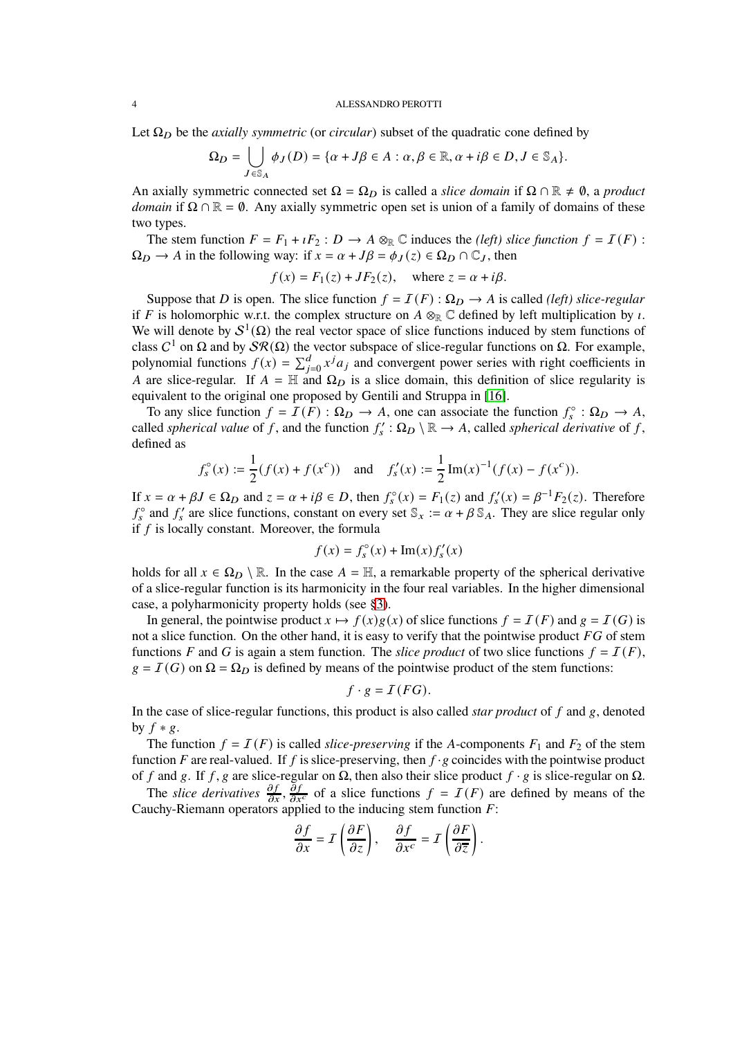Let $\Omega_D$ be the *axially symmetric* (or *circular*) subset of the quadratic cone defined by

$$\Omega_D = \bigcup_{J\in\mathbb{S}_A} \phi_J(D) = \{\alpha + J\beta \in A : \alpha, \beta \in \mathbb{R}, \alpha + i\beta \in D, J \in \mathbb{S}_A\}.$$

An axially symmetric connected set $\Omega = \Omega_D$ is called a *slice domain* if $\Omega \cap \mathbb{R} \neq \emptyset$, a *product domain* if $\Omega \cap \mathbb{R} = \emptyset$. Any axially symmetric open set is union of a family of domains of these two types.

The stem function $F = F_1 + \imath F_2 : D \to A \otimes_{\mathbb{R}} \mathbb{C}$ induces the *(left) slice function* $f = \mathcal{I}(F) : \Omega_D \to A$ in the following way: if $x = \alpha + J\beta = \phi_J(z) \in \Omega_D \cap \mathbb{C}_J$, then

$$f(x) = F_1(z) + JF_2(z), \quad \text{where } z = \alpha + i\beta.$$

Suppose that $D$ is open. The slice function $f = \mathcal{I}(F) : \Omega_D \to A$ is called *(left) slice-regular* if $F$ is holomorphic w.r.t. the complex structure on $A \otimes_{\mathbb{R}} \mathbb{C}$ defined by left multiplication by $\imath$. We will denote by $\mathcal{S}^1(\Omega)$ the real vector space of slice functions induced by stem functions of class $C^1$ on $\Omega$ and by $\mathcal{SR}(\Omega)$ the vector subspace of slice-regular functions on $\Omega$. For example, polynomial functions $f(x) = \sum_{j=0}^{d} x^j a_j$ and convergent power series with right coefficients in $A$ are slice-regular. If $A = \mathbb{H}$ and $\Omega_D$ is a slice domain, this definition of slice regularity is equivalent to the original one proposed by Gentili and Struppa in [16].

To any slice function $f = \mathcal{I}(F) : \Omega_D \to A$, one can associate the function $f_s^\circ : \Omega_D \to A$, called *spherical value* of $f$, and the function $f_s' : \Omega_D \setminus \mathbb{R} \to A$, called *spherical derivative* of $f$, defined as

$$f_s^\circ(x) := \frac{1}{2}(f(x) + f(x^c)) \quad \text{and} \quad f_s'(x) := \frac{1}{2}\operatorname{Im}(x)^{-1}(f(x) - f(x^c)).$$

If $x = \alpha + \beta J \in \Omega_D$ and $z = \alpha + i\beta \in D$, then $f_s^\circ(x) = F_1(z)$ and $f_s'(x) = \beta^{-1}F_2(z)$. Therefore $f_s^\circ$ and $f_s'$ are slice functions, constant on every set $\mathbb{S}_x := \alpha + \beta\,\mathbb{S}_A$. They are slice regular only if $f$ is locally constant. Moreover, the formula

$$f(x) = f_s^\circ(x) + \operatorname{Im}(x) f_s'(x)$$

holds for all $x \in \Omega_D \setminus \mathbb{R}$. In the case $A = \mathbb{H}$, a remarkable property of the spherical derivative of a slice-regular function is its harmonicity in the four real variables. In the higher dimensional case, a polyharmonicity property holds (see §3).

In general, the pointwise product $x \mapsto f(x)g(x)$ of slice functions $f = \mathcal{I}(F)$ and $g = \mathcal{I}(G)$ is not a slice function. On the other hand, it is easy to verify that the pointwise product $FG$ of stem functions $F$ and $G$ is again a stem function. The *slice product* of two slice functions $f = \mathcal{I}(F)$, $g = \mathcal{I}(G)$ on $\Omega = \Omega_D$ is defined by means of the pointwise product of the stem functions:

$$f \cdot g = \mathcal{I}(FG).$$

In the case of slice-regular functions, this product is also called *star product* of $f$ and $g$, denoted by $f * g$.

The function $f = \mathcal{I}(F)$ is called *slice-preserving* if the $A$-components $F_1$ and $F_2$ of the stem function $F$ are real-valued. If $f$ is slice-preserving, then $f \cdot g$ coincides with the pointwise product of $f$ and $g$. If $f, g$ are slice-regular on $\Omega$, then also their slice product $f \cdot g$ is slice-regular on $\Omega$.

The *slice derivatives* $\frac{\partial f}{\partial x}, \frac{\partial f}{\partial x^c}$ of a slice functions $f = \mathcal{I}(F)$ are defined by means of the Cauchy-Riemann operators applied to the inducing stem function $F$:

$$\frac{\partial f}{\partial x} = \mathcal{I}\left(\frac{\partial F}{\partial z}\right), \quad \frac{\partial f}{\partial x^c} = \mathcal{I}\left(\frac{\partial F}{\partial \overline{z}}\right).$$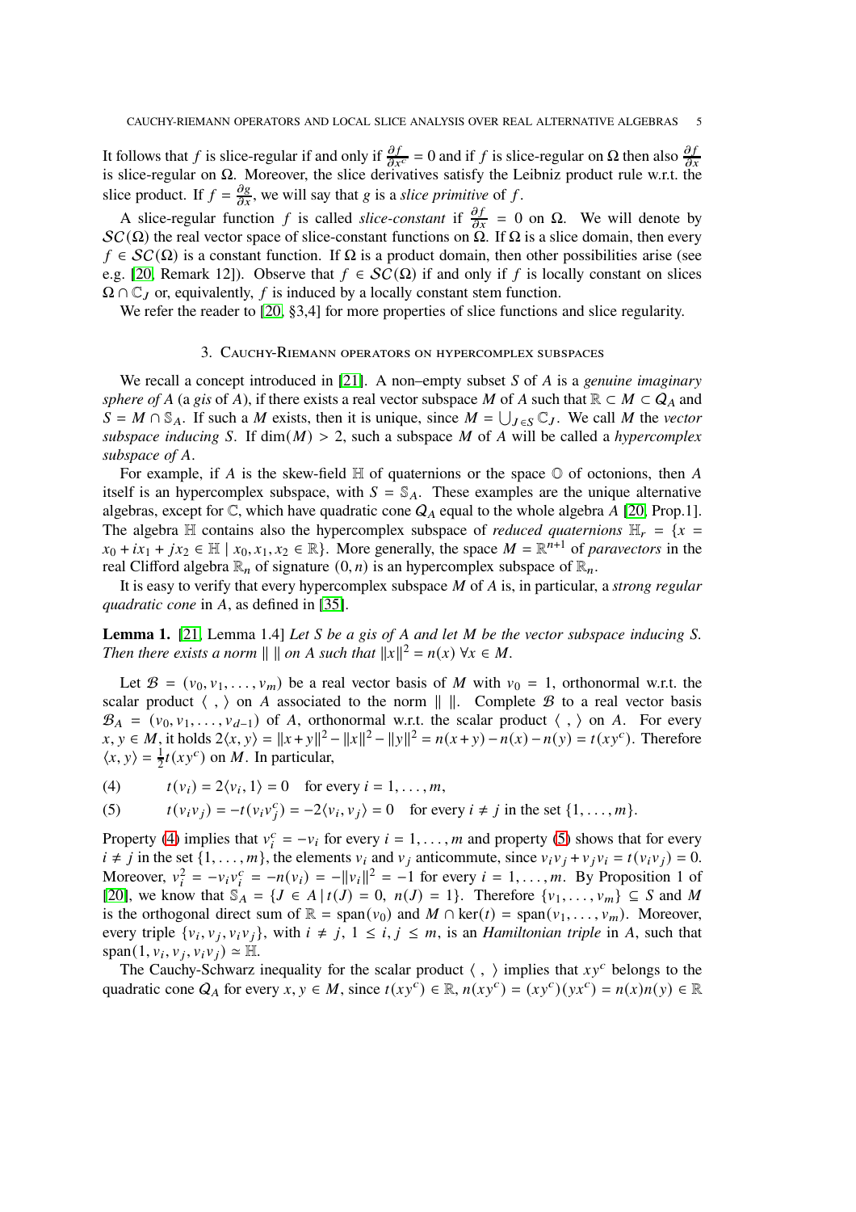It follows that $f$ is slice-regular if and only if $\frac{\partial f}{\partial x^c} = 0$ and if $f$ is slice-regular on $\Omega$ then also $\frac{\partial f}{\partial x}$ is slice-regular on $\Omega$. Moreover, the slice derivatives satisfy the Leibniz product rule w.r.t. the slice product. If $f = \frac{\partial g}{\partial x}$, we will say that $g$ is a *slice primitive* of $f$.

A slice-regular function $f$ is called *slice-constant* if $\frac{\partial f}{\partial x} = 0$ on $\Omega$. We will denote by $\mathcal{SC}(\Omega)$ the real vector space of slice-constant functions on $\Omega$. If $\Omega$ is a slice domain, then every $f \in \mathcal{SC}(\Omega)$ is a constant function. If $\Omega$ is a product domain, then other possibilities arise (see e.g. [20, Remark 12]). Observe that $f \in \mathcal{SC}(\Omega)$ if and only if $f$ is locally constant on slices $\Omega \cap \mathbb{C}_J$ or, equivalently, $f$ is induced by a locally constant stem function.

We refer the reader to [20, §3,4] for more properties of slice functions and slice regularity.

## 3. Cauchy-Riemann operators on hypercomplex subspaces

We recall a concept introduced in [21]. A non–empty subset $S$ of $A$ is a *genuine imaginary sphere of* $A$ (a *gis* of $A$), if there exists a real vector subspace $M$ of $A$ such that $\mathbb{R} \subset M \subset Q_A$ and $S = M \cap \mathbb{S}_A$. If such a $M$ exists, then it is unique, since $M = \bigcup_{J \in S} \mathbb{C}_J$. We call $M$ the *vector subspace inducing* $S$. If $\dim(M) > 2$, such a subspace $M$ of $A$ will be called a *hypercomplex subspace of* $A$.

For example, if $A$ is the skew-field $\mathbb{H}$ of quaternions or the space $\mathbb{O}$ of octonions, then $A$ itself is an hypercomplex subspace, with $S = \mathbb{S}_A$. These examples are the unique alternative algebras, except for $\mathbb{C}$, which have quadratic cone $Q_A$ equal to the whole algebra $A$ [20, Prop.1]. The algebra $\mathbb{H}$ contains also the hypercomplex subspace of *reduced quaternions* $\mathbb{H}_r = \{x = x_0 + ix_1 + jx_2 \in \mathbb{H} \mid x_0, x_1, x_2 \in \mathbb{R}\}$. More generally, the space $M = \mathbb{R}^{n+1}$ of *paravectors* in the real Clifford algebra $\mathbb{R}_n$ of signature $(0, n)$ is an hypercomplex subspace of $\mathbb{R}_n$.

It is easy to verify that every hypercomplex subspace $M$ of $A$ is, in particular, a *strong regular quadratic cone* in $A$, as defined in [35].

**Lemma 1.** [21, Lemma 1.4] *Let $S$ be a gis of $A$ and let $M$ be the vector subspace inducing $S$. Then there exists a norm $\| \ \|$ on $A$ such that $\|x\|^2 = n(x)$ $\forall x \in M$.*

Let $\mathcal{B} = (v_0, v_1, \dots, v_m)$ be a real vector basis of $M$ with $v_0 = 1$, orthonormal w.r.t. the scalar product $\langle \ , \ \rangle$ on $A$ associated to the norm $\| \ \|$. Complete $\mathcal{B}$ to a real vector basis $\mathcal{B}_A = (v_0, v_1, \dots, v_{d-1})$ of $A$, orthonormal w.r.t. the scalar product $\langle \ , \ \rangle$ on $A$. For every $x, y \in M$, it holds $2\langle x, y \rangle = \|x+y\|^2 - \|x\|^2 - \|y\|^2 = n(x+y) - n(x) - n(y) = t(xy^c)$. Therefore $\langle x, y \rangle = \frac{1}{2} t(xy^c)$ on $M$. In particular,

$$t(v_i) = 2\langle v_i, 1 \rangle = 0 \quad \text{for every } i = 1, \dots, m, \tag{4}$$

$$t(v_i v_j) = -t(v_i v_j^c) = -2\langle v_i, v_j \rangle = 0 \quad \text{for every } i \neq j \text{ in the set } \{1, \dots, m\}. \tag{5}$$

Property (4) implies that $v_i^c = -v_i$ for every $i = 1, \dots, m$ and property (5) shows that for every $i \neq j$ in the set $\{1, \dots, m\}$, the elements $v_i$ and $v_j$ anticommute, since $v_i v_j + v_j v_i = t(v_i v_j) = 0$. Moreover, $v_i^2 = -v_i v_i^c = -n(v_i) = -\|v_i\|^2 = -1$ for every $i = 1, \dots, m$. By Proposition 1 of [20], we know that $\mathbb{S}_A = \{J \in A \mid t(J) = 0, \ n(J) = 1\}$. Therefore $\{v_1, \dots, v_m\} \subseteq S$ and $M$ is the orthogonal direct sum of $\mathbb{R} = \operatorname{span}(v_0)$ and $M \cap \ker(t) = \operatorname{span}(v_1, \dots, v_m)$. Moreover, every triple $\{v_i, v_j, v_i v_j\}$, with $i \neq j$, $1 \leq i, j \leq m$, is an *Hamiltonian triple* in $A$, such that $\operatorname{span}(1, v_i, v_j, v_i v_j) \simeq \mathbb{H}$.

The Cauchy-Schwarz inequality for the scalar product $\langle \ , \ \rangle$ implies that $xy^c$ belongs to the quadratic cone $Q_A$ for every $x, y \in M$, since $t(xy^c) \in \mathbb{R}$, $n(xy^c) = (xy^c)(yx^c) = n(x)n(y) \in \mathbb{R}$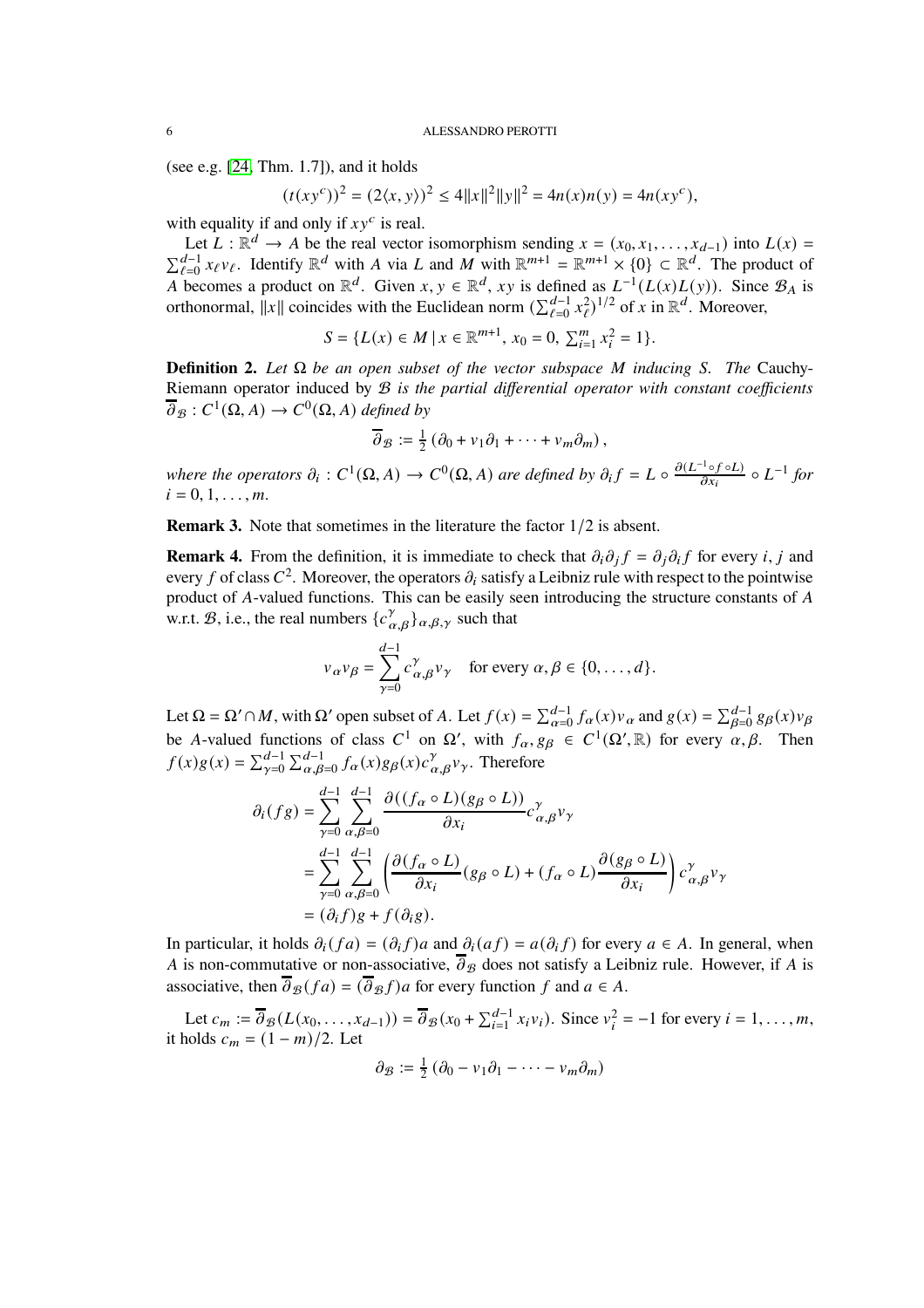(see e.g. [24, Thm. 1.7]), and it holds

$$(t(xy^c))^2 = (2\langle x,y\rangle)^2 \leq 4\|x\|^2\|y\|^2 = 4n(x)n(y) = 4n(xy^c),$$

with equality if and only if $xy^c$ is real.

Let $L : \mathbb{R}^d \to A$ be the real vector isomorphism sending $x = (x_0, x_1, \ldots, x_{d-1})$ into $L(x) = \sum_{\ell=0}^{d-1} x_\ell v_\ell$. Identify $\mathbb{R}^d$ with $A$ via $L$ and $M$ with $\mathbb{R}^{m+1} = \mathbb{R}^{m+1} \times \{0\} \subset \mathbb{R}^d$. The product of $A$ becomes a product on $\mathbb{R}^d$. Given $x, y \in \mathbb{R}^d$, $xy$ is defined as $L^{-1}(L(x)L(y))$. Since $\mathcal{B}_A$ is orthonormal, $\|x\|$ coincides with the Euclidean norm $(\sum_{\ell=0}^{d-1} x_\ell^2)^{1/2}$ of $x$ in $\mathbb{R}^d$. Moreover,

$$S = \{L(x) \in M \mid x \in \mathbb{R}^{m+1},\ x_0 = 0,\ \textstyle\sum_{i=1}^m x_i^2 = 1\}.$$

**Definition 2.** *Let $\Omega$ be an open subset of the vector subspace $M$ inducing $S$. The* Cauchy-Riemann operator induced by $\mathcal{B}$ *is the partial differential operator with constant coefficients $\overline{\partial}_\mathcal{B} : C^1(\Omega, A) \to C^0(\Omega, A)$ defined by*

$$\overline{\partial}_\mathcal{B} := \tfrac{1}{2}\left(\partial_0 + v_1\partial_1 + \cdots + v_m\partial_m\right),$$

*where the operators $\partial_i : C^1(\Omega, A) \to C^0(\Omega, A)$ are defined by $\partial_i f = L \circ \frac{\partial(L^{-1}\circ f \circ L)}{\partial x_i} \circ L^{-1}$ for $i = 0, 1, \ldots, m$.*

**Remark 3.** Note that sometimes in the literature the factor $1/2$ is absent.

**Remark 4.** From the definition, it is immediate to check that $\partial_i\partial_j f = \partial_j\partial_i f$ for every $i, j$ and every $f$ of class $C^2$. Moreover, the operators $\partial_i$ satisfy a Leibniz rule with respect to the pointwise product of $A$-valued functions. This can be easily seen introducing the structure constants of $A$ w.r.t. $\mathcal{B}$, i.e., the real numbers $\{c^\gamma_{\alpha,\beta}\}_{\alpha,\beta,\gamma}$ such that

$$v_\alpha v_\beta = \sum_{\gamma=0}^{d-1} c^\gamma_{\alpha,\beta} v_\gamma \quad \text{for every } \alpha, \beta \in \{0, \ldots, d\}.$$

Let $\Omega = \Omega' \cap M$, with $\Omega'$ open subset of $A$. Let $f(x) = \sum_{\alpha=0}^{d-1} f_\alpha(x) v_\alpha$ and $g(x) = \sum_{\beta=0}^{d-1} g_\beta(x) v_\beta$ be $A$-valued functions of class $C^1$ on $\Omega'$, with $f_\alpha, g_\beta \in C^1(\Omega', \mathbb{R})$ for every $\alpha, \beta$. Then $f(x)g(x) = \sum_{\gamma=0}^{d-1}\sum_{\alpha,\beta=0}^{d-1} f_\alpha(x) g_\beta(x) c^\gamma_{\alpha,\beta} v_\gamma$. Therefore

$$\begin{aligned}
\partial_i(fg) &= \sum_{\gamma=0}^{d-1}\sum_{\alpha,\beta=0}^{d-1} \frac{\partial((f_\alpha\circ L)(g_\beta\circ L))}{\partial x_i} c^\gamma_{\alpha,\beta} v_\gamma \\
&= \sum_{\gamma=0}^{d-1}\sum_{\alpha,\beta=0}^{d-1} \left(\frac{\partial(f_\alpha\circ L)}{\partial x_i}(g_\beta\circ L) + (f_\alpha\circ L)\frac{\partial(g_\beta\circ L)}{\partial x_i}\right) c^\gamma_{\alpha,\beta} v_\gamma \\
&= (\partial_i f)g + f(\partial_i g).
\end{aligned}$$

In particular, it holds $\partial_i(fa) = (\partial_i f)a$ and $\partial_i(af) = a(\partial_i f)$ for every $a \in A$. In general, when $A$ is non-commutative or non-associative, $\overline{\partial}_\mathcal{B}$ does not satisfy a Leibniz rule. However, if $A$ is associative, then $\overline{\partial}_\mathcal{B}(fa) = (\overline{\partial}_\mathcal{B} f)a$ for every function $f$ and $a \in A$.

Let $c_m := \overline{\partial}_\mathcal{B}(L(x_0, \ldots, x_{d-1})) = \overline{\partial}_\mathcal{B}(x_0 + \sum_{i=1}^{d-1} x_i v_i)$. Since $v_i^2 = -1$ for every $i = 1, \ldots, m$, it holds $c_m = (1-m)/2$. Let

$$\partial_\mathcal{B} := \tfrac{1}{2}\left(\partial_0 - v_1\partial_1 - \cdots - v_m\partial_m\right)$$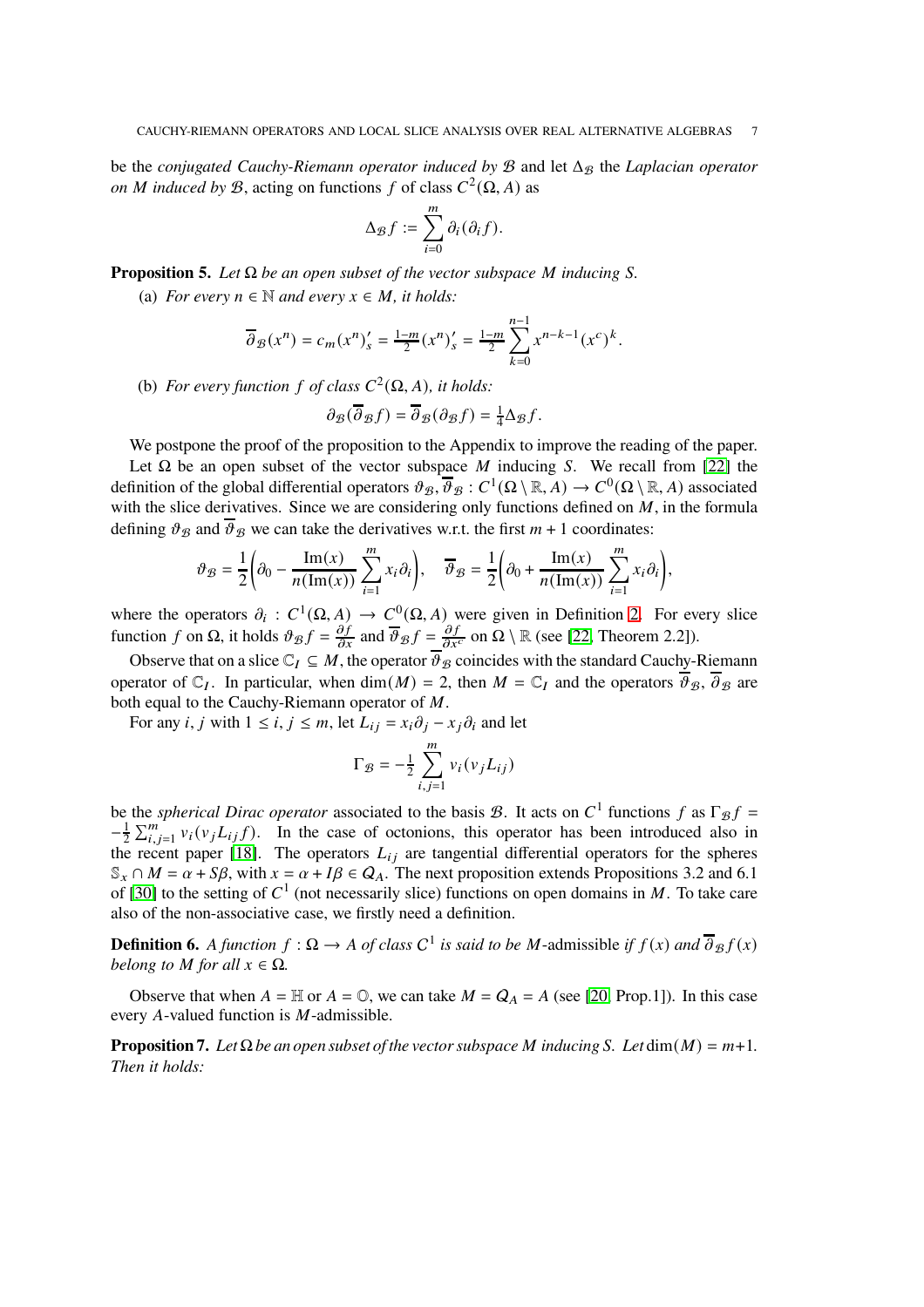be the *conjugated Cauchy-Riemann operator induced by* $\mathcal{B}$ and let $\Delta_{\mathcal{B}}$ the *Laplacian operator on* $M$ *induced by* $\mathcal{B}$, acting on functions $f$ of class $C^2(\Omega, A)$ as

$$\Delta_{\mathcal{B}} f := \sum_{i=0}^{m} \partial_i(\partial_i f).$$

**Proposition 5.** *Let $\Omega$ be an open subset of the vector subspace $M$ inducing $S$.*

(a) *For every $n \in \mathbb{N}$ and every $x \in M$, it holds:*

$$\overline{\partial}_{\mathcal{B}}(x^n) = c_m (x^n)'_s = \tfrac{1-m}{2}(x^n)'_s = \tfrac{1-m}{2}\sum_{k=0}^{n-1} x^{n-k-1}(x^c)^k.$$

(b) *For every function $f$ of class $C^2(\Omega, A)$, it holds:*

$$\partial_{\mathcal{B}}(\overline{\partial}_{\mathcal{B}} f) = \overline{\partial}_{\mathcal{B}}(\partial_{\mathcal{B}} f) = \tfrac{1}{4}\Delta_{\mathcal{B}} f.$$

We postpone the proof of the proposition to the Appendix to improve the reading of the paper.

Let $\Omega$ be an open subset of the vector subspace $M$ inducing $S$. We recall from [22] the definition of the global differential operators $\vartheta_{\mathcal{B}}, \overline{\vartheta}_{\mathcal{B}} : C^1(\Omega \setminus \mathbb{R}, A) \to C^0(\Omega \setminus \mathbb{R}, A)$ associated with the slice derivatives. Since we are considering only functions defined on $M$, in the formula defining $\vartheta_{\mathcal{B}}$ and $\overline{\vartheta}_{\mathcal{B}}$ we can take the derivatives w.r.t. the first $m+1$ coordinates:

$$\vartheta_{\mathcal{B}} = \frac{1}{2}\left(\partial_0 - \frac{\mathrm{Im}(x)}{n(\mathrm{Im}(x))}\sum_{i=1}^{m} x_i \partial_i\right), \quad \overline{\vartheta}_{\mathcal{B}} = \frac{1}{2}\left(\partial_0 + \frac{\mathrm{Im}(x)}{n(\mathrm{Im}(x))}\sum_{i=1}^{m} x_i \partial_i\right),$$

where the operators $\partial_i : C^1(\Omega, A) \to C^0(\Omega, A)$ were given in Definition 2. For every slice function $f$ on $\Omega$, it holds $\vartheta_{\mathcal{B}} f = \frac{\partial f}{\partial x}$ and $\overline{\vartheta}_{\mathcal{B}} f = \frac{\partial f}{\partial x^c}$ on $\Omega \setminus \mathbb{R}$ (see [22, Theorem 2.2]).

Observe that on a slice $\mathbb{C}_I \subseteq M$, the operator $\overline{\vartheta}_{\mathcal{B}}$ coincides with the standard Cauchy-Riemann operator of $\mathbb{C}_I$. In particular, when $\dim(M) = 2$, then $M = \mathbb{C}_I$ and the operators $\overline{\vartheta}_{\mathcal{B}}$, $\overline{\partial}_{\mathcal{B}}$ are both equal to the Cauchy-Riemann operator of $M$.

For any $i, j$ with $1 \leq i, j \leq m$, let $L_{ij} = x_i \partial_j - x_j \partial_i$ and let

$$\Gamma_{\mathcal{B}} = -\tfrac{1}{2}\sum_{i,j=1}^{m} v_i(v_j L_{ij})$$

be the *spherical Dirac operator* associated to the basis $\mathcal{B}$. It acts on $C^1$ functions $f$ as $\Gamma_{\mathcal{B}} f = -\frac{1}{2}\sum_{i,j=1}^{m} v_i(v_j L_{ij} f)$. In the case of octonions, this operator has been introduced also in the recent paper [18]. The operators $L_{ij}$ are tangential differential operators for the spheres $\mathbb{S}_x \cap M = \alpha + S\beta$, with $x = \alpha + I\beta \in Q_A$. The next proposition extends Propositions 3.2 and 6.1 of [30] to the setting of $C^1$ (not necessarily slice) functions on open domains in $M$. To take care also of the non-associative case, we firstly need a definition.

**Definition 6.** *A function $f : \Omega \to A$ of class $C^1$ is said to be $M$-*admissible *if $f(x)$ and $\overline{\partial}_{\mathcal{B}} f(x)$ belong to $M$ for all $x \in \Omega$.*

Observe that when $A = \mathbb{H}$ or $A = \mathbb{O}$, we can take $M = Q_A = A$ (see [20, Prop.1]). In this case every $A$-valued function is $M$-admissible.

**Proposition 7.** *Let $\Omega$ be an open subset of the vector subspace $M$ inducing $S$. Let $\dim(M) = m+1$. Then it holds:*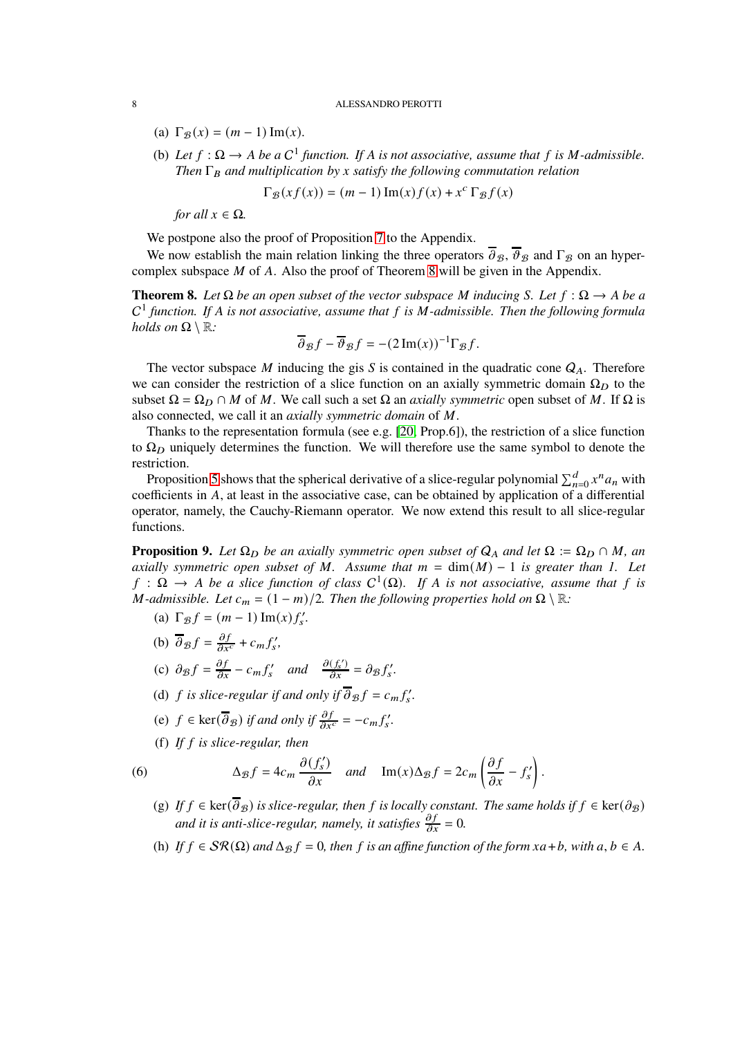(a) $\Gamma_{\mathcal{B}}(x) = (m-1)\operatorname{Im}(x)$.

(b) *Let $f : \Omega \to A$ be a $C^1$ function. If $A$ is not associative, assume that $f$ is $M$-admissible. Then $\Gamma_B$ and multiplication by $x$ satisfy the following commutation relation*

$$\Gamma_{\mathcal{B}}(xf(x)) = (m-1)\operatorname{Im}(x)f(x) + x^c\,\Gamma_{\mathcal{B}}f(x)$$

*for all $x \in \Omega$.*

We postpone also the proof of Proposition 7 to the Appendix.

We now establish the main relation linking the three operators $\overline{\partial}_{\mathcal{B}}$, $\overline{\vartheta}_{\mathcal{B}}$ and $\Gamma_{\mathcal{B}}$ on an hypercomplex subspace $M$ of $A$. Also the proof of Theorem 8 will be given in the Appendix.

**Theorem 8.** *Let $\Omega$ be an open subset of the vector subspace $M$ inducing $S$. Let $f : \Omega \to A$ be a $C^1$ function. If $A$ is not associative, assume that $f$ is $M$-admissible. Then the following formula holds on $\Omega \setminus \mathbb{R}$:*

$$\overline{\partial}_{\mathcal{B}}f - \overline{\vartheta}_{\mathcal{B}}f = -(2\operatorname{Im}(x))^{-1}\Gamma_{\mathcal{B}}f.$$

The vector subspace $M$ inducing the gis $S$ is contained in the quadratic cone $\mathcal{Q}_A$. Therefore we can consider the restriction of a slice function on an axially symmetric domain $\Omega_D$ to the subset $\Omega = \Omega_D \cap M$ of $M$. We call such a set $\Omega$ an *axially symmetric* open subset of $M$. If $\Omega$ is also connected, we call it an *axially symmetric domain* of $M$.

Thanks to the representation formula (see e.g. [20, Prop.6]), the restriction of a slice function to $\Omega_D$ uniquely determines the function. We will therefore use the same symbol to denote the restriction.

Proposition 5 shows that the spherical derivative of a slice-regular polynomial $\sum_{n=0}^{d} x^n a_n$ with coefficients in $A$, at least in the associative case, can be obtained by application of a differential operator, namely, the Cauchy-Riemann operator. We now extend this result to all slice-regular functions.

**Proposition 9.** *Let $\Omega_D$ be an axially symmetric open subset of $\mathcal{Q}_A$ and let $\Omega := \Omega_D \cap M$, an axially symmetric open subset of $M$. Assume that $m = \dim(M) - 1$ is greater than 1. Let $f : \Omega \to A$ be a slice function of class $C^1(\Omega)$. If $A$ is not associative, assume that $f$ is $M$-admissible. Let $c_m = (1-m)/2$. Then the following properties hold on $\Omega \setminus \mathbb{R}$:*

(a) $\Gamma_{\mathcal{B}}f = (m-1)\operatorname{Im}(x)f'_s$.

(b) $\overline{\partial}_{\mathcal{B}}f = \frac{\partial f}{\partial x^c} + c_m f'_s$,

(c) $\partial_{\mathcal{B}}f = \frac{\partial f}{\partial x} - c_m f'_s$ *and* $\frac{\partial(f'_s)}{\partial x} = \partial_{\mathcal{B}}f'_s$.

(d) *$f$ is slice-regular if and only if $\overline{\partial}_{\mathcal{B}}f = c_m f'_s$.*

(e) *$f \in \ker(\overline{\partial}_{\mathcal{B}})$ if and only if $\frac{\partial f}{\partial x^c} = -c_m f'_s$.*

(f) *If $f$ is slice-regular, then*

$$\Delta_{\mathcal{B}}f = 4c_m\,\frac{\partial(f'_s)}{\partial x} \quad \text{and} \quad \operatorname{Im}(x)\Delta_{\mathcal{B}}f = 2c_m\left(\frac{\partial f}{\partial x} - f'_s\right). \tag{6}$$

(g) *If $f \in \ker(\overline{\partial}_{\mathcal{B}})$ is slice-regular, then $f$ is locally constant. The same holds if $f \in \ker(\partial_{\mathcal{B}})$ and it is anti-slice-regular, namely, it satisfies $\frac{\partial f}{\partial x} = 0$.*

(h) *If $f \in \mathcal{SR}(\Omega)$ and $\Delta_{\mathcal{B}}f = 0$, then $f$ is an affine function of the form $xa+b$, with $a, b \in A$.*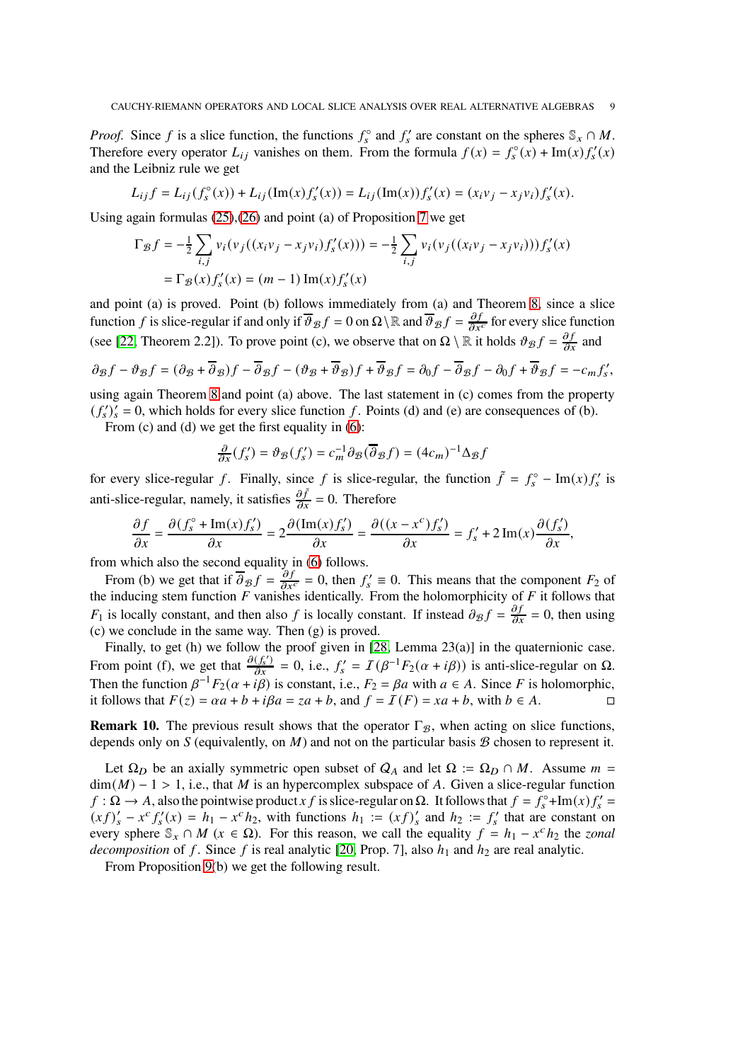*Proof.* Since $f$ is a slice function, the functions $f_s^\circ$ and $f_s'$ are constant on the spheres $\mathbb{S}_x \cap M$. Therefore every operator $L_{ij}$ vanishes on them. From the formula $f(x) = f_s^\circ(x) + \operatorname{Im}(x) f_s'(x)$ and the Leibniz rule we get

$$L_{ij} f = L_{ij}(f_s^\circ(x)) + L_{ij}(\operatorname{Im}(x) f_s'(x)) = L_{ij}(\operatorname{Im}(x)) f_s'(x) = (x_i v_j - x_j v_i) f_s'(x).$$

Using again formulas (25),(26) and point (a) of Proposition 7 we get

$$\begin{aligned}\Gamma_{\mathcal{B}} f &= -\tfrac{1}{2} \sum_{i,j} v_i(v_j((x_i v_j - x_j v_i) f_s'(x))) = -\tfrac{1}{2} \sum_{i,j} v_i(v_j((x_i v_j - x_j v_i))) f_s'(x) \\ &= \Gamma_{\mathcal{B}}(x) f_s'(x) = (m-1) \operatorname{Im}(x) f_s'(x)\end{aligned}$$

and point (a) is proved. Point (b) follows immediately from (a) and Theorem 8, since a slice function $f$ is slice-regular if and only if $\overline{\vartheta}_{\mathcal{B}} f = 0$ on $\Omega \setminus \mathbb{R}$ and $\overline{\vartheta}_{\mathcal{B}} f = \frac{\partial f}{\partial x^c}$ for every slice function (see [22, Theorem 2.2]). To prove point (c), we observe that on $\Omega \setminus \mathbb{R}$ it holds $\vartheta_{\mathcal{B}} f = \frac{\partial f}{\partial x}$ and

$$\partial_{\mathcal{B}} f - \vartheta_{\mathcal{B}} f = (\partial_{\mathcal{B}} + \overline{\partial}_{\mathcal{B}}) f - \overline{\partial}_{\mathcal{B}} f - (\vartheta_{\mathcal{B}} + \overline{\vartheta}_{\mathcal{B}}) f + \overline{\vartheta}_{\mathcal{B}} f = \partial_0 f - \overline{\partial}_{\mathcal{B}} f - \partial_0 f + \overline{\vartheta}_{\mathcal{B}} f = -c_m f_s',$$

using again Theorem 8 and point (a) above. The last statement in (c) comes from the property $(f_s')_s' = 0$, which holds for every slice function $f$. Points (d) and (e) are consequences of (b).

From (c) and (d) we get the first equality in (6):

$$\tfrac{\partial}{\partial x}(f_s') = \vartheta_{\mathcal{B}}(f_s') = c_m^{-1} \partial_{\mathcal{B}}(\overline{\partial}_{\mathcal{B}} f) = (4c_m)^{-1} \Delta_{\mathcal{B}} f$$

for every slice-regular $f$. Finally, since $f$ is slice-regular, the function $\tilde{f} = f_s^\circ - \operatorname{Im}(x) f_s'$ is anti-slice-regular, namely, it satisfies $\frac{\partial \tilde{f}}{\partial x} = 0$. Therefore

$$\frac{\partial f}{\partial x} = \frac{\partial(f_s^\circ + \operatorname{Im}(x) f_s')}{\partial x} = 2\frac{\partial(\operatorname{Im}(x) f_s')}{\partial x} = \frac{\partial((x - x^c) f_s')}{\partial x} = f_s' + 2\operatorname{Im}(x)\frac{\partial(f_s')}{\partial x},$$

from which also the second equality in (6) follows.

From (b) we get that if $\overline{\partial}_{\mathcal{B}} f = \frac{\partial f}{\partial x^c} = 0$, then $f_s' \equiv 0$. This means that the component $F_2$ of the inducing stem function $F$ vanishes identically. From the holomorphicity of $F$ it follows that $F_1$ is locally constant, and then also $f$ is locally constant. If instead $\partial_{\mathcal{B}} f = \frac{\partial f}{\partial x} = 0$, then using (c) we conclude in the same way. Then (g) is proved.

Finally, to get (h) we follow the proof given in [28, Lemma 23(a)] in the quaternionic case. From point (f), we get that $\frac{\partial(f_s')}{\partial x} = 0$, i.e., $f_s' = \mathcal{I}(\beta^{-1} F_2(\alpha + i\beta))$ is anti-slice-regular on $\Omega$. Then the function $\beta^{-1} F_2(\alpha + i\beta)$ is constant, i.e., $F_2 = \beta a$ with $a \in A$. Since $F$ is holomorphic, it follows that $F(z) = \alpha a + b + i\beta a = za + b$, and $f = \mathcal{I}(F) = xa + b$, with $b \in A$. □

**Remark 10.** The previous result shows that the operator $\Gamma_{\mathcal{B}}$, when acting on slice functions, depends only on $S$ (equivalently, on $M$) and not on the particular basis $\mathcal{B}$ chosen to represent it.

Let $\Omega_D$ be an axially symmetric open subset of $Q_A$ and let $\Omega := \Omega_D \cap M$. Assume $m = \dim(M) - 1 > 1$, i.e., that $M$ is an hypercomplex subspace of $A$. Given a slice-regular function $f : \Omega \to A$, also the pointwise product $xf$ is slice-regular on $\Omega$. It follows that $f = f_s^\circ + \operatorname{Im}(x) f_s' = (xf)_s' - x^c f_s'(x) = h_1 - x^c h_2$, with functions $h_1 := (xf)_s'$ and $h_2 := f_s'$ that are constant on every sphere $\mathbb{S}_x \cap M$ ($x \in \Omega$). For this reason, we call the equality $f = h_1 - x^c h_2$ the *zonal decomposition* of $f$. Since $f$ is real analytic [20, Prop. 7], also $h_1$ and $h_2$ are real analytic.

From Proposition 9(b) we get the following result.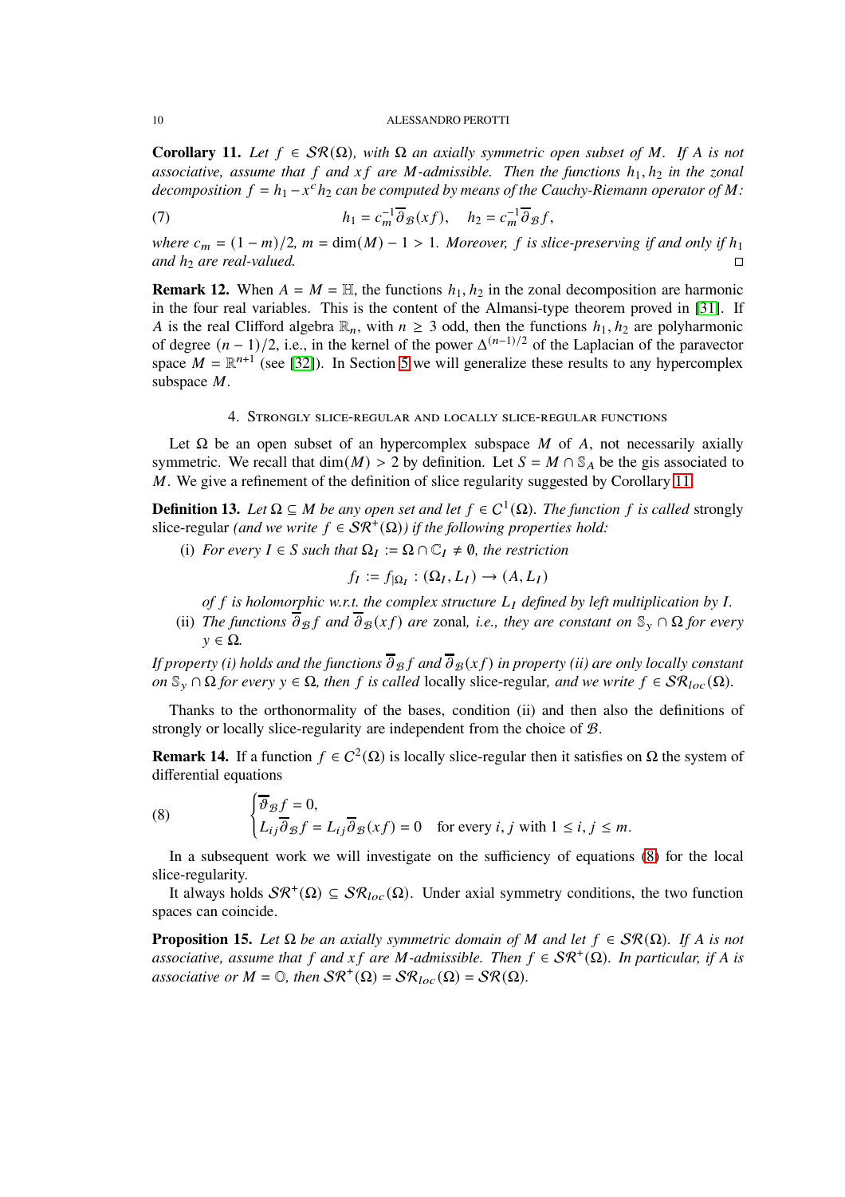**Corollary 11.** *Let $f \in \mathcal{SR}(\Omega)$, with $\Omega$ an axially symmetric open subset of $M$. If $A$ is not associative, assume that $f$ and $xf$ are $M$-admissible. Then the functions $h_1, h_2$ in the zonal decomposition $f = h_1 - x^c h_2$ can be computed by means of the Cauchy-Riemann operator of $M$:*

$$h_1 = c_m^{-1}\overline{\partial}_{\mathcal{B}}(xf), \quad h_2 = c_m^{-1}\overline{\partial}_{\mathcal{B}} f, \tag{7}$$

*where $c_m = (1-m)/2$, $m = \dim(M) - 1 > 1$. Moreover, $f$ is slice-preserving if and only if $h_1$ and $h_2$ are real-valued.* □

**Remark 12.** When $A = M = \mathbb{H}$, the functions $h_1, h_2$ in the zonal decomposition are harmonic in the four real variables. This is the content of the Almansi-type theorem proved in [31]. If $A$ is the real Clifford algebra $\mathbb{R}_n$, with $n \geq 3$ odd, then the functions $h_1, h_2$ are polyharmonic of degree $(n-1)/2$, i.e., in the kernel of the power $\Delta^{(n-1)/2}$ of the Laplacian of the paravector space $M = \mathbb{R}^{n+1}$ (see [32]). In Section 5 we will generalize these results to any hypercomplex subspace $M$.

## 4. Strongly slice-regular and locally slice-regular functions

Let $\Omega$ be an open subset of an hypercomplex subspace $M$ of $A$, not necessarily axially symmetric. We recall that $\dim(M) > 2$ by definition. Let $S = M \cap \mathbb{S}_A$ be the gis associated to $M$. We give a refinement of the definition of slice regularity suggested by Corollary 11.

**Definition 13.** *Let $\Omega \subseteq M$ be any open set and let $f \in C^1(\Omega)$. The function $f$ is called* strongly slice-regular *(and we write $f \in \mathcal{SR}^+(\Omega)$) if the following properties hold:*

(i) *For every $I \in S$ such that $\Omega_I := \Omega \cap \mathbb{C}_I \neq \emptyset$, the restriction*
$$f_I := f_{|\Omega_I} : (\Omega_I, L_I) \to (A, L_I)$$
*of $f$ is holomorphic w.r.t. the complex structure $L_I$ defined by left multiplication by $I$.*

(ii) *The functions $\overline{\partial}_{\mathcal{B}} f$ and $\overline{\partial}_{\mathcal{B}}(xf)$ are* zonal*, i.e., they are constant on $\mathbb{S}_y \cap \Omega$ for every $y \in \Omega$.*

*If property (i) holds and the functions $\overline{\partial}_{\mathcal{B}} f$ and $\overline{\partial}_{\mathcal{B}}(xf)$ in property (ii) are only locally constant on $\mathbb{S}_y \cap \Omega$ for every $y \in \Omega$, then $f$ is called* locally slice-regular*, and we write $f \in \mathcal{SR}_{loc}(\Omega)$.*

Thanks to the orthonormality of the bases, condition (ii) and then also the definitions of strongly or locally slice-regularity are independent from the choice of $\mathcal{B}$.

**Remark 14.** If a function $f \in C^2(\Omega)$ is locally slice-regular then it satisfies on $\Omega$ the system of differential equations

$$\begin{cases} \overline{\vartheta}_{\mathcal{B}} f = 0, \\ L_{ij}\overline{\partial}_{\mathcal{B}} f = L_{ij}\overline{\partial}_{\mathcal{B}}(xf) = 0 \quad \text{for every } i,j \text{ with } 1 \leq i,j \leq m. \end{cases} \tag{8}$$

In a subsequent work we will investigate on the sufficiency of equations (8) for the local slice-regularity.

It always holds $\mathcal{SR}^+(\Omega) \subseteq \mathcal{SR}_{loc}(\Omega)$. Under axial symmetry conditions, the two function spaces can coincide.

**Proposition 15.** *Let $\Omega$ be an axially symmetric domain of $M$ and let $f \in \mathcal{SR}(\Omega)$. If $A$ is not associative, assume that $f$ and $xf$ are $M$-admissible. Then $f \in \mathcal{SR}^+(\Omega)$. In particular, if $A$ is associative or $M = \mathbb{O}$, then $\mathcal{SR}^+(\Omega) = \mathcal{SR}_{loc}(\Omega) = \mathcal{SR}(\Omega)$.*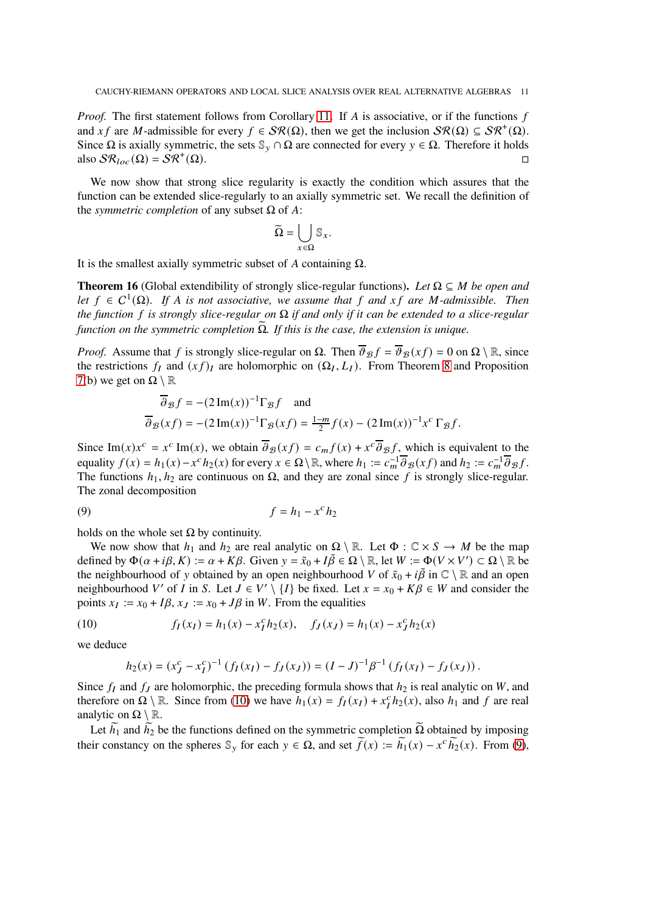*Proof.* The first statement follows from Corollary 11. If $A$ is associative, or if the functions $f$ and $xf$ are $M$-admissible for every $f \in \mathcal{SR}(\Omega)$, then we get the inclusion $\mathcal{SR}(\Omega) \subseteq \mathcal{SR}^+(\Omega)$. Since $\Omega$ is axially symmetric, the sets $\mathbb{S}_y \cap \Omega$ are connected for every $y \in \Omega$. Therefore it holds also $\mathcal{SR}_{loc}(\Omega) = \mathcal{SR}^+(\Omega)$. $\square$

We now show that strong slice regularity is exactly the condition which assures that the function can be extended slice-regularly to an axially symmetric set. We recall the definition of the *symmetric completion* of any subset $\Omega$ of $A$:

$$\widetilde{\Omega} = \bigcup_{x \in \Omega} \mathbb{S}_x.$$

It is the smallest axially symmetric subset of $A$ containing $\Omega$.

**Theorem 16** (Global extendibility of strongly slice-regular functions)**.** *Let $\Omega \subseteq M$ be open and let $f \in C^1(\Omega)$. If $A$ is not associative, we assume that $f$ and $xf$ are $M$-admissible. Then the function $f$ is strongly slice-regular on $\Omega$ if and only if it can be extended to a slice-regular function on the symmetric completion $\widetilde{\Omega}$. If this is the case, the extension is unique.*

*Proof.* Assume that $f$ is strongly slice-regular on $\Omega$. Then $\overline{\vartheta}_{\mathcal{B}} f = \overline{\vartheta}_{\mathcal{B}}(xf) = 0$ on $\Omega \setminus \mathbb{R}$, since the restrictions $f_I$ and $(xf)_I$ are holomorphic on $(\Omega_I, L_I)$. From Theorem 8 and Proposition 7(b) we get on $\Omega \setminus \mathbb{R}$

$$\overline{\partial}_{\mathcal{B}} f = -(2\operatorname{Im}(x))^{-1}\Gamma_{\mathcal{B}} f \quad \text{and}$$
$$\overline{\partial}_{\mathcal{B}}(xf) = -(2\operatorname{Im}(x))^{-1}\Gamma_{\mathcal{B}}(xf) = \tfrac{1-m}{2} f(x) - (2\operatorname{Im}(x))^{-1} x^c\, \Gamma_{\mathcal{B}} f.$$

Since $\operatorname{Im}(x)x^c = x^c \operatorname{Im}(x)$, we obtain $\overline{\partial}_{\mathcal{B}}(xf) = c_m f(x) + x^c \overline{\partial}_{\mathcal{B}} f$, which is equivalent to the equality $f(x) = h_1(x) - x^c h_2(x)$ for every $x \in \Omega \setminus \mathbb{R}$, where $h_1 := c_m^{-1}\overline{\partial}_{\mathcal{B}}(xf)$ and $h_2 := c_m^{-1}\overline{\partial}_{\mathcal{B}} f$. The functions $h_1, h_2$ are continuous on $\Omega$, and they are zonal since $f$ is strongly slice-regular. The zonal decomposition

$$f = h_1 - x^c h_2 \tag{9}$$

holds on the whole set $\Omega$ by continuity.

We now show that $h_1$ and $h_2$ are real analytic on $\Omega \setminus \mathbb{R}$. Let $\Phi : \mathbb{C} \times S \to M$ be the map defined by $\Phi(\alpha + i\beta, K) := \alpha + K\beta$. Given $y = \tilde{x}_0 + I\tilde{\beta} \in \Omega \setminus \mathbb{R}$, let $W := \Phi(V \times V') \subset \Omega \setminus \mathbb{R}$ be the neighbourhood of $y$ obtained by an open neighbourhood $V$ of $\tilde{x}_0 + i\tilde{\beta}$ in $\mathbb{C} \setminus \mathbb{R}$ and an open neighbourhood $V'$ of $I$ in $S$. Let $J \in V' \setminus \{I\}$ be fixed. Let $x = x_0 + K\beta \in W$ and consider the points $x_I := x_0 + I\beta$, $x_J := x_0 + J\beta$ in $W$. From the equalities

$$f_I(x_I) = h_1(x) - x_I^c h_2(x), \quad f_J(x_J) = h_1(x) - x_J^c h_2(x) \tag{10}$$

we deduce

$$h_2(x) = (x_J^c - x_I^c)^{-1}\left(f_I(x_I) - f_J(x_J)\right) = (I - J)^{-1}\beta^{-1}\left(f_I(x_I) - f_J(x_J)\right).$$

Since $f_I$ and $f_J$ are holomorphic, the preceding formula shows that $h_2$ is real analytic on $W$, and therefore on $\Omega \setminus \mathbb{R}$. Since from (10) we have $h_1(x) = f_I(x_I) + x_I^c h_2(x)$, also $h_1$ and $f$ are real analytic on $\Omega \setminus \mathbb{R}$.

Let $\widetilde{h_1}$ and $\widetilde{h_2}$ be the functions defined on the symmetric completion $\widetilde{\Omega}$ obtained by imposing their constancy on the spheres $\mathbb{S}_y$ for each $y \in \Omega$, and set $\widetilde{f}(x) := \widetilde{h_1}(x) - x^c \widetilde{h_2}(x)$. From (9),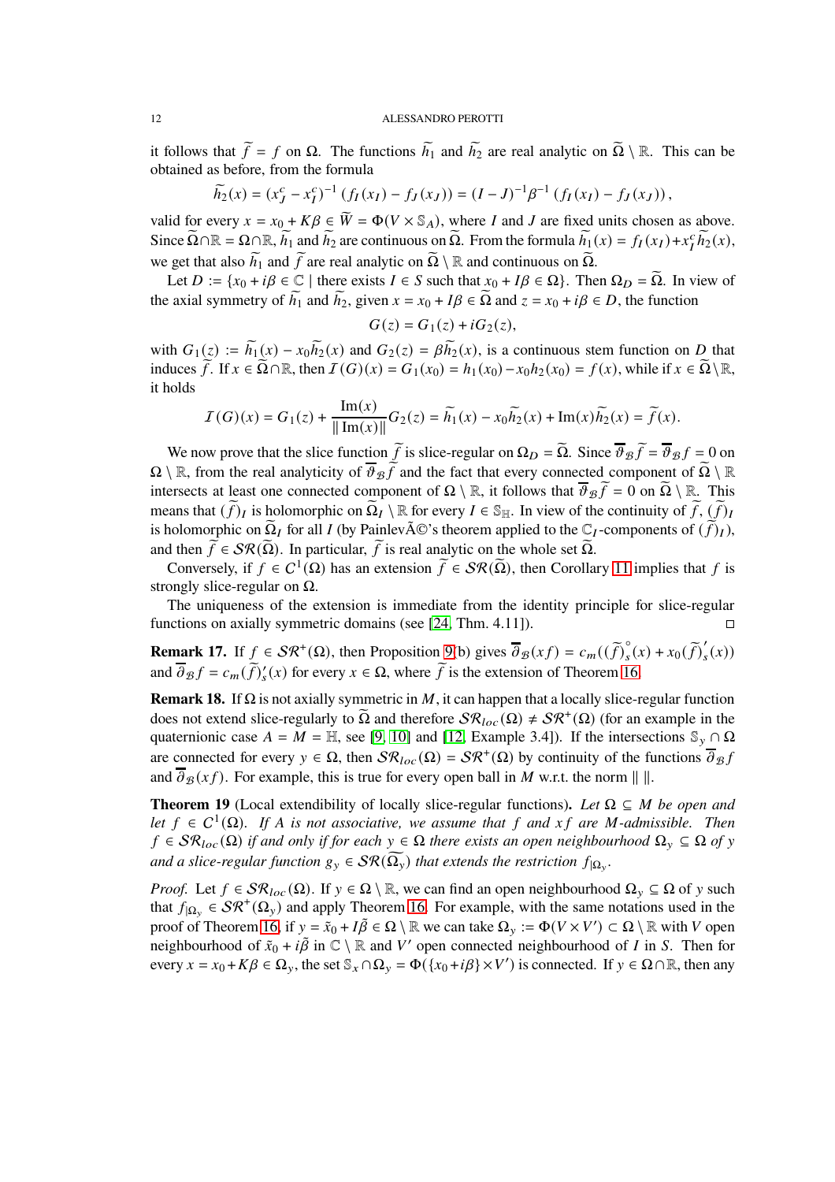it follows that $\widetilde{f} = f$ on $\Omega$. The functions $\widetilde{h}_1$ and $\widetilde{h}_2$ are real analytic on $\widetilde{\Omega} \setminus \mathbb{R}$. This can be obtained as before, from the formula

$$\widetilde{h}_2(x) = (x_J^c - x_I^c)^{-1}\left(f_I(x_I) - f_J(x_J)\right) = (I - J)^{-1}\beta^{-1}\left(f_I(x_I) - f_J(x_J)\right),$$

valid for every $x = x_0 + K\beta \in \widetilde{W} = \Phi(V \times \mathbb{S}_A)$, where $I$ and $J$ are fixed units chosen as above. Since $\widetilde{\Omega} \cap \mathbb{R} = \Omega \cap \mathbb{R}$, $\widetilde{h}_1$ and $\widetilde{h}_2$ are continuous on $\widetilde{\Omega}$. From the formula $\widetilde{h}_1(x) = f_I(x_I) + x_I^c \widetilde{h}_2(x)$, we get that also $\widetilde{h}_1$ and $\widetilde{f}$ are real analytic on $\widetilde{\Omega} \setminus \mathbb{R}$ and continuous on $\widetilde{\Omega}$.

Let $D := \{x_0 + i\beta \in \mathbb{C} \mid \text{there exists } I \in S \text{ such that } x_0 + I\beta \in \Omega\}$. Then $\Omega_D = \widetilde{\Omega}$. In view of the axial symmetry of $\widetilde{h}_1$ and $\widetilde{h}_2$, given $x = x_0 + I\beta \in \widetilde{\Omega}$ and $z = x_0 + i\beta \in D$, the function

$$G(z) = G_1(z) + iG_2(z),$$

with $G_1(z) := \widetilde{h}_1(x) - x_0\widetilde{h}_2(x)$ and $G_2(z) = \beta\widetilde{h}_2(x)$, is a continuous stem function on $D$ that induces $\widetilde{f}$. If $x \in \widetilde{\Omega} \cap \mathbb{R}$, then $\mathcal{I}(G)(x) = G_1(x_0) = h_1(x_0) - x_0 h_2(x_0) = f(x)$, while if $x \in \widetilde{\Omega} \setminus \mathbb{R}$, it holds

$$\mathcal{I}(G)(x) = G_1(z) + \frac{\operatorname{Im}(x)}{\|\operatorname{Im}(x)\|}G_2(z) = \widetilde{h}_1(x) - x_0\widetilde{h}_2(x) + \operatorname{Im}(x)\widetilde{h}_2(x) = \widetilde{f}(x).$$

We now prove that the slice function $\widetilde{f}$ is slice-regular on $\Omega_D = \widetilde{\Omega}$. Since $\overline{\vartheta}_{\mathcal{B}}\widetilde{f} = \overline{\vartheta}_{\mathcal{B}} f = 0$ on $\Omega \setminus \mathbb{R}$, from the real analyticity of $\overline{\vartheta}_{\mathcal{B}}\widetilde{f}$ and the fact that every connected component of $\widetilde{\Omega} \setminus \mathbb{R}$ intersects at least one connected component of $\Omega \setminus \mathbb{R}$, it follows that $\overline{\vartheta}_{\mathcal{B}}\widetilde{f} = 0$ on $\widetilde{\Omega} \setminus \mathbb{R}$. This means that $(\widetilde{f})_I$ is holomorphic on $\widetilde{\Omega}_I \setminus \mathbb{R}$ for every $I \in \mathbb{S}_{\mathbb{H}}$. In view of the continuity of $\widetilde{f}$, $(\widetilde{f})_I$ is holomorphic on $\widetilde{\Omega}_I$ for all $I$ (by PainlevÃ©'s theorem applied to the $\mathbb{C}_I$-components of $(\widetilde{f})_I$), and then $\widetilde{f} \in \mathcal{SR}(\widetilde{\Omega})$. In particular, $\widetilde{f}$ is real analytic on the whole set $\widetilde{\Omega}$.

Conversely, if $f \in C^1(\Omega)$ has an extension $\widetilde{f} \in \mathcal{SR}(\widetilde{\Omega})$, then Corollary 11 implies that $f$ is strongly slice-regular on $\Omega$.

The uniqueness of the extension is immediate from the identity principle for slice-regular functions on axially symmetric domains (see [24, Thm. 4.11]). $\square$

**Remark 17.** If $f \in \mathcal{SR}^+(\Omega)$, then Proposition 9(b) gives $\overline{\partial}_{\mathcal{B}}(xf) = c_m((\widetilde{f})_s^\circ(x) + x_0(\widetilde{f})_s'(x))$ and $\overline{\partial}_{\mathcal{B}} f = c_m(\widetilde{f})_s'(x)$ for every $x \in \Omega$, where $\widetilde{f}$ is the extension of Theorem 16.

**Remark 18.** If $\Omega$ is not axially symmetric in $M$, it can happen that a locally slice-regular function does not extend slice-regularly to $\widetilde{\Omega}$ and therefore $\mathcal{SR}_{loc}(\Omega) \neq \mathcal{SR}^+(\Omega)$ (for an example in the quaternionic case $A = M = \mathbb{H}$, see [9, 10] and [12, Example 3.4]). If the intersections $\mathbb{S}_y \cap \Omega$ are connected for every $y \in \Omega$, then $\mathcal{SR}_{loc}(\Omega) = \mathcal{SR}^+(\Omega)$ by continuity of the functions $\overline{\partial}_{\mathcal{B}} f$ and $\overline{\partial}_{\mathcal{B}}(xf)$. For example, this is true for every open ball in $M$ w.r.t. the norm $\|\ \|$.

**Theorem 19** (Local extendibility of locally slice-regular functions)**.** *Let $\Omega \subseteq M$ be open and let $f \in C^1(\Omega)$. If $A$ is not associative, we assume that $f$ and $xf$ are $M$-admissible. Then $f \in \mathcal{SR}_{loc}(\Omega)$ if and only if for each $y \in \Omega$ there exists an open neighbourhood $\Omega_y \subseteq \Omega$ of $y$ and a slice-regular function $g_y \in \mathcal{SR}(\widetilde{\Omega_y})$ that extends the restriction $f_{|\Omega_y}$.*

*Proof.* Let $f \in \mathcal{SR}_{loc}(\Omega)$. If $y \in \Omega \setminus \mathbb{R}$, we can find an open neighbourhood $\Omega_y \subseteq \Omega$ of $y$ such that $f_{|\Omega_y} \in \mathcal{SR}^+(\Omega_y)$ and apply Theorem 16. For example, with the same notations used in the proof of Theorem 16, if $y = \tilde{x}_0 + I\tilde{\beta} \in \Omega \setminus \mathbb{R}$ we can take $\Omega_y := \Phi(V \times V') \subset \Omega \setminus \mathbb{R}$ with $V$ open neighbourhood of $\tilde{x}_0 + i\tilde{\beta}$ in $\mathbb{C} \setminus \mathbb{R}$ and $V'$ open connected neighbourhood of $I$ in $S$. Then for every $x = x_0 + K\beta \in \Omega_y$, the set $\mathbb{S}_x \cap \Omega_y = \Phi(\{x_0 + i\beta\} \times V')$ is connected. If $y \in \Omega \cap \mathbb{R}$, then any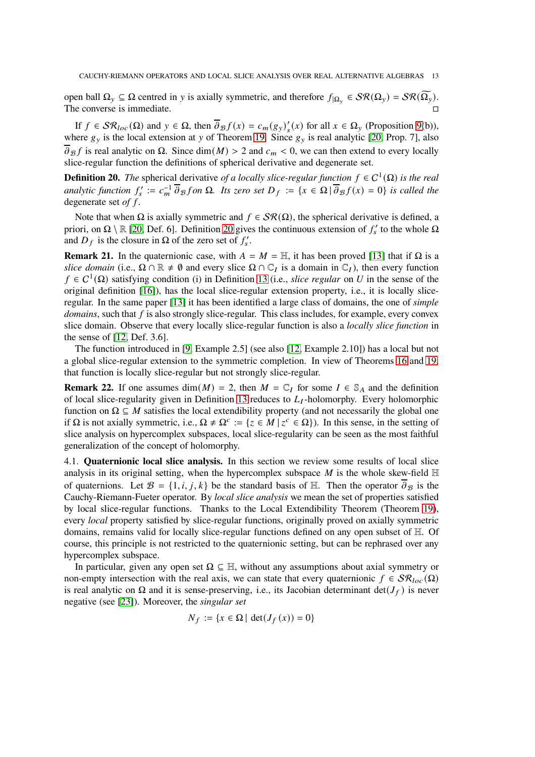open ball $\Omega_y \subseteq \Omega$ centred in $y$ is axially symmetric, and therefore $f_{|\Omega_y} \in \mathcal{SR}(\Omega_y) = \mathcal{SR}(\widetilde{\Omega_y})$. The converse is immediate. $\square$

If $f \in \mathcal{SR}_{loc}(\Omega)$ and $y \in \Omega$, then $\overline{\partial}_{\mathcal{B}} f(x) = c_m (g_y)'_s(x)$ for all $x \in \Omega_y$ (Proposition 9(b)), where $g_y$ is the local extension at $y$ of Theorem 19. Since $g_y$ is real analytic [20, Prop. 7], also $\overline{\partial}_{\mathcal{B}} f$ is real analytic on $\Omega$. Since $\dim(M) > 2$ and $c_m < 0$, we can then extend to every locally slice-regular function the definitions of spherical derivative and degenerate set.

**Definition 20.** *The* spherical derivative *of a locally slice-regular function $f \in C^1(\Omega)$ is the real analytic function $f'_s := c_m^{-1}\, \overline{\partial}_{\mathcal{B}} f$ on $\Omega$. Its zero set $D_f := \{x \in \Omega \,|\, \overline{\partial}_{\mathcal{B}} f(x) = 0\}$ is called the* degenerate set *of $f$.*

Note that when $\Omega$ is axially symmetric and $f \in \mathcal{SR}(\Omega)$, the spherical derivative is defined, a priori, on $\Omega \setminus \mathbb{R}$ [20, Def. 6]. Definition 20 gives the continuous extension of $f'_s$ to the whole $\Omega$ and $D_f$ is the closure in $\Omega$ of the zero set of $f'_s$.

**Remark 21.** In the quaternionic case, with $A = M = \mathbb{H}$, it has been proved [13] that if $\Omega$ is a *slice domain* (i.e., $\Omega \cap \mathbb{R} \neq \emptyset$ and every slice $\Omega \cap \mathbb{C}_I$ is a domain in $\mathbb{C}_I$), then every function $f \in C^1(\Omega)$ satisfying condition (i) in Definition 13 (i.e., *slice regular* on $U$ in the sense of the original definition [16]), has the local slice-regular extension property, i.e., it is locally slice-regular. In the same paper [13] it has been identified a large class of domains, the one of *simple domains*, such that $f$ is also strongly slice-regular. This class includes, for example, every convex slice domain. Observe that every locally slice-regular function is also a *locally slice function* in the sense of [12, Def. 3.6].

The function introduced in [9, Example 2.5] (see also [12, Example 2.10]) has a local but not a global slice-regular extension to the symmetric completion. In view of Theorems 16 and 19, that function is locally slice-regular but not strongly slice-regular.

**Remark 22.** If one assumes $\dim(M) = 2$, then $M = \mathbb{C}_I$ for some $I \in \mathbb{S}_A$ and the definition of local slice-regularity given in Definition 13 reduces to $L_I$-holomorphy. Every holomorphic function on $\Omega \subseteq M$ satisfies the local extendibility property (and not necessarily the global one if $\Omega$ is not axially symmetric, i.e., $\Omega \neq \Omega^c := \{z \in M \,|\, z^c \in \Omega\}$). In this sense, in the setting of slice analysis on hypercomplex subspaces, local slice-regularity can be seen as the most faithful generalization of the concept of holomorphy.

### 4.1. Quaternionic local slice analysis.

In this section we review some results of local slice analysis in its original setting, when the hypercomplex subspace $M$ is the whole skew-field $\mathbb{H}$ of quaternions. Let $\mathcal{B} = \{1, i, j, k\}$ be the standard basis of $\mathbb{H}$. Then the operator $\overline{\partial}_{\mathcal{B}}$ is the Cauchy-Riemann-Fueter operator. By *local slice analysis* we mean the set of properties satisfied by local slice-regular functions. Thanks to the Local Extendibility Theorem (Theorem 19), every *local* property satisfied by slice-regular functions, originally proved on axially symmetric domains, remains valid for locally slice-regular functions defined on any open subset of $\mathbb{H}$. Of course, this principle is not restricted to the quaternionic setting, but can be rephrased over any hypercomplex subspace.

In particular, given any open set $\Omega \subseteq \mathbb{H}$, without any assumptions about axial symmetry or non-empty intersection with the real axis, we can state that every quaternionic $f \in \mathcal{SR}_{loc}(\Omega)$ is real analytic on $\Omega$ and it is sense-preserving, i.e., its Jacobian determinant $\det(J_f)$ is never negative (see [23]). Moreover, the *singular set*

$$N_f := \{x \in \Omega \,|\, \det(J_f(x)) = 0\}$$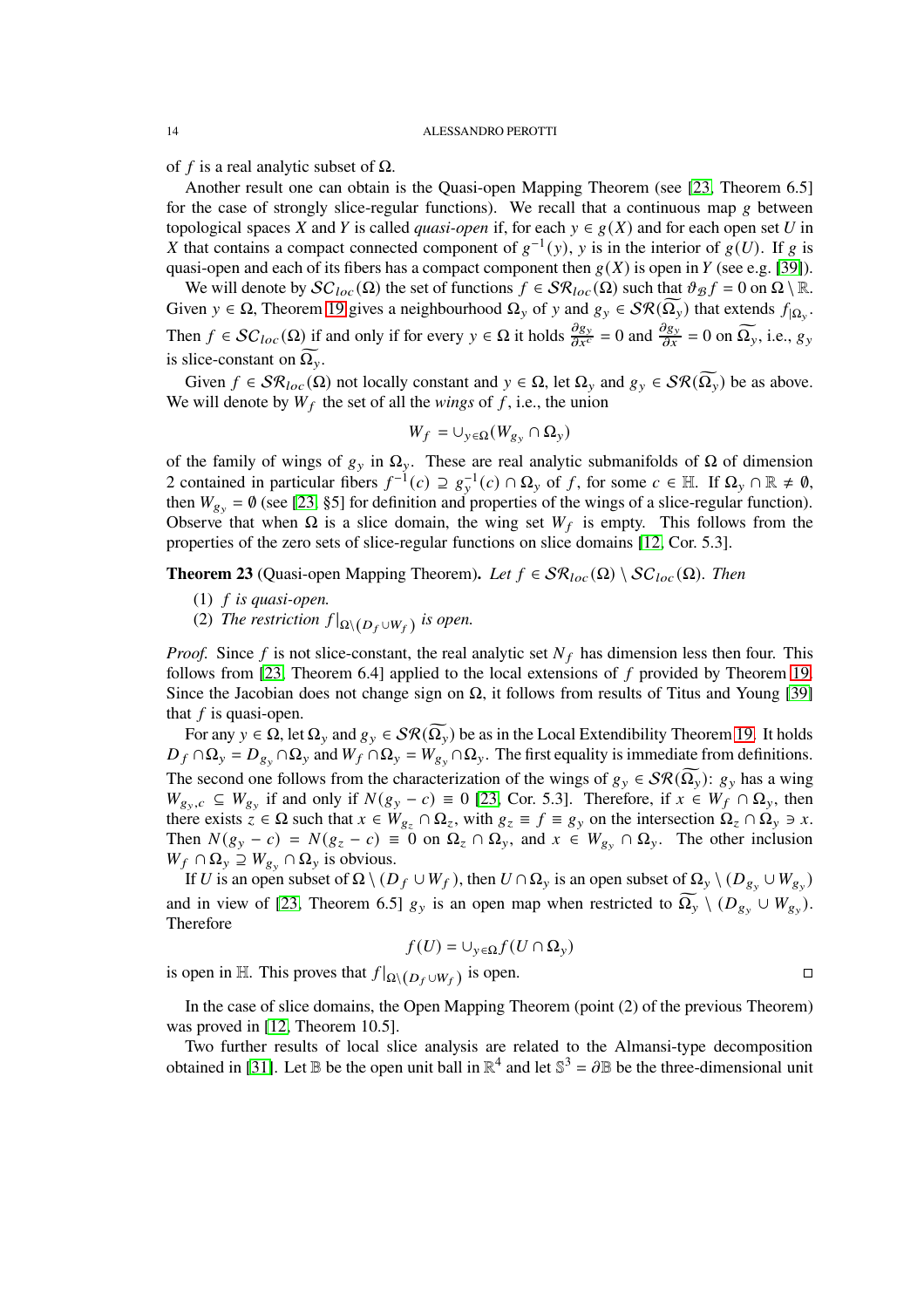of $f$ is a real analytic subset of $\Omega$.

Another result one can obtain is the Quasi-open Mapping Theorem (see [23, Theorem 6.5] for the case of strongly slice-regular functions). We recall that a continuous map $g$ between topological spaces $X$ and $Y$ is called *quasi-open* if, for each $y \in g(X)$ and for each open set $U$ in $X$ that contains a compact connected component of $g^{-1}(y)$, $y$ is in the interior of $g(U)$. If $g$ is quasi-open and each of its fibers has a compact component then $g(X)$ is open in $Y$ (see e.g. [39]).

We will denote by $\mathcal{SC}_{loc}(\Omega)$ the set of functions $f \in \mathcal{SR}_{loc}(\Omega)$ such that $\vartheta_{\mathcal{B}} f = 0$ on $\Omega \setminus \mathbb{R}$. Given $y \in \Omega$, Theorem 19 gives a neighbourhood $\Omega_y$ of $y$ and $g_y \in \mathcal{SR}(\widetilde{\Omega_y})$ that extends $f_{|\Omega_y}$. Then $f \in \mathcal{SC}_{loc}(\Omega)$ if and only if for every $y \in \Omega$ it holds $\frac{\partial g_y}{\partial x^c} = 0$ and $\frac{\partial g_y}{\partial x} = 0$ on $\widetilde{\Omega_y}$, i.e., $g_y$ is slice-constant on $\widetilde{\Omega_y}$.

Given $f \in \mathcal{SR}_{loc}(\Omega)$ not locally constant and $y \in \Omega$, let $\Omega_y$ and $g_y \in \mathcal{SR}(\widetilde{\Omega_y})$ be as above. We will denote by $W_f$ the set of all the *wings* of $f$, i.e., the union

$$W_f = \cup_{y \in \Omega} (W_{g_y} \cap \Omega_y)$$

of the family of wings of $g_y$ in $\Omega_y$. These are real analytic submanifolds of $\Omega$ of dimension 2 contained in particular fibers $f^{-1}(c) \supseteq g_y^{-1}(c) \cap \Omega_y$ of $f$, for some $c \in \mathbb{H}$. If $\Omega_y \cap \mathbb{R} \neq \emptyset$, then $W_{g_y} = \emptyset$ (see [23, §5] for definition and properties of the wings of a slice-regular function). Observe that when $\Omega$ is a slice domain, the wing set $W_f$ is empty. This follows from the properties of the zero sets of slice-regular functions on slice domains [12, Cor. 5.3].

**Theorem 23** (Quasi-open Mapping Theorem)**.** *Let $f \in \mathcal{SR}_{loc}(\Omega) \setminus \mathcal{SC}_{loc}(\Omega)$. Then*

(1) *$f$ is quasi-open.*
(2) *The restriction $f|_{\Omega \setminus (D_f \cup W_f)}$ is open.*

*Proof.* Since $f$ is not slice-constant, the real analytic set $N_f$ has dimension less then four. This follows from [23, Theorem 6.4] applied to the local extensions of $f$ provided by Theorem 19. Since the Jacobian does not change sign on $\Omega$, it follows from results of Titus and Young [39] that $f$ is quasi-open.

For any $y \in \Omega$, let $\Omega_y$ and $g_y \in \mathcal{SR}(\widetilde{\Omega_y})$ be as in the Local Extendibility Theorem 19. It holds $D_f \cap \Omega_y = D_{g_y} \cap \Omega_y$ and $W_f \cap \Omega_y = W_{g_y} \cap \Omega_y$. The first equality is immediate from definitions. The second one follows from the characterization of the wings of $g_y \in \mathcal{SR}(\widetilde{\Omega_y})$: $g_y$ has a wing $W_{g_y,c} \subseteq W_{g_y}$ if and only if $N(g_y - c) \equiv 0$ [23, Cor. 5.3]. Therefore, if $x \in W_f \cap \Omega_y$, then there exists $z \in \Omega$ such that $x \in W_{g_z} \cap \Omega_z$, with $g_z \equiv f \equiv g_y$ on the intersection $\Omega_z \cap \Omega_y \ni x$. Then $N(g_y - c) = N(g_z - c) \equiv 0$ on $\Omega_z \cap \Omega_y$, and $x \in W_{g_y} \cap \Omega_y$. The other inclusion $W_f \cap \Omega_y \supseteq W_{g_y} \cap \Omega_y$ is obvious.

If $U$ is an open subset of $\Omega \setminus (D_f \cup W_f)$, then $U \cap \Omega_y$ is an open subset of $\Omega_y \setminus (D_{g_y} \cup W_{g_y})$ and in view of [23, Theorem 6.5] $g_y$ is an open map when restricted to $\widetilde{\Omega_y} \setminus (D_{g_y} \cup W_{g_y})$. Therefore

$$f(U) = \cup_{y \in \Omega} f(U \cap \Omega_y)$$

is open in $\mathbb{H}$. This proves that $f|_{\Omega \setminus (D_f \cup W_f)}$ is open. $\square$

In the case of slice domains, the Open Mapping Theorem (point (2) of the previous Theorem) was proved in [12, Theorem 10.5].

Two further results of local slice analysis are related to the Almansi-type decomposition obtained in [31]. Let $\mathbb{B}$ be the open unit ball in $\mathbb{R}^4$ and let $\mathbb{S}^3 = \partial \mathbb{B}$ be the three-dimensional unit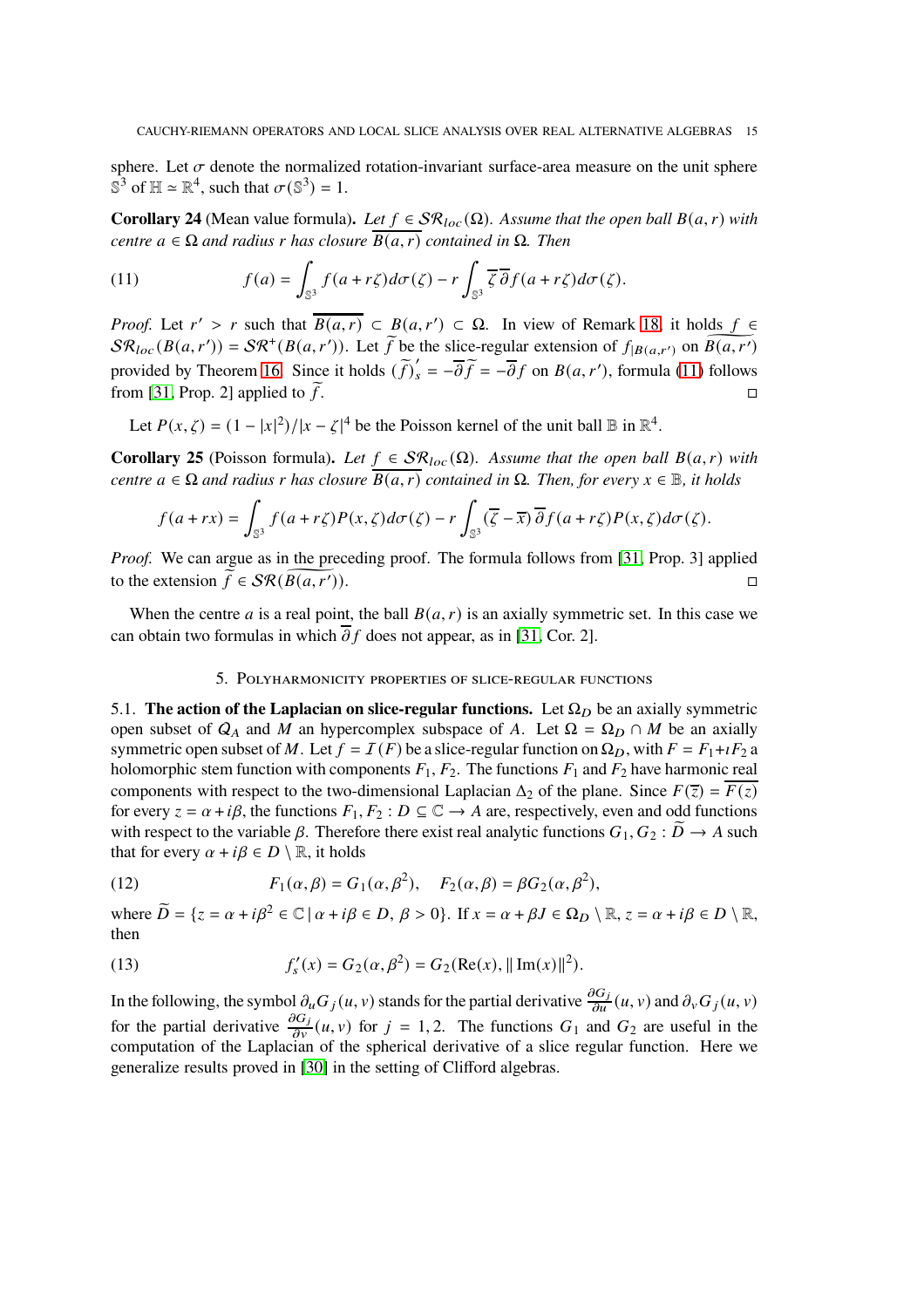sphere. Let $\sigma$ denote the normalized rotation-invariant surface-area measure on the unit sphere $\mathbb{S}^3$ of $\mathbb{H} \simeq \mathbb{R}^4$, such that $\sigma(\mathbb{S}^3) = 1$.

**Corollary 24** (Mean value formula)**.** *Let $f \in \mathcal{SR}_{loc}(\Omega)$. Assume that the open ball $B(a,r)$ with centre $a \in \Omega$ and radius $r$ has closure $\overline{B(a,r)}$ contained in $\Omega$. Then*

$$f(a) = \int_{\mathbb{S}^3} f(a + r\zeta) d\sigma(\zeta) - r \int_{\mathbb{S}^3} \overline{\zeta}\,\overline{\partial} f(a + r\zeta) d\sigma(\zeta). \tag{11}$$

*Proof.* Let $r' > r$ such that $\overline{B(a,r)} \subset B(a,r') \subset \Omega$. In view of Remark 18, it holds $f \in \mathcal{SR}_{loc}(B(a,r')) = \mathcal{SR}^+(B(a,r'))$. Let $\widetilde{f}$ be the slice-regular extension of $f_{|B(a,r')}$ on $\widetilde{B(a,r')}$ provided by Theorem 16. Since it holds $(\widetilde{f})'_s = -\overline{\partial}\widetilde{f} = -\overline{\partial} f$ on $B(a,r')$, formula (11) follows from [31, Prop. 2] applied to $\widetilde{f}$. □

Let $P(x,\zeta) = (1 - |x|^2)/|x - \zeta|^4$ be the Poisson kernel of the unit ball $\mathbb{B}$ in $\mathbb{R}^4$.

**Corollary 25** (Poisson formula)**.** *Let $f \in \mathcal{SR}_{loc}(\Omega)$. Assume that the open ball $B(a,r)$ with centre $a \in \Omega$ and radius $r$ has closure $\overline{B(a,r)}$ contained in $\Omega$. Then, for every $x \in \mathbb{B}$, it holds*

$$f(a + rx) = \int_{\mathbb{S}^3} f(a + r\zeta) P(x,\zeta) d\sigma(\zeta) - r \int_{\mathbb{S}^3} (\overline{\zeta} - \overline{x})\,\overline{\partial} f(a + r\zeta) P(x,\zeta) d\sigma(\zeta).$$

*Proof.* We can argue as in the preceding proof. The formula follows from [31, Prop. 3] applied to the extension $\widetilde{f} \in \mathcal{SR}(\widetilde{B(a,r')})$. □

When the centre $a$ is a real point, the ball $B(a,r)$ is an axially symmetric set. In this case we can obtain two formulas in which $\overline{\partial} f$ does not appear, as in [31, Cor. 2].

## 5. Polyharmonicity properties of slice-regular functions

**5.1. The action of the Laplacian on slice-regular functions.** Let $\Omega_D$ be an axially symmetric open subset of $Q_A$ and $M$ an hypercomplex subspace of $A$. Let $\Omega = \Omega_D \cap M$ be an axially symmetric open subset of $M$. Let $f = \mathcal{I}(F)$ be a slice-regular function on $\Omega_D$, with $F = F_1 + \imath F_2$ a holomorphic stem function with components $F_1, F_2$. The functions $F_1$ and $F_2$ have harmonic real components with respect to the two-dimensional Laplacian $\Delta_2$ of the plane. Since $F(\overline{z}) = \overline{F(z)}$ for every $z = \alpha + i\beta$, the functions $F_1, F_2 : D \subseteq \mathbb{C} \to A$ are, respectively, even and odd functions with respect to the variable $\beta$. Therefore there exist real analytic functions $G_1, G_2 : \widetilde{D} \to A$ such that for every $\alpha + i\beta \in D \setminus \mathbb{R}$, it holds

$$F_1(\alpha,\beta) = G_1(\alpha,\beta^2), \quad F_2(\alpha,\beta) = \beta G_2(\alpha,\beta^2), \tag{12}$$

where $\widetilde{D} = \{z = \alpha + i\beta^2 \in \mathbb{C} \mid \alpha + i\beta \in D,\ \beta > 0\}$. If $x = \alpha + \beta J \in \Omega_D \setminus \mathbb{R}$, $z = \alpha + i\beta \in D \setminus \mathbb{R}$, then

$$f'_s(x) = G_2(\alpha,\beta^2) = G_2(\mathrm{Re}(x), \|\mathrm{Im}(x)\|^2). \tag{13}$$

In the following, the symbol $\partial_u G_j(u,v)$ stands for the partial derivative $\frac{\partial G_j}{\partial u}(u,v)$ and $\partial_v G_j(u,v)$ for the partial derivative $\frac{\partial G_j}{\partial v}(u,v)$ for $j = 1,2$. The functions $G_1$ and $G_2$ are useful in the computation of the Laplacian of the spherical derivative of a slice regular function. Here we generalize results proved in [30] in the setting of Clifford algebras.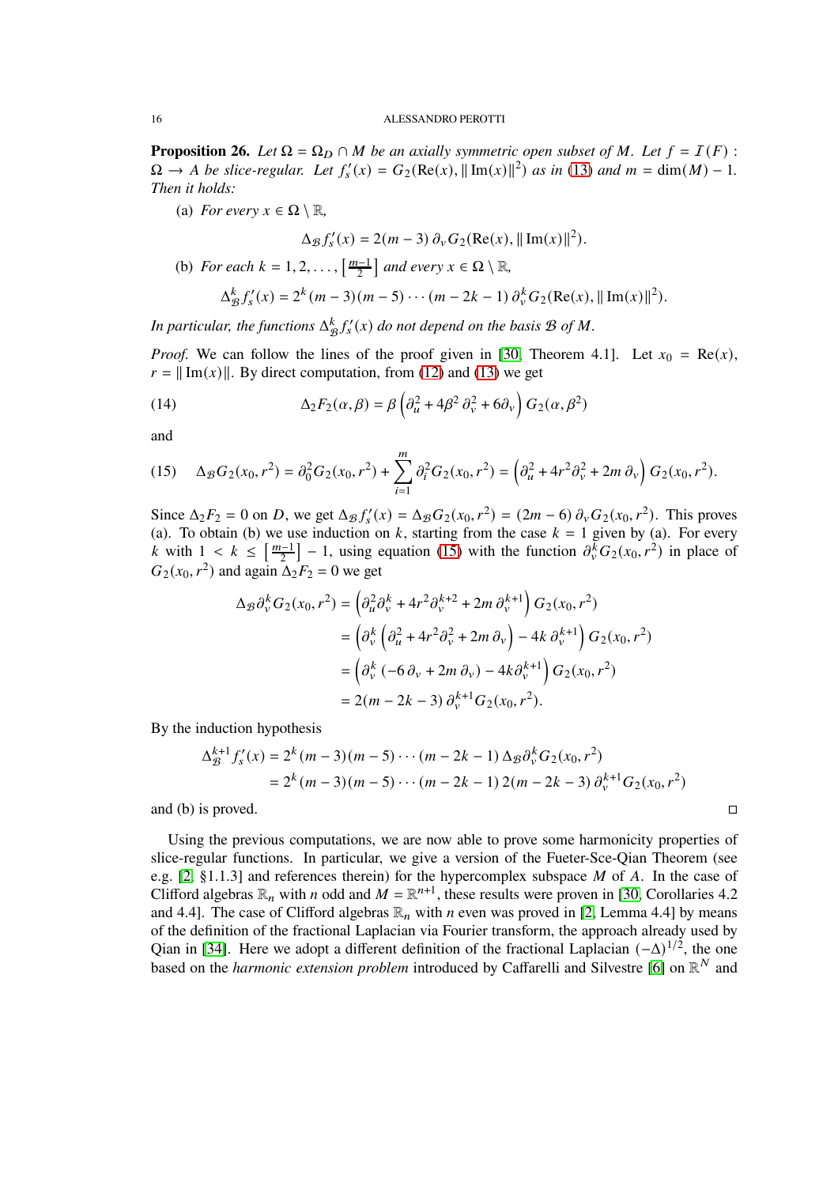**Proposition 26.** *Let $\Omega = \Omega_D \cap M$ be an axially symmetric open subset of $M$. Let $f = \mathcal{I}(F) : \Omega \to A$ be slice-regular. Let $f_s'(x) = G_2(\mathrm{Re}(x), \|\mathrm{Im}(x)\|^2)$ as in (13) and $m = \dim(M) - 1$. Then it holds:*

(a) *For every $x \in \Omega \setminus \mathbb{R}$,*

$$\Delta_{\mathcal{B}} f_s'(x) = 2(m-3)\,\partial_v G_2(\mathrm{Re}(x), \|\mathrm{Im}(x)\|^2).$$

(b) *For each $k = 1, 2, \ldots, \left[\frac{m-1}{2}\right]$ and every $x \in \Omega \setminus \mathbb{R}$,*

$$\Delta_{\mathcal{B}}^k f_s'(x) = 2^k (m-3)(m-5)\cdots(m-2k-1)\,\partial_v^k G_2(\mathrm{Re}(x), \|\mathrm{Im}(x)\|^2).$$

*In particular, the functions $\Delta_{\mathcal{B}}^k f_s'(x)$ do not depend on the basis $\mathcal{B}$ of $M$.*

*Proof.* We can follow the lines of the proof given in [30, Theorem 4.1]. Let $x_0 = \mathrm{Re}(x)$, $r = \|\mathrm{Im}(x)\|$. By direct computation, from (12) and (13) we get

$$\Delta_2 F_2(\alpha, \beta) = \beta\left(\partial_u^2 + 4\beta^2\,\partial_v^2 + 6\partial_v\right) G_2(\alpha, \beta^2) \tag{14}$$

and

$$\Delta_{\mathcal{B}} G_2(x_0, r^2) = \partial_0^2 G_2(x_0, r^2) + \sum_{i=1}^{m} \partial_i^2 G_2(x_0, r^2) = \left(\partial_u^2 + 4r^2\partial_v^2 + 2m\,\partial_v\right) G_2(x_0, r^2). \tag{15}$$

Since $\Delta_2 F_2 = 0$ on $D$, we get $\Delta_{\mathcal{B}} f_s'(x) = \Delta_{\mathcal{B}} G_2(x_0, r^2) = (2m-6)\,\partial_v G_2(x_0, r^2)$. This proves (a). To obtain (b) we use induction on $k$, starting from the case $k = 1$ given by (a). For every $k$ with $1 < k \le \left[\frac{m-1}{2}\right] - 1$, using equation (15) with the function $\partial_v^k G_2(x_0, r^2)$ in place of $G_2(x_0, r^2)$ and again $\Delta_2 F_2 = 0$ we get

$$\begin{aligned}
\Delta_{\mathcal{B}} \partial_v^k G_2(x_0, r^2) &= \left(\partial_u^2 \partial_v^k + 4r^2 \partial_v^{k+2} + 2m\,\partial_v^{k+1}\right) G_2(x_0, r^2) \\
&= \left(\partial_v^k\left(\partial_u^2 + 4r^2\partial_v^2 + 2m\,\partial_v\right) - 4k\,\partial_v^{k+1}\right) G_2(x_0, r^2) \\
&= \left(\partial_v^k\left(-6\,\partial_v + 2m\,\partial_v\right) - 4k\partial_v^{k+1}\right) G_2(x_0, r^2) \\
&= 2(m-2k-3)\,\partial_v^{k+1} G_2(x_0, r^2).
\end{aligned}$$

By the induction hypothesis

$$\begin{aligned}
\Delta_{\mathcal{B}}^{k+1} f_s'(x) &= 2^k (m-3)(m-5)\cdots(m-2k-1)\,\Delta_{\mathcal{B}} \partial_v^k G_2(x_0, r^2) \\
&= 2^k (m-3)(m-5)\cdots(m-2k-1)\,2(m-2k-3)\,\partial_v^{k+1} G_2(x_0, r^2)
\end{aligned}$$

and (b) is proved. □

Using the previous computations, we are now able to prove some harmonicity properties of slice-regular functions. In particular, we give a version of the Fueter-Sce-Qian Theorem (see e.g. [2, §1.1.3] and references therein) for the hypercomplex subspace $M$ of $A$. In the case of Clifford algebras $\mathbb{R}_n$ with $n$ odd and $M = \mathbb{R}^{n+1}$, these results were proven in [30, Corollaries 4.2 and 4.4]. The case of Clifford algebras $\mathbb{R}_n$ with $n$ even was proved in [2, Lemma 4.4] by means of the definition of the fractional Laplacian via Fourier transform, the approach already used by Qian in [34]. Here we adopt a different definition of the fractional Laplacian $(-\Delta)^{1/2}$, the one based on the *harmonic extension problem* introduced by Caffarelli and Silvestre [6] on $\mathbb{R}^N$ and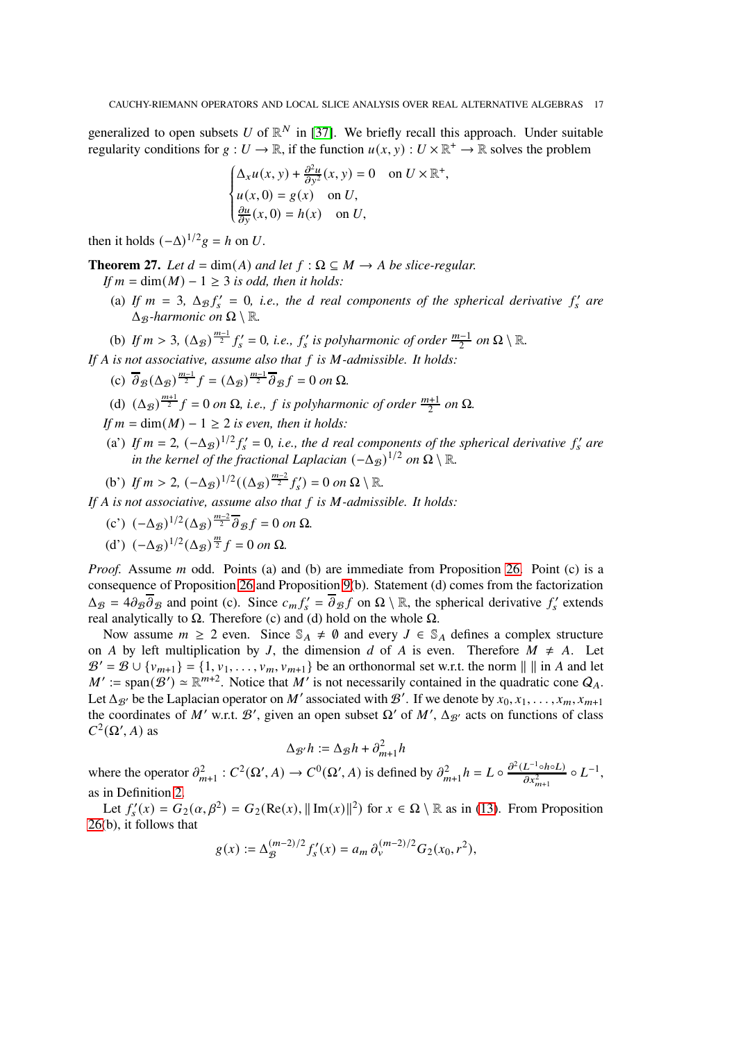generalized to open subsets $U$ of $\mathbb{R}^N$ in [37]. We briefly recall this approach. Under suitable regularity conditions for $g : U \to \mathbb{R}$, if the function $u(x, y) : U \times \mathbb{R}^+ \to \mathbb{R}$ solves the problem

$$\begin{cases} \Delta_x u(x,y) + \frac{\partial^2 u}{\partial y^2}(x,y) = 0 & \text{on } U \times \mathbb{R}^+, \\ u(x,0) = g(x) & \text{on } U, \\ \frac{\partial u}{\partial y}(x,0) = h(x) & \text{on } U, \end{cases}$$

then it holds $(-\Delta)^{1/2} g = h$ on $U$.

**Theorem 27.** *Let $d = \dim(A)$ and let $f : \Omega \subseteq M \to A$ be slice-regular.*
*If $m = \dim(M) - 1 \geq 3$ is odd, then it holds:*

- (a) *If $m = 3$, $\Delta_{\mathcal{B}} f'_s = 0$, i.e., the $d$ real components of the spherical derivative $f'_s$ are $\Delta_{\mathcal{B}}$-harmonic on $\Omega \setminus \mathbb{R}$.*
- (b) *If $m > 3$, $(\Delta_{\mathcal{B}})^{\frac{m-1}{2}} f'_s = 0$, i.e., $f'_s$ is polyharmonic of order $\frac{m-1}{2}$ on $\Omega \setminus \mathbb{R}$.*

*If $A$ is not associative, assume also that $f$ is $M$-admissible. It holds:*

- (c) *$\overline{\partial}_{\mathcal{B}} (\Delta_{\mathcal{B}})^{\frac{m-1}{2}} f = (\Delta_{\mathcal{B}})^{\frac{m-1}{2}} \overline{\partial}_{\mathcal{B}} f = 0$ on $\Omega$.*
- (d) *$(\Delta_{\mathcal{B}})^{\frac{m+1}{2}} f = 0$ on $\Omega$, i.e., $f$ is polyharmonic of order $\frac{m+1}{2}$ on $\Omega$.*

*If $m = \dim(M) - 1 \geq 2$ is even, then it holds:*

- (a') *If $m = 2$, $(-\Delta_{\mathcal{B}})^{1/2} f'_s = 0$, i.e., the $d$ real components of the spherical derivative $f'_s$ are in the kernel of the fractional Laplacian $(-\Delta_{\mathcal{B}})^{1/2}$ on $\Omega \setminus \mathbb{R}$.*
- (b') *If $m > 2$, $(-\Delta_{\mathcal{B}})^{1/2} ((\Delta_{\mathcal{B}})^{\frac{m-2}{2}} f'_s) = 0$ on $\Omega \setminus \mathbb{R}$.*

*If $A$ is not associative, assume also that $f$ is $M$-admissible. It holds:*

- (c') *$(-\Delta_{\mathcal{B}})^{1/2} (\Delta_{\mathcal{B}})^{\frac{m-2}{2}} \overline{\partial}_{\mathcal{B}} f = 0$ on $\Omega$.*
- (d') *$(-\Delta_{\mathcal{B}})^{1/2} (\Delta_{\mathcal{B}})^{\frac{m}{2}} f = 0$ on $\Omega$.*

*Proof.* Assume $m$ odd. Points (a) and (b) are immediate from Proposition 26. Point (c) is a consequence of Proposition 26 and Proposition 9(b). Statement (d) comes from the factorization $\Delta_{\mathcal{B}} = 4\partial_{\mathcal{B}} \overline{\partial}_{\mathcal{B}}$ and point (c). Since $c_m f'_s = \overline{\partial}_{\mathcal{B}} f$ on $\Omega \setminus \mathbb{R}$, the spherical derivative $f'_s$ extends real analytically to $\Omega$. Therefore (c) and (d) hold on the whole $\Omega$.

Now assume $m \geq 2$ even. Since $\mathbb{S}_A \neq \emptyset$ and every $J \in \mathbb{S}_A$ defines a complex structure on $A$ by left multiplication by $J$, the dimension $d$ of $A$ is even. Therefore $M \neq A$. Let $\mathcal{B}' = \mathcal{B} \cup \{v_{m+1}\} = \{1, v_1, \ldots, v_m, v_{m+1}\}$ be an orthonormal set w.r.t. the norm $\| \ \|$ in $A$ and let $M' := \mathrm{span}(\mathcal{B}') \simeq \mathbb{R}^{m+2}$. Notice that $M'$ is not necessarily contained in the quadratic cone $Q_A$. Let $\Delta_{\mathcal{B}'}$ be the Laplacian operator on $M'$ associated with $\mathcal{B}'$. If we denote by $x_0, x_1, \ldots, x_m, x_{m+1}$ the coordinates of $M'$ w.r.t. $\mathcal{B}'$, given an open subset $\Omega'$ of $M'$, $\Delta_{\mathcal{B}'}$ acts on functions of class $C^2(\Omega', A)$ as

$$\Delta_{\mathcal{B}'} h := \Delta_{\mathcal{B}} h + \partial^2_{m+1} h$$

where the operator $\partial^2_{m+1} : C^2(\Omega', A) \to C^0(\Omega', A)$ is defined by $\partial^2_{m+1} h = L \circ \frac{\partial^2 (L^{-1} \circ h \circ L)}{\partial x^2_{m+1}} \circ L^{-1}$, as in Definition 2.

Let $f'_s(x) = G_2(\alpha, \beta^2) = G_2(\mathrm{Re}(x), \| \mathrm{Im}(x) \|^2)$ for $x \in \Omega \setminus \mathbb{R}$ as in (13). From Proposition 26(b), it follows that

$$g(x) := \Delta^{(m-2)/2}_{\mathcal{B}} f'_s(x) = a_m \, \partial^{(m-2)/2}_v G_2(x_0, r^2),$$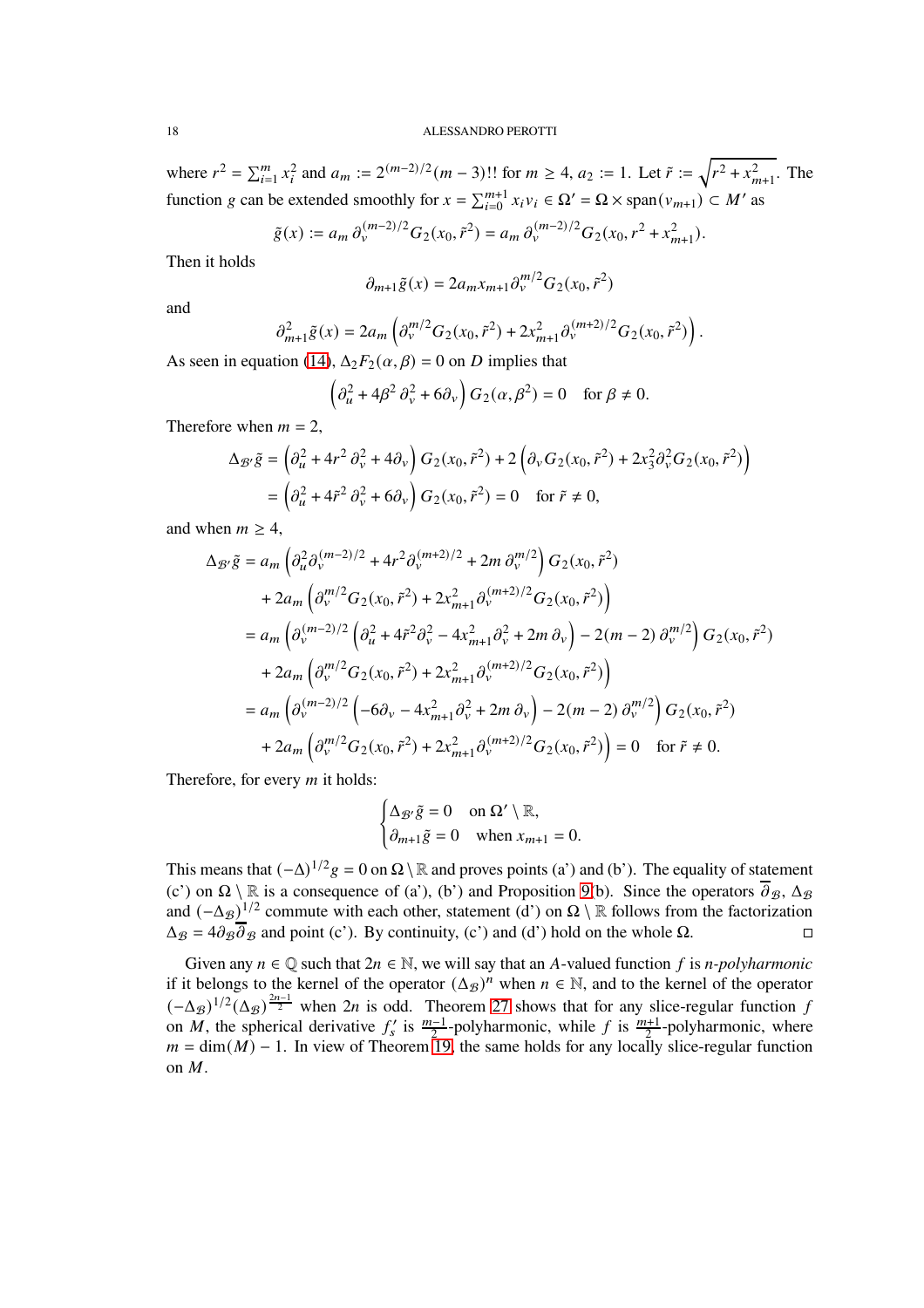where $r^2 = \sum_{i=1}^m x_i^2$ and $a_m := 2^{(m-2)/2}(m-3)!!$ for $m \geq 4$, $a_2 := 1$. Let $\tilde{r} := \sqrt{r^2 + x_{m+1}^2}$. The function $g$ can be extended smoothly for $x = \sum_{i=0}^{m+1} x_i v_i \in \Omega' = \Omega \times \mathrm{span}(v_{m+1}) \subset M'$ as

$$\tilde{g}(x) := a_m\, \partial_v^{(m-2)/2} G_2(x_0, \tilde{r}^2) = a_m\, \partial_v^{(m-2)/2} G_2(x_0, r^2 + x_{m+1}^2).$$

Then it holds

$$\partial_{m+1}\tilde{g}(x) = 2a_m x_{m+1} \partial_v^{m/2} G_2(x_0, \tilde{r}^2)$$

and

$$\partial_{m+1}^2 \tilde{g}(x) = 2a_m \left( \partial_v^{m/2} G_2(x_0, \tilde{r}^2) + 2x_{m+1}^2 \partial_v^{(m+2)/2} G_2(x_0, \tilde{r}^2) \right).$$

As seen in equation (14), $\Delta_2 F_2(\alpha, \beta) = 0$ on $D$ implies that

$$\left( \partial_u^2 + 4\beta^2\, \partial_v^2 + 6\partial_v \right) G_2(\alpha, \beta^2) = 0 \quad \text{for } \beta \neq 0.$$

Therefore when $m = 2$,

$$\begin{aligned}
\Delta_{\mathcal{B}'}\tilde{g} &= \left( \partial_u^2 + 4r^2\, \partial_v^2 + 4\partial_v \right) G_2(x_0, \tilde{r}^2) + 2\left( \partial_v G_2(x_0, \tilde{r}^2) + 2x_3^2 \partial_v^2 G_2(x_0, \tilde{r}^2) \right) \\
&= \left( \partial_u^2 + 4\tilde{r}^2\, \partial_v^2 + 6\partial_v \right) G_2(x_0, \tilde{r}^2) = 0 \quad \text{for } \tilde{r} \neq 0,
\end{aligned}$$

and when $m \geq 4$,

$$\begin{aligned}
\Delta_{\mathcal{B}'}\tilde{g} &= a_m \left( \partial_u^2 \partial_v^{(m-2)/2} + 4r^2 \partial_v^{(m+2)/2} + 2m\, \partial_v^{m/2} \right) G_2(x_0, \tilde{r}^2) \\
&\quad + 2a_m \left( \partial_v^{m/2} G_2(x_0, \tilde{r}^2) + 2x_{m+1}^2 \partial_v^{(m+2)/2} G_2(x_0, \tilde{r}^2) \right) \\
&= a_m \left( \partial_v^{(m-2)/2} \left( \partial_u^2 + 4\tilde{r}^2 \partial_v^2 - 4x_{m+1}^2 \partial_v^2 + 2m\, \partial_v \right) - 2(m-2)\, \partial_v^{m/2} \right) G_2(x_0, \tilde{r}^2) \\
&\quad + 2a_m \left( \partial_v^{m/2} G_2(x_0, \tilde{r}^2) + 2x_{m+1}^2 \partial_v^{(m+2)/2} G_2(x_0, \tilde{r}^2) \right) \\
&= a_m \left( \partial_v^{(m-2)/2} \left( -6\partial_v - 4x_{m+1}^2 \partial_v^2 + 2m\, \partial_v \right) - 2(m-2)\, \partial_v^{m/2} \right) G_2(x_0, \tilde{r}^2) \\
&\quad + 2a_m \left( \partial_v^{m/2} G_2(x_0, \tilde{r}^2) + 2x_{m+1}^2 \partial_v^{(m+2)/2} G_2(x_0, \tilde{r}^2) \right) = 0 \quad \text{for } \tilde{r} \neq 0.
\end{aligned}$$

Therefore, for every $m$ it holds:

$$\begin{cases} \Delta_{\mathcal{B}'}\tilde{g} = 0 & \text{on } \Omega' \setminus \mathbb{R}, \\ \partial_{m+1}\tilde{g} = 0 & \text{when } x_{m+1} = 0. \end{cases}$$

This means that $(-\Delta)^{1/2} g = 0$ on $\Omega \setminus \mathbb{R}$ and proves points (a') and (b'). The equality of statement (c') on $\Omega \setminus \mathbb{R}$ is a consequence of (a'), (b') and Proposition 9(b). Since the operators $\overline{\partial}_{\mathcal{B}}$, $\Delta_{\mathcal{B}}$ and $(-\Delta_{\mathcal{B}})^{1/2}$ commute with each other, statement (d') on $\Omega \setminus \mathbb{R}$ follows from the factorization $\Delta_{\mathcal{B}} = 4\partial_{\mathcal{B}}\overline{\partial}_{\mathcal{B}}$ and point (c'). By continuity, (c') and (d') hold on the whole $\Omega$. $\square$

Given any $n \in \mathbb{Q}$ such that $2n \in \mathbb{N}$, we will say that an $A$-valued function $f$ is *$n$-polyharmonic* if it belongs to the kernel of the operator $(\Delta_{\mathcal{B}})^n$ when $n \in \mathbb{N}$, and to the kernel of the operator $(-\Delta_{\mathcal{B}})^{1/2}(\Delta_{\mathcal{B}})^{\frac{2n-1}{2}}$ when $2n$ is odd. Theorem 27 shows that for any slice-regular function $f$ on $M$, the spherical derivative $f'_s$ is $\frac{m-1}{2}$-polyharmonic, while $f$ is $\frac{m+1}{2}$-polyharmonic, where $m = \dim(M) - 1$. In view of Theorem 19, the same holds for any locally slice-regular function on $M$.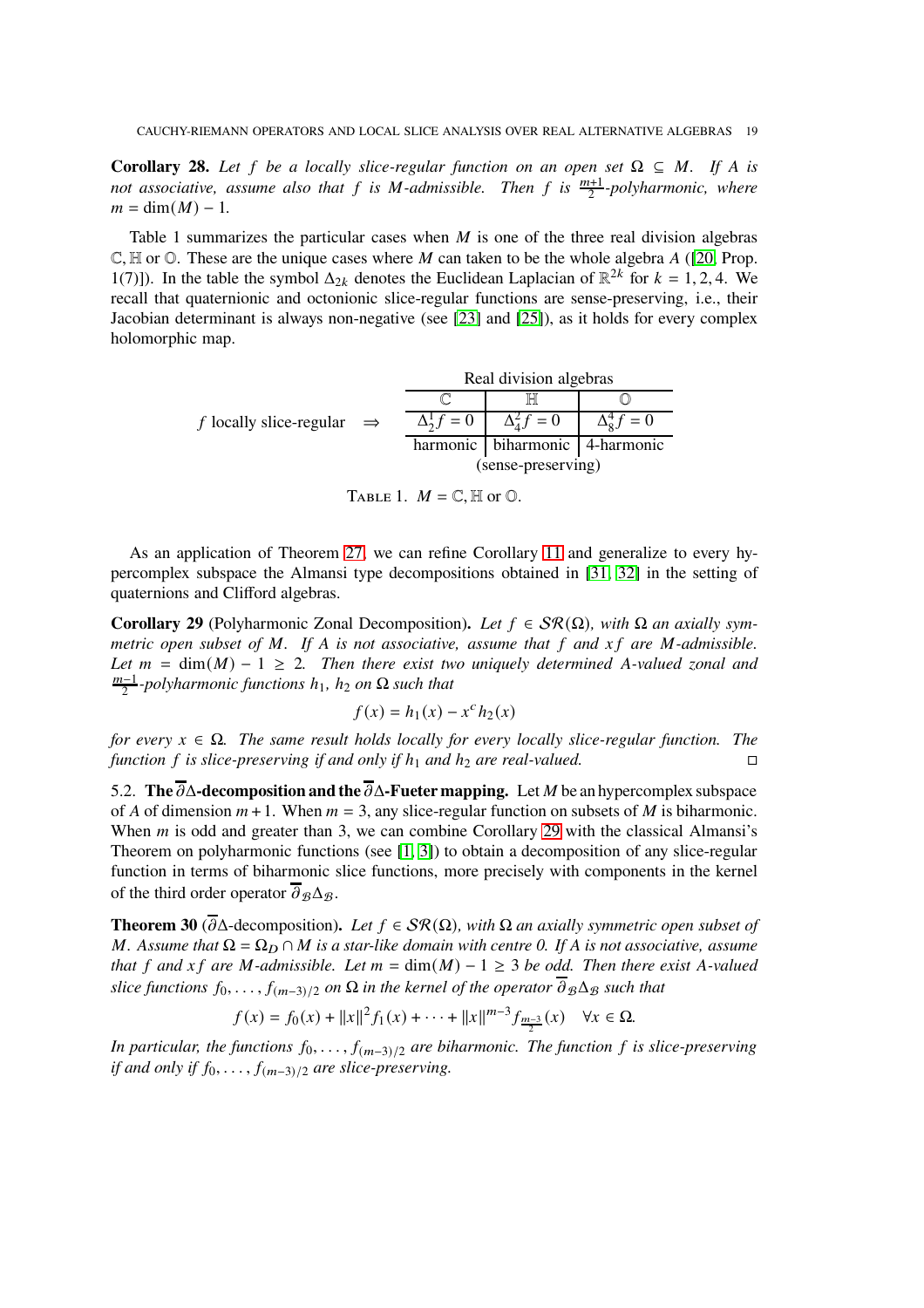**Corollary 28.** *Let $f$ be a locally slice-regular function on an open set $\Omega \subseteq M$. If $A$ is not associative, assume also that $f$ is $M$-admissible. Then $f$ is $\frac{m+1}{2}$-polyharmonic, where $m = \dim(M) - 1$.*

Table 1 summarizes the particular cases when $M$ is one of the three real division algebras $\mathbb{C}, \mathbb{H}$ or $\mathbb{O}$. These are the unique cases where $M$ can taken to be the whole algebra $A$ ([20, Prop. 1(7)]). In the table the symbol $\Delta_{2k}$ denotes the Euclidean Laplacian of $\mathbb{R}^{2k}$ for $k = 1, 2, 4$. We recall that quaternionic and octonionic slice-regular functions are sense-preserving, i.e., their Jacobian determinant is always non-negative (see [23] and [25]), as it holds for every complex holomorphic map.

| | Real division algebras | | |
|---|---|---|---|
| | $\mathbb{C}$ | $\mathbb{H}$ | $\mathbb{O}$ |
| $f$ locally slice-regular $\Rightarrow$ | $\Delta_2^1 f = 0$ | $\Delta_4^2 f = 0$ | $\Delta_8^4 f = 0$ |
| | harmonic | biharmonic | 4-harmonic |
| | (sense-preserving) | | |

TABLE 1. $M = \mathbb{C}, \mathbb{H}$ or $\mathbb{O}$.

As an application of Theorem 27, we can refine Corollary 11 and generalize to every hypercomplex subspace the Almansi type decompositions obtained in [31, 32] in the setting of quaternions and Clifford algebras.

**Corollary 29** (Polyharmonic Zonal Decomposition)**.** *Let $f \in \mathcal{SR}(\Omega)$, with $\Omega$ an axially symmetric open subset of $M$. If $A$ is not associative, assume that $f$ and $xf$ are $M$-admissible. Let $m = \dim(M) - 1 \geq 2$. Then there exist two uniquely determined $A$-valued zonal and $\frac{m-1}{2}$-polyharmonic functions $h_1$, $h_2$ on $\Omega$ such that*

$$f(x) = h_1(x) - x^c h_2(x)$$

*for every $x \in \Omega$. The same result holds locally for every locally slice-regular function. The function $f$ is slice-preserving if and only if $h_1$ and $h_2$ are real-valued.* □

### 5.2. The $\overline{\partial}\Delta$-decomposition and the $\overline{\partial}\Delta$-Fueter mapping.

Let $M$ be an hypercomplex subspace of $A$ of dimension $m+1$. When $m = 3$, any slice-regular function on subsets of $M$ is biharmonic. When $m$ is odd and greater than 3, we can combine Corollary 29 with the classical Almansi's Theorem on polyharmonic functions (see [1, 3]) to obtain a decomposition of any slice-regular function in terms of biharmonic slice functions, more precisely with components in the kernel of the third order operator $\overline{\partial}_{\mathcal{B}}\Delta_{\mathcal{B}}$.

**Theorem 30** ($\overline{\partial}\Delta$-decomposition)**.** *Let $f \in \mathcal{SR}(\Omega)$, with $\Omega$ an axially symmetric open subset of $M$. Assume that $\Omega = \Omega_D \cap M$ is a star-like domain with centre 0. If $A$ is not associative, assume that $f$ and $xf$ are $M$-admissible. Let $m = \dim(M) - 1 \geq 3$ be odd. Then there exist $A$-valued slice functions $f_0, \ldots, f_{(m-3)/2}$ on $\Omega$ in the kernel of the operator $\overline{\partial}_{\mathcal{B}}\Delta_{\mathcal{B}}$ such that*

$$f(x) = f_0(x) + \|x\|^2 f_1(x) + \cdots + \|x\|^{m-3} f_{\frac{m-3}{2}}(x) \quad \forall x \in \Omega.$$

*In particular, the functions $f_0, \ldots, f_{(m-3)/2}$ are biharmonic. The function $f$ is slice-preserving if and only if $f_0, \ldots, f_{(m-3)/2}$ are slice-preserving.*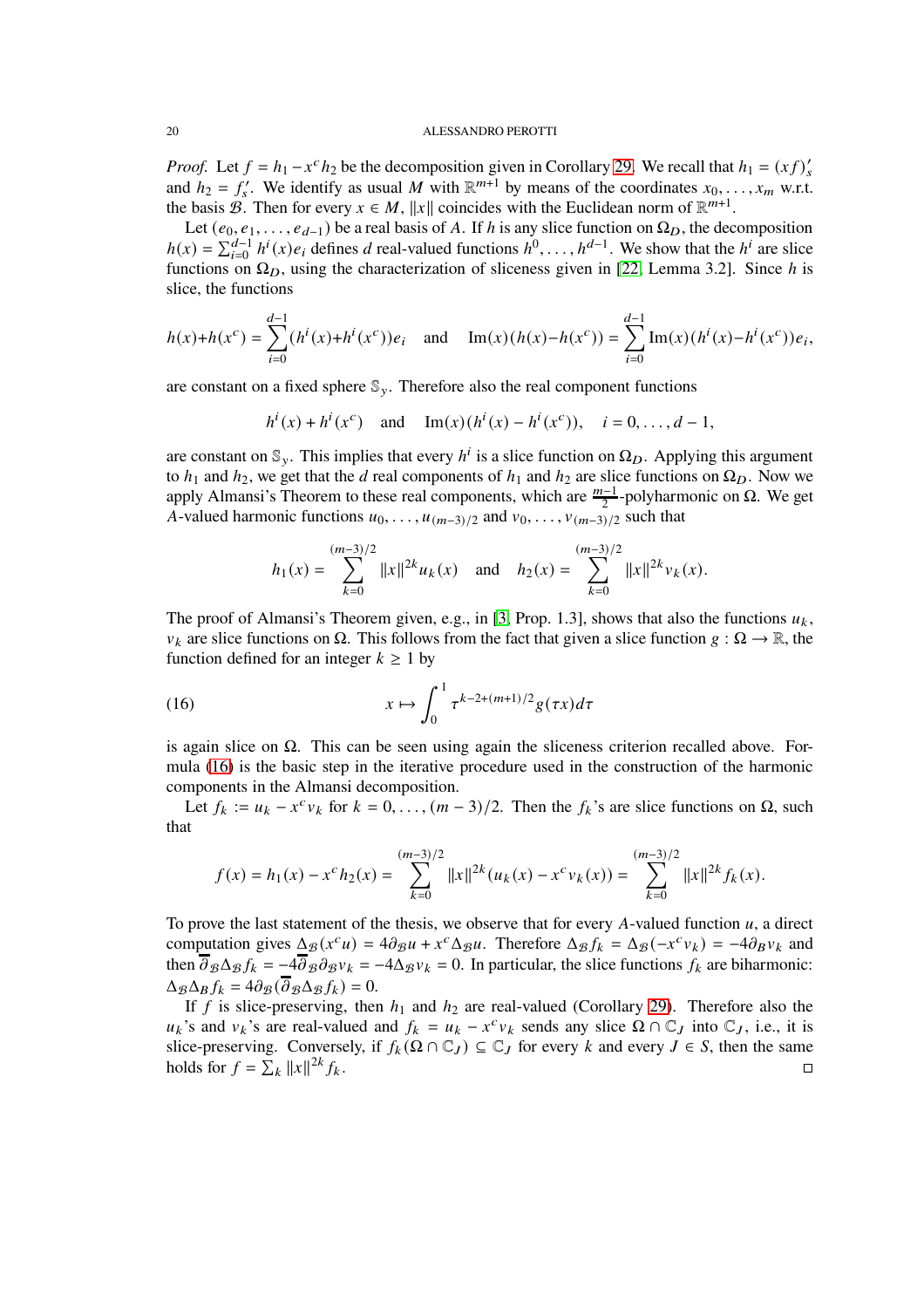*Proof.* Let $f = h_1 - x^c h_2$ be the decomposition given in Corollary 29. We recall that $h_1 = (xf)'_s$ and $h_2 = f'_s$. We identify as usual $M$ with $\mathbb{R}^{m+1}$ by means of the coordinates $x_0, \dots, x_m$ w.r.t. the basis $\mathcal{B}$. Then for every $x \in M$, $\|x\|$ coincides with the Euclidean norm of $\mathbb{R}^{m+1}$.

Let $(e_0, e_1, \dots, e_{d-1})$ be a real basis of $A$. If $h$ is any slice function on $\Omega_D$, the decomposition $h(x) = \sum_{i=0}^{d-1} h^i(x) e_i$ defines $d$ real-valued functions $h^0, \dots, h^{d-1}$. We show that the $h^i$ are slice functions on $\Omega_D$, using the characterization of sliceness given in [22, Lemma 3.2]. Since $h$ is slice, the functions

$$h(x)+h(x^c) = \sum_{i=0}^{d-1}(h^i(x)+h^i(x^c))e_i \quad \text{and} \quad \mathrm{Im}(x)(h(x)-h(x^c)) = \sum_{i=0}^{d-1} \mathrm{Im}(x)(h^i(x)-h^i(x^c))e_i,$$

are constant on a fixed sphere $\mathbb{S}_y$. Therefore also the real component functions

$$h^i(x) + h^i(x^c) \quad \text{and} \quad \mathrm{Im}(x)(h^i(x) - h^i(x^c)), \quad i = 0, \dots, d-1,$$

are constant on $\mathbb{S}_y$. This implies that every $h^i$ is a slice function on $\Omega_D$. Applying this argument to $h_1$ and $h_2$, we get that the $d$ real components of $h_1$ and $h_2$ are slice functions on $\Omega_D$. Now we apply Almansi's Theorem to these real components, which are $\frac{m-1}{2}$-polyharmonic on $\Omega$. We get $A$-valued harmonic functions $u_0, \dots, u_{(m-3)/2}$ and $v_0, \dots, v_{(m-3)/2}$ such that

$$h_1(x) = \sum_{k=0}^{(m-3)/2} \|x\|^{2k} u_k(x) \quad \text{and} \quad h_2(x) = \sum_{k=0}^{(m-3)/2} \|x\|^{2k} v_k(x).$$

The proof of Almansi's Theorem given, e.g., in [3, Prop. 1.3], shows that also the functions $u_k$, $v_k$ are slice functions on $\Omega$. This follows from the fact that given a slice function $g : \Omega \to \mathbb{R}$, the function defined for an integer $k \geq 1$ by

$$x \mapsto \int_0^1 \tau^{k-2+(m+1)/2} g(\tau x) d\tau \tag{16}$$

is again slice on $\Omega$. This can be seen using again the sliceness criterion recalled above. Formula (16) is the basic step in the iterative procedure used in the construction of the harmonic components in the Almansi decomposition.

Let $f_k := u_k - x^c v_k$ for $k = 0, \dots, (m-3)/2$. Then the $f_k$'s are slice functions on $\Omega$, such that

$$f(x) = h_1(x) - x^c h_2(x) = \sum_{k=0}^{(m-3)/2} \|x\|^{2k}(u_k(x) - x^c v_k(x)) = \sum_{k=0}^{(m-3)/2} \|x\|^{2k} f_k(x).$$

To prove the last statement of the thesis, we observe that for every $A$-valued function $u$, a direct computation gives $\Delta_{\mathcal{B}}(x^c u) = 4\partial_{\mathcal{B}} u + x^c \Delta_{\mathcal{B}} u$. Therefore $\Delta_{\mathcal{B}} f_k = \Delta_{\mathcal{B}}(-x^c v_k) = -4\partial_{\mathcal{B}} v_k$ and then $\overline{\partial}_{\mathcal{B}} \Delta_{\mathcal{B}} f_k = -4\overline{\partial}_{\mathcal{B}} \partial_{\mathcal{B}} v_k = -4\Delta_{\mathcal{B}} v_k = 0$. In particular, the slice functions $f_k$ are biharmonic: $\Delta_{\mathcal{B}} \Delta_{\mathcal{B}} f_k = 4\partial_{\mathcal{B}}(\overline{\partial}_{\mathcal{B}} \Delta_{\mathcal{B}} f_k) = 0$.

If $f$ is slice-preserving, then $h_1$ and $h_2$ are real-valued (Corollary 29). Therefore also the $u_k$'s and $v_k$'s are real-valued and $f_k = u_k - x^c v_k$ sends any slice $\Omega \cap \mathbb{C}_J$ into $\mathbb{C}_J$, i.e., it is slice-preserving. Conversely, if $f_k(\Omega \cap \mathbb{C}_J) \subseteq \mathbb{C}_J$ for every $k$ and every $J \in S$, then the same holds for $f = \sum_k \|x\|^{2k} f_k$. $\square$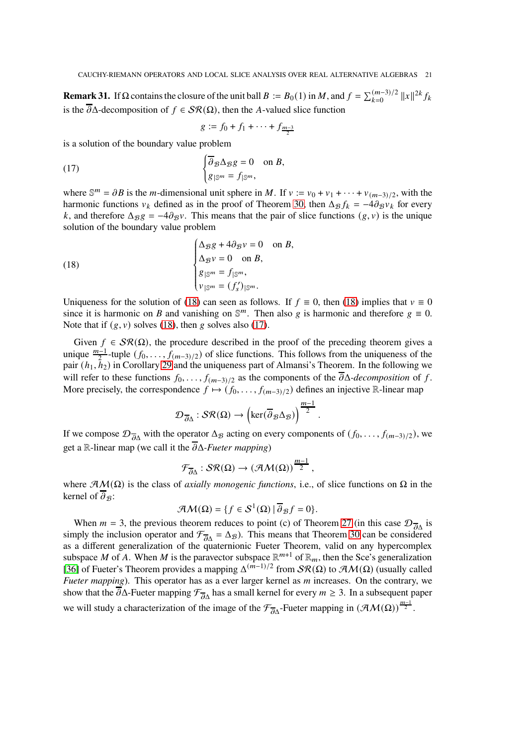**Remark 31.** If $\Omega$ contains the closure of the unit ball $B := B_0(1)$ in $M$, and $f = \sum_{k=0}^{(m-3)/2} \|x\|^{2k} f_k$ is the $\overline{\partial}\Delta$-decomposition of $f \in \mathcal{SR}(\Omega)$, then the $A$-valued slice function

$$g := f_0 + f_1 + \cdots + f_{\frac{m-3}{2}}$$

is a solution of the boundary value problem

$$\begin{cases} \overline{\partial}_{\mathcal{B}} \Delta_{\mathcal{B}} g = 0 \quad \text{on } B, \\ g_{|\mathbb{S}^m} = f_{|\mathbb{S}^m}, \end{cases} \tag{17}$$

where $\mathbb{S}^m = \partial B$ is the $m$-dimensional unit sphere in $M$. If $v := v_0 + v_1 + \cdots + v_{(m-3)/2}$, with the harmonic functions $v_k$ defined as in the proof of Theorem 30, then $\Delta_{\mathcal{B}} f_k = -4\partial_{\mathcal{B}} v_k$ for every $k$, and therefore $\Delta_{\mathcal{B}} g = -4\partial_{\mathcal{B}} v$. This means that the pair of slice functions $(g, v)$ is the unique solution of the boundary value problem

$$\begin{cases} \Delta_{\mathcal{B}} g + 4\partial_{\mathcal{B}} v = 0 \quad \text{on } B, \\ \Delta_{\mathcal{B}} v = 0 \quad \text{on } B, \\ g_{|\mathbb{S}^m} = f_{|\mathbb{S}^m}, \\ v_{|\mathbb{S}^m} = (f'_s)_{|\mathbb{S}^m}. \end{cases} \tag{18}$$

Uniqueness for the solution of (18) can seen as follows. If $f \equiv 0$, then (18) implies that $v \equiv 0$ since it is harmonic on $B$ and vanishing on $\mathbb{S}^m$. Then also $g$ is harmonic and therefore $g \equiv 0$. Note that if $(g, v)$ solves (18), then $g$ solves also (17).

Given $f \in \mathcal{SR}(\Omega)$, the procedure described in the proof of the preceding theorem gives a unique $\frac{m-1}{2}$-tuple $(f_0, \ldots, f_{(m-3)/2})$ of slice functions. This follows from the uniqueness of the pair $(h_1, h_2)$ in Corollary 29 and the uniqueness part of Almansi's Theorem. In the following we will refer to these functions $f_0, \ldots, f_{(m-3)/2}$ as the components of the $\overline{\partial}\Delta$-*decomposition* of $f$. More precisely, the correspondence $f \mapsto (f_0, \ldots, f_{(m-3)/2})$ defines an injective $\mathbb{R}$-linear map

$$\mathcal{D}_{\overline{\partial}\Delta} : \mathcal{SR}(\Omega) \to \left(\ker(\overline{\partial}_{\mathcal{B}} \Delta_{\mathcal{B}})\right)^{\frac{m-1}{2}}.$$

If we compose $\mathcal{D}_{\overline{\partial}\Delta}$ with the operator $\Delta_{\mathcal{B}}$ acting on every components of $(f_0, \ldots, f_{(m-3)/2})$, we get a $\mathbb{R}$-linear map (we call it the $\overline{\partial}\Delta$-*Fueter mapping*)

$$\mathcal{F}_{\overline{\partial}\Delta} : \mathcal{SR}(\Omega) \to (\mathcal{AM}(\Omega))^{\frac{m-1}{2}},$$

where $\mathcal{AM}(\Omega)$ is the class of *axially monogenic functions*, i.e., of slice functions on $\Omega$ in the kernel of $\overline{\partial}_{\mathcal{B}}$:

$$\mathcal{AM}(\Omega) = \{f \in \mathcal{S}^1(\Omega) \mid \overline{\partial}_{\mathcal{B}} f = 0\}.$$

When $m = 3$, the previous theorem reduces to point (c) of Theorem 27 (in this case $\mathcal{D}_{\overline{\partial}\Delta}$ is simply the inclusion operator and $\mathcal{F}_{\overline{\partial}\Delta} = \Delta_{\mathcal{B}}$). This means that Theorem 30 can be considered as a different generalization of the quaternionic Fueter Theorem, valid on any hypercomplex subspace $M$ of $A$. When $M$ is the paravector subspace $\mathbb{R}^{m+1}$ of $\mathbb{R}_m$, then the Sce's generalization [36] of Fueter's Theorem provides a mapping $\Delta^{(m-1)/2}$ from $\mathcal{SR}(\Omega)$ to $\mathcal{AM}(\Omega)$ (usually called *Fueter mapping*). This operator has as a ever larger kernel as $m$ increases. On the contrary, we show that the $\overline{\partial}\Delta$-Fueter mapping $\mathcal{F}_{\overline{\partial}\Delta}$ has a small kernel for every $m \geq 3$. In a subsequent paper we will study a characterization of the image of the $\mathcal{F}_{\overline{\partial}\Delta}$-Fueter mapping in $(\mathcal{AM}(\Omega))^{\frac{m-1}{2}}$.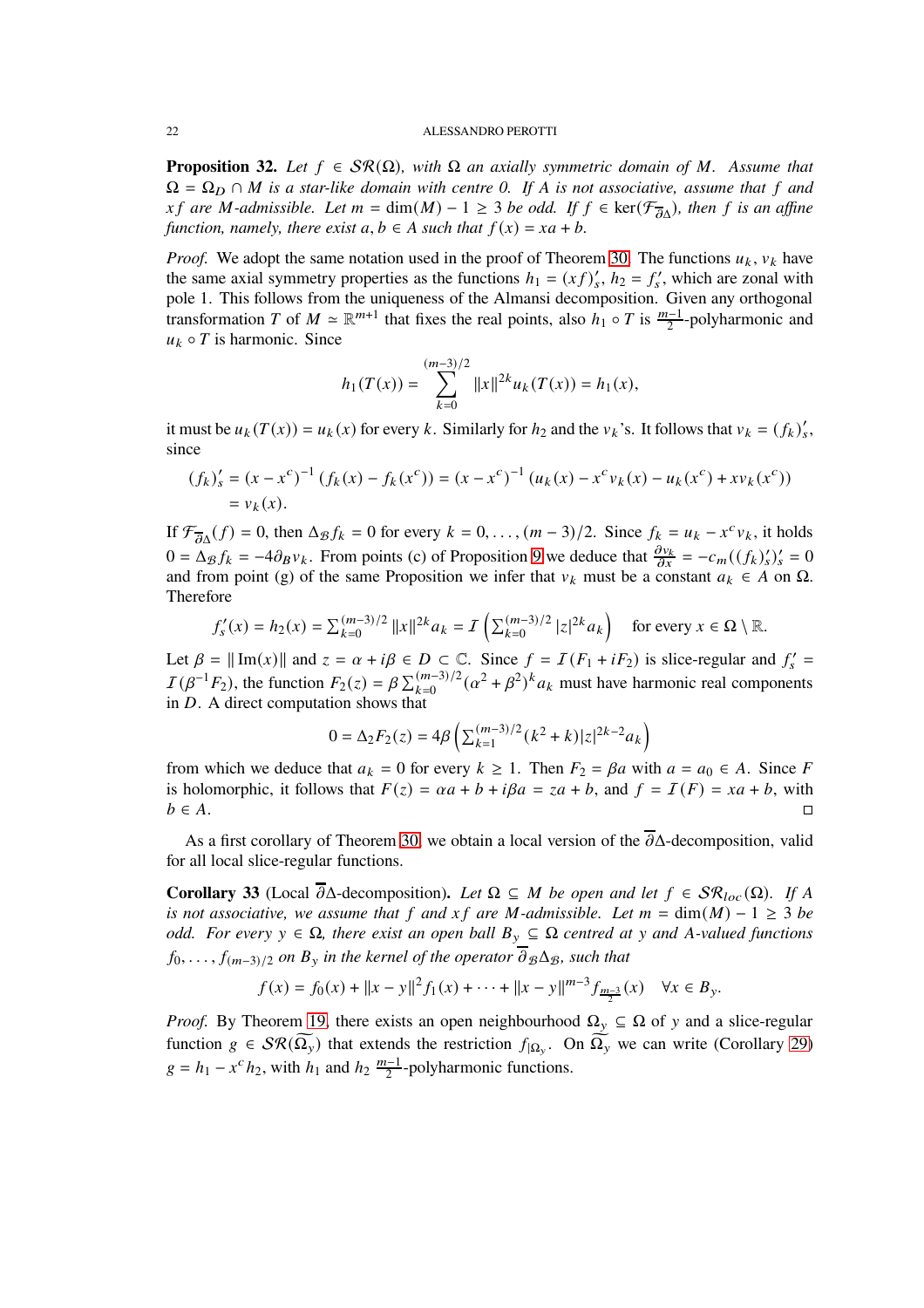**Proposition 32.** *Let $f \in \mathcal{SR}(\Omega)$, with $\Omega$ an axially symmetric domain of $M$. Assume that $\Omega = \Omega_D \cap M$ is a star-like domain with centre 0. If $A$ is not associative, assume that $f$ and $xf$ are $M$-admissible. Let $m = \dim(M) - 1 \geq 3$ be odd. If $f \in \ker(\mathcal{F}_{\overline{\partial}\Delta})$, then $f$ is an affine function, namely, there exist $a, b \in A$ such that $f(x) = xa + b$.*

*Proof.* We adopt the same notation used in the proof of Theorem 30. The functions $u_k$, $v_k$ have the same axial symmetry properties as the functions $h_1 = (xf)'_s$, $h_2 = f'_s$, which are zonal with pole 1. This follows from the uniqueness of the Almansi decomposition. Given any orthogonal transformation $T$ of $M \simeq \mathbb{R}^{m+1}$ that fixes the real points, also $h_1 \circ T$ is $\frac{m-1}{2}$-polyharmonic and $u_k \circ T$ is harmonic. Since

$$h_1(T(x)) = \sum_{k=0}^{(m-3)/2} \|x\|^{2k} u_k(T(x)) = h_1(x),$$

it must be $u_k(T(x)) = u_k(x)$ for every $k$. Similarly for $h_2$ and the $v_k$'s. It follows that $v_k = (f_k)'_s$, since

$$\begin{aligned}(f_k)'_s &= (x - x^c)^{-1}\left(f_k(x) - f_k(x^c)\right) = (x - x^c)^{-1}\left(u_k(x) - x^c v_k(x) - u_k(x^c) + x v_k(x^c)\right) \\ &= v_k(x).\end{aligned}$$

If $\mathcal{F}_{\overline{\partial}\Delta}(f) = 0$, then $\Delta_{\mathcal{B}} f_k = 0$ for every $k = 0, \dots, (m-3)/2$. Since $f_k = u_k - x^c v_k$, it holds $0 = \Delta_{\mathcal{B}} f_k = -4\partial_{\mathcal{B}} v_k$. From points (c) of Proposition 9 we deduce that $\frac{\partial v_k}{\partial x} = -c_m((f_k)'_s)'_s = 0$ and from point (g) of the same Proposition we infer that $v_k$ must be a constant $a_k \in A$ on $\Omega$. Therefore

$$f'_s(x) = h_2(x) = \textstyle\sum_{k=0}^{(m-3)/2} \|x\|^{2k} a_k = \mathcal{I}\left(\sum_{k=0}^{(m-3)/2} |z|^{2k} a_k\right) \quad \text{for every } x \in \Omega \setminus \mathbb{R}.$$

Let $\beta = \|\operatorname{Im}(x)\|$ and $z = \alpha + i\beta \in D \subset \mathbb{C}$. Since $f = \mathcal{I}(F_1 + iF_2)$ is slice-regular and $f'_s = \mathcal{I}(\beta^{-1}F_2)$, the function $F_2(z) = \beta \sum_{k=0}^{(m-3)/2} (\alpha^2 + \beta^2)^k a_k$ must have harmonic real components in $D$. A direct computation shows that

$$0 = \Delta_2 F_2(z) = 4\beta\left(\textstyle\sum_{k=1}^{(m-3)/2} (k^2 + k)|z|^{2k-2} a_k\right)$$

from which we deduce that $a_k = 0$ for every $k \geq 1$. Then $F_2 = \beta a$ with $a = a_0 \in A$. Since $F$ is holomorphic, it follows that $F(z) = \alpha a + b + i\beta a = za + b$, and $f = \mathcal{I}(F) = xa + b$, with $b \in A$. ◻

As a first corollary of Theorem 30, we obtain a local version of the $\overline{\partial}\Delta$-decomposition, valid for all local slice-regular functions.

**Corollary 33** (Local $\overline{\partial}\Delta$-decomposition)**.** *Let $\Omega \subseteq M$ be open and let $f \in \mathcal{SR}_{loc}(\Omega)$. If $A$ is not associative, we assume that $f$ and $xf$ are $M$-admissible. Let $m = \dim(M) - 1 \geq 3$ be odd. For every $y \in \Omega$, there exist an open ball $B_y \subseteq \Omega$ centred at $y$ and $A$-valued functions $f_0, \dots, f_{(m-3)/2}$ on $B_y$ in the kernel of the operator $\overline{\partial}_{\mathcal{B}}\Delta_{\mathcal{B}}$, such that*

$$f(x) = f_0(x) + \|x - y\|^2 f_1(x) + \cdots + \|x - y\|^{m-3} f_{\frac{m-3}{2}}(x) \quad \forall x \in B_y.$$

*Proof.* By Theorem 19, there exists an open neighbourhood $\Omega_y \subseteq \Omega$ of $y$ and a slice-regular function $g \in \mathcal{SR}(\widetilde{\Omega_y})$ that extends the restriction $f_{|\Omega_y}$. On $\widetilde{\Omega_y}$ we can write (Corollary 29) $g = h_1 - x^c h_2$, with $h_1$ and $h_2$ $\frac{m-1}{2}$-polyharmonic functions.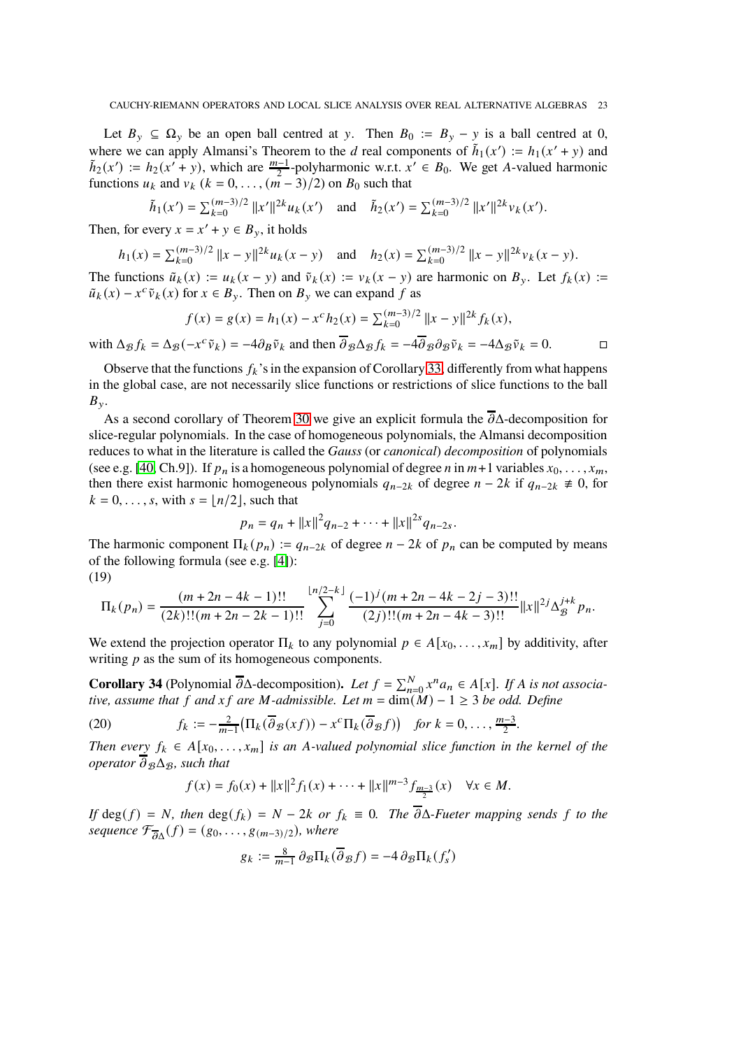Let $B_y \subseteq \Omega_y$ be an open ball centred at $y$. Then $B_0 := B_y - y$ is a ball centred at 0, where we can apply Almansi's Theorem to the $d$ real components of $\tilde{h}_1(x') := h_1(x'+y)$ and $\tilde{h}_2(x') := h_2(x'+y)$, which are $\frac{m-1}{2}$-polyharmonic w.r.t. $x' \in B_0$. We get $A$-valued harmonic functions $u_k$ and $v_k$ $(k = 0, \dots, (m-3)/2)$ on $B_0$ such that

$$\tilde{h}_1(x') = \textstyle\sum_{k=0}^{(m-3)/2} \|x'\|^{2k} u_k(x') \quad \text{and} \quad \tilde{h}_2(x') = \textstyle\sum_{k=0}^{(m-3)/2} \|x'\|^{2k} v_k(x').$$

Then, for every $x = x' + y \in B_y$, it holds

$$h_1(x) = \textstyle\sum_{k=0}^{(m-3)/2} \|x-y\|^{2k} u_k(x-y) \quad \text{and} \quad h_2(x) = \textstyle\sum_{k=0}^{(m-3)/2} \|x-y\|^{2k} v_k(x-y).$$

The functions $\tilde{u}_k(x) := u_k(x-y)$ and $\tilde{v}_k(x) := v_k(x-y)$ are harmonic on $B_y$. Let $f_k(x) := \tilde{u}_k(x) - x^c \tilde{v}_k(x)$ for $x \in B_y$. Then on $B_y$ we can expand $f$ as

$$f(x) = g(x) = h_1(x) - x^c h_2(x) = \textstyle\sum_{k=0}^{(m-3)/2} \|x-y\|^{2k} f_k(x),$$

with $\Delta_{\mathcal{B}} f_k = \Delta_{\mathcal{B}}(-x^c \tilde{v}_k) = -4\partial_{\mathcal{B}} \tilde{v}_k$ and then $\overline{\partial}_{\mathcal{B}} \Delta_{\mathcal{B}} f_k = -4\overline{\partial}_{\mathcal{B}} \partial_{\mathcal{B}} \tilde{v}_k = -4\Delta_{\mathcal{B}} \tilde{v}_k = 0$. $\square$

Observe that the functions $f_k$'s in the expansion of Corollary 33, differently from what happens in the global case, are not necessarily slice functions or restrictions of slice functions to the ball $B_y$.

As a second corollary of Theorem 30 we give an explicit formula the $\overline{\partial}\Delta$-decomposition for slice-regular polynomials. In the case of homogeneous polynomials, the Almansi decomposition reduces to what in the literature is called the *Gauss* (or *canonical*) *decomposition* of polynomials (see e.g. [40, Ch.9]). If $p_n$ is a homogeneous polynomial of degree $n$ in $m+1$ variables $x_0, \dots, x_m$, then there exist harmonic homogeneous polynomials $q_{n-2k}$ of degree $n-2k$ if $q_{n-2k} \not\equiv 0$, for $k = 0, \dots, s$, with $s = \lfloor n/2 \rfloor$, such that

$$p_n = q_n + \|x\|^2 q_{n-2} + \dots + \|x\|^{2s} q_{n-2s}.$$

The harmonic component $\Pi_k(p_n) := q_{n-2k}$ of degree $n-2k$ of $p_n$ can be computed by means of the following formula (see e.g. [4]):

(19)
$$\Pi_k(p_n) = \frac{(m+2n-4k-1)!!}{(2k)!!(m+2n-2k-1)!!} \sum_{j=0}^{\lfloor n/2-k \rfloor} \frac{(-1)^j (m+2n-4k-2j-3)!!}{(2j)!!(m+2n-4k-3)!!} \|x\|^{2j} \Delta_{\mathcal{B}}^{j+k} p_n.$$

We extend the projection operator $\Pi_k$ to any polynomial $p \in A[x_0, \dots, x_m]$ by additivity, after writing $p$ as the sum of its homogeneous components.

**Corollary 34** (Polynomial $\overline{\partial}\Delta$-decomposition)**.** *Let $f = \sum_{n=0}^{N} x^n a_n \in A[x]$. If $A$ is not associative, assume that $f$ and $xf$ are $M$-admissible. Let $m = \dim(M) - 1 \geq 3$ be odd. Define*

$$f_k := -\tfrac{2}{m-1}\left(\Pi_k(\overline{\partial}_{\mathcal{B}}(xf)) - x^c \Pi_k(\overline{\partial}_{\mathcal{B}} f)\right) \quad \text{for } k = 0, \dots, \tfrac{m-3}{2}. \tag{20}$$

*Then every $f_k \in A[x_0, \dots, x_m]$ is an $A$-valued polynomial slice function in the kernel of the operator $\overline{\partial}_{\mathcal{B}} \Delta_{\mathcal{B}}$, such that*

$$f(x) = f_0(x) + \|x\|^2 f_1(x) + \dots + \|x\|^{m-3} f_{\frac{m-3}{2}}(x) \quad \forall x \in M.$$

*If $\deg(f) = N$, then $\deg(f_k) = N - 2k$ or $f_k \equiv 0$. The $\overline{\partial}\Delta$-Fueter mapping sends $f$ to the sequence $\mathcal{F}_{\overline{\partial}\Delta}(f) = (g_0, \dots, g_{(m-3)/2})$, where*

$$g_k := \tfrac{8}{m-1}\, \partial_{\mathcal{B}} \Pi_k(\overline{\partial}_{\mathcal{B}} f) = -4\, \partial_{\mathcal{B}} \Pi_k(f'_s)$$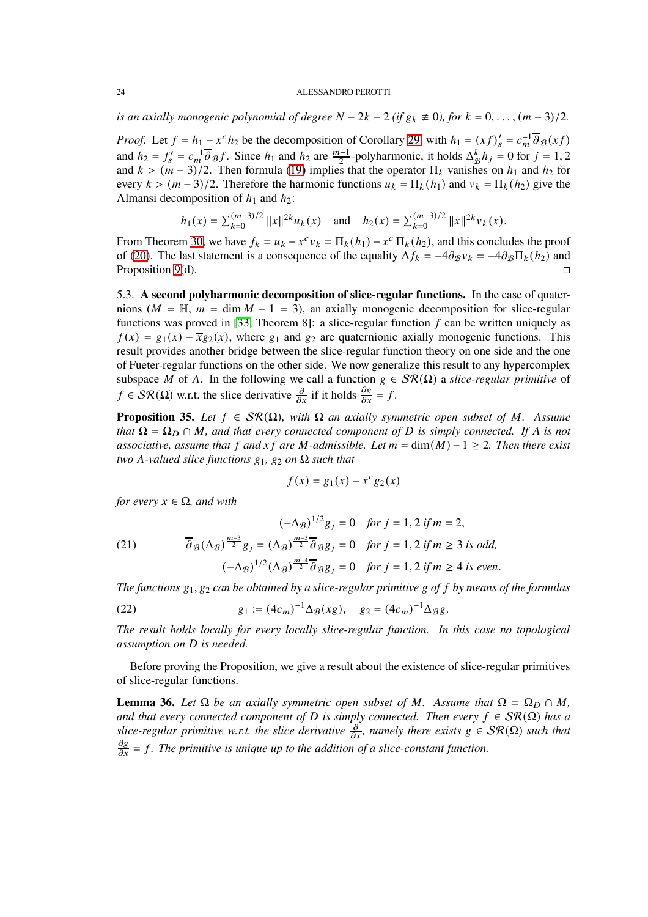*is an axially monogenic polynomial of degree $N-2k-2$ (if $g_k \not\equiv 0$), for $k=0,\dots,(m-3)/2$.*

*Proof.* Let $f = h_1 - x^c h_2$ be the decomposition of Corollary 29, with $h_1 = (xf)'_s = c_m^{-1}\overline{\partial}_{\mathcal{B}}(xf)$ and $h_2 = f'_s = c_m^{-1}\overline{\partial}_{\mathcal{B}} f$. Since $h_1$ and $h_2$ are $\frac{m-1}{2}$-polyharmonic, it holds $\Delta_{\mathcal{B}}^k h_j = 0$ for $j=1,2$ and $k > (m-3)/2$. Then formula (19) implies that the operator $\Pi_k$ vanishes on $h_1$ and $h_2$ for every $k > (m-3)/2$. Therefore the harmonic functions $u_k = \Pi_k(h_1)$ and $v_k = \Pi_k(h_2)$ give the Almansi decomposition of $h_1$ and $h_2$:

$$h_1(x) = \sum_{k=0}^{(m-3)/2} \|x\|^{2k} u_k(x) \quad \text{and} \quad h_2(x) = \sum_{k=0}^{(m-3)/2} \|x\|^{2k} v_k(x).$$

From Theorem 30, we have $f_k = u_k - x^c v_k = \Pi_k(h_1) - x^c\,\Pi_k(h_2)$, and this concludes the proof of (20). The last statement is a consequence of the equality $\Delta f_k = -4\partial_{\mathcal{B}} v_k = -4\partial_{\mathcal{B}}\Pi_k(h_2)$ and Proposition 9(d). □

### 5.3. A second polyharmonic decomposition of slice-regular functions.

In the case of quaternions ($M = \mathbb{H}$, $m = \dim M - 1 = 3$), an axially monogenic decomposition for slice-regular functions was proved in [33, Theorem 8]: a slice-regular function $f$ can be written uniquely as $f(x) = g_1(x) - \overline{x} g_2(x)$, where $g_1$ and $g_2$ are quaternionic axially monogenic functions. This result provides another bridge between the slice-regular function theory on one side and the one of Fueter-regular functions on the other side. We now generalize this result to any hypercomplex subspace $M$ of $A$. In the following we call a function $g \in \mathcal{SR}(\Omega)$ a *slice-regular primitive* of $f \in \mathcal{SR}(\Omega)$ w.r.t. the slice derivative $\frac{\partial}{\partial x}$ if it holds $\frac{\partial g}{\partial x} = f$.

**Proposition 35.** *Let $f \in \mathcal{SR}(\Omega)$, with $\Omega$ an axially symmetric open subset of $M$. Assume that $\Omega = \Omega_D \cap M$, and that every connected component of $D$ is simply connected. If $A$ is not associative, assume that $f$ and $xf$ are $M$-admissible. Let $m = \dim(M) - 1 \geq 2$. Then there exist two $A$-valued slice functions $g_1$, $g_2$ on $\Omega$ such that*

$$f(x) = g_1(x) - x^c g_2(x)$$

*for every $x \in \Omega$, and with*

$$
\begin{aligned}
(-\Delta_{\mathcal{B}})^{1/2} g_j = 0 \quad & \text{for } j=1,2 \text{ if } m=2,\\
\overline{\partial}_{\mathcal{B}} (\Delta_{\mathcal{B}})^{\frac{m-3}{2}} g_j = (\Delta_{\mathcal{B}})^{\frac{m-3}{2}} \overline{\partial}_{\mathcal{B}} g_j = 0 \quad & \text{for } j=1,2 \text{ if } m \geq 3 \text{ is odd,}\\
(-\Delta_{\mathcal{B}})^{1/2} (\Delta_{\mathcal{B}})^{\frac{m-4}{2}} \overline{\partial}_{\mathcal{B}} g_j = 0 \quad & \text{for } j=1,2 \text{ if } m \geq 4 \text{ is even.}
\end{aligned}
\tag{21}
$$

*The functions $g_1, g_2$ can be obtained by a slice-regular primitive $g$ of $f$ by means of the formulas*

$$g_1 := (4c_m)^{-1} \Delta_{\mathcal{B}}(xg), \quad g_2 = (4c_m)^{-1} \Delta_{\mathcal{B}} g. \tag{22}$$

*The result holds locally for every locally slice-regular function. In this case no topological assumption on $D$ is needed.*

Before proving the Proposition, we give a result about the existence of slice-regular primitives of slice-regular functions.

**Lemma 36.** *Let $\Omega$ be an axially symmetric open subset of $M$. Assume that $\Omega = \Omega_D \cap M$, and that every connected component of $D$ is simply connected. Then every $f \in \mathcal{SR}(\Omega)$ has a slice-regular primitive w.r.t. the slice derivative $\frac{\partial}{\partial x}$, namely there exists $g \in \mathcal{SR}(\Omega)$ such that $\frac{\partial g}{\partial x} = f$. The primitive is unique up to the addition of a slice-constant function.*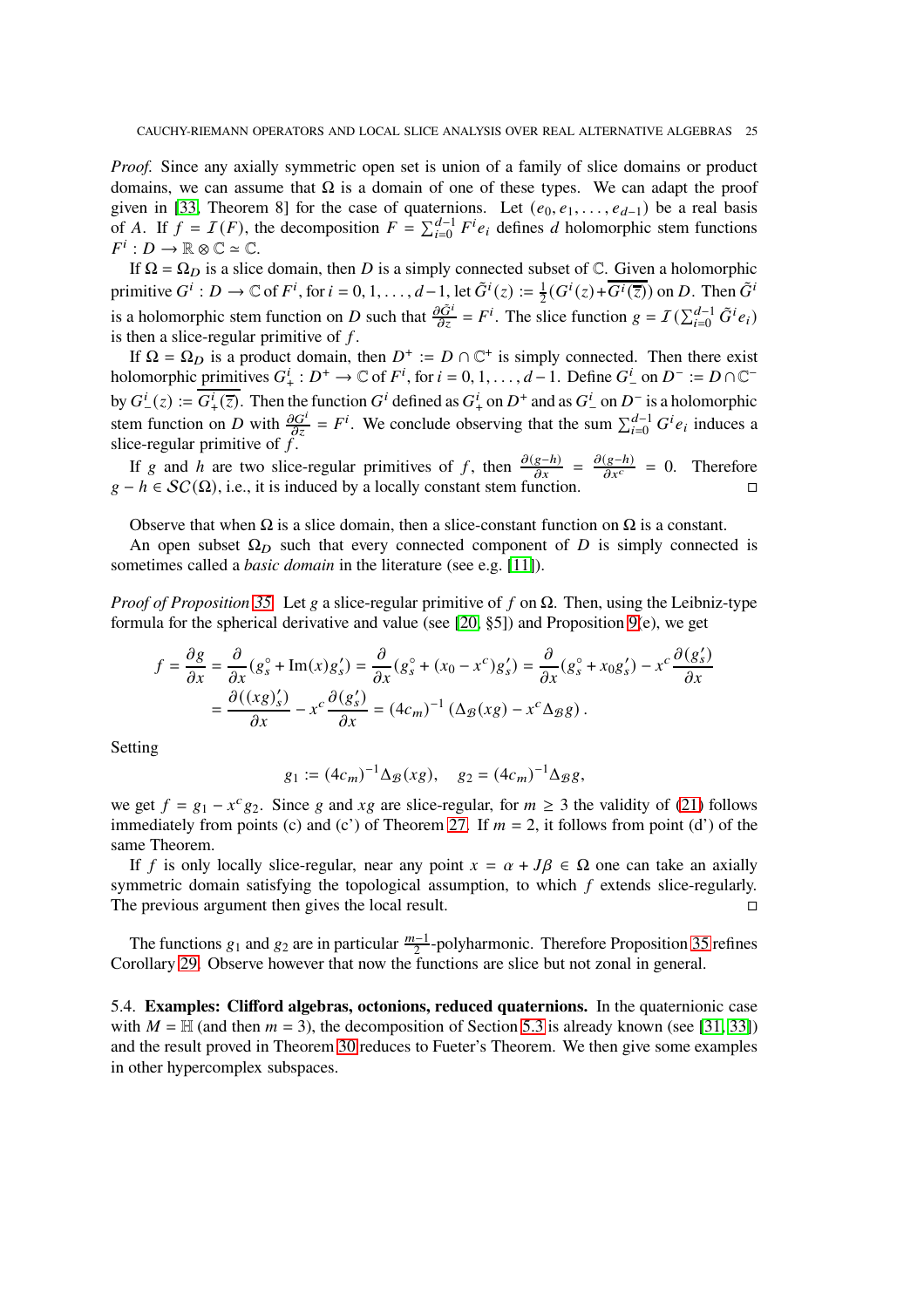*Proof.* Since any axially symmetric open set is union of a family of slice domains or product domains, we can assume that $\Omega$ is a domain of one of these types. We can adapt the proof given in [33, Theorem 8] for the case of quaternions. Let $(e_0, e_1, \dots, e_{d-1})$ be a real basis of $A$. If $f = \mathcal{I}(F)$, the decomposition $F = \sum_{i=0}^{d-1} F^i e_i$ defines $d$ holomorphic stem functions $F^i : D \to \mathbb{R} \otimes \mathbb{C} \simeq \mathbb{C}$.

If $\Omega = \Omega_D$ is a slice domain, then $D$ is a simply connected subset of $\mathbb{C}$. Given a holomorphic primitive $G^i : D \to \mathbb{C}$ of $F^i$, for $i = 0, 1, \dots, d-1$, let $\tilde{G}^i(z) := \frac{1}{2}(G^i(z) + \overline{G^i(\overline{z})})$ on $D$. Then $\tilde{G}^i$ is a holomorphic stem function on $D$ such that $\frac{\partial \tilde{G}^i}{\partial z} = F^i$. The slice function $g = \mathcal{I}(\sum_{i=0}^{d-1} \tilde{G}^i e_i)$ is then a slice-regular primitive of $f$.

If $\Omega = \Omega_D$ is a product domain, then $D^+ := D \cap \mathbb{C}^+$ is simply connected. Then there exist holomorphic primitives $G^i_+ : D^+ \to \mathbb{C}$ of $F^i$, for $i = 0, 1, \dots, d-1$. Define $G^i_-$ on $D^- := D \cap \mathbb{C}^-$ by $G^i_-(z) := \overline{G^i_+(\overline{z})}$. Then the function $G^i$ defined as $G^i_+$ on $D^+$ and as $G^i_-$ on $D^-$ is a holomorphic stem function on $D$ with $\frac{\partial G^i}{\partial z} = F^i$. We conclude observing that the sum $\sum_{i=0}^{d-1} G^i e_i$ induces a slice-regular primitive of $f$.

If $g$ and $h$ are two slice-regular primitives of $f$, then $\frac{\partial (g-h)}{\partial x} = \frac{\partial (g-h)}{\partial x^c} = 0$. Therefore $g - h \in \mathcal{SC}(\Omega)$, i.e., it is induced by a locally constant stem function. □

Observe that when $\Omega$ is a slice domain, then a slice-constant function on $\Omega$ is a constant.

An open subset $\Omega_D$ such that every connected component of $D$ is simply connected is sometimes called a *basic domain* in the literature (see e.g. [11]).

*Proof of Proposition 35.* Let $g$ a slice-regular primitive of $f$ on $\Omega$. Then, using the Leibniz-type formula for the spherical derivative and value (see [20, §5]) and Proposition 9(e), we get

$$
\begin{aligned}
f = \frac{\partial g}{\partial x} &= \frac{\partial}{\partial x}(g^\circ_s + \operatorname{Im}(x) g'_s) = \frac{\partial}{\partial x}(g^\circ_s + (x_0 - x^c) g'_s) = \frac{\partial}{\partial x}(g^\circ_s + x_0 g'_s) - x^c \frac{\partial (g'_s)}{\partial x} \\
&= \frac{\partial ((xg)'_s)}{\partial x} - x^c \frac{\partial (g'_s)}{\partial x} = (4c_m)^{-1} \left( \Delta_{\mathcal{B}}(xg) - x^c \Delta_{\mathcal{B}} g \right).
\end{aligned}
$$

Setting

$$
g_1 := (4c_m)^{-1} \Delta_{\mathcal{B}}(xg), \quad g_2 = (4c_m)^{-1} \Delta_{\mathcal{B}} g,
$$

we get $f = g_1 - x^c g_2$. Since $g$ and $xg$ are slice-regular, for $m \geq 3$ the validity of (21) follows immediately from points (c) and (c') of Theorem 27. If $m = 2$, it follows from point (d') of the same Theorem.

If $f$ is only locally slice-regular, near any point $x = \alpha + J\beta \in \Omega$ one can take an axially symmetric domain satisfying the topological assumption, to which $f$ extends slice-regularly. The previous argument then gives the local result. □

The functions $g_1$ and $g_2$ are in particular $\frac{m-1}{2}$-polyharmonic. Therefore Proposition 35 refines Corollary 29. Observe however that now the functions are slice but not zonal in general.

5.4. **Examples: Clifford algebras, octonions, reduced quaternions.** In the quaternionic case with $M = \mathbb{H}$ (and then $m = 3$), the decomposition of Section 5.3 is already known (see [31, 33]) and the result proved in Theorem 30 reduces to Fueter's Theorem. We then give some examples in other hypercomplex subspaces.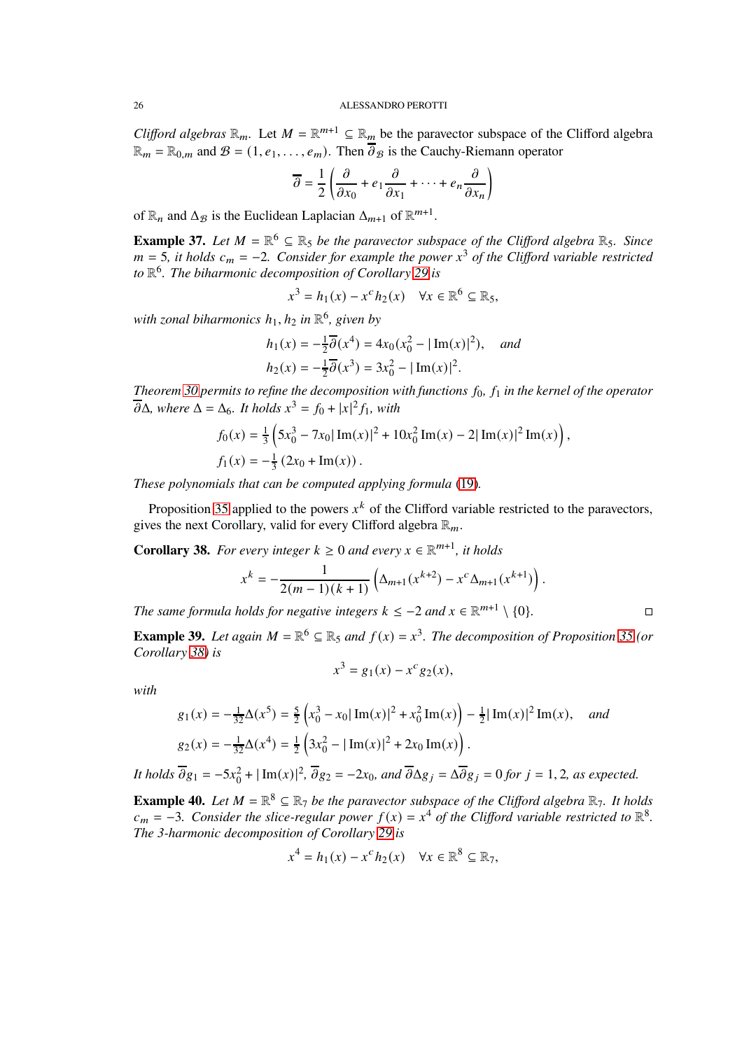*Clifford algebras* $\mathbb{R}_m$. Let $M = \mathbb{R}^{m+1} \subseteq \mathbb{R}_m$ be the paravector subspace of the Clifford algebra $\mathbb{R}_m = \mathbb{R}_{0,m}$ and $\mathcal{B} = (1, e_1, \dots, e_m)$. Then $\overline{\partial}_\mathcal{B}$ is the Cauchy-Riemann operator

$$\overline{\partial} = \frac{1}{2}\left(\frac{\partial}{\partial x_0} + e_1\frac{\partial}{\partial x_1} + \cdots + e_n\frac{\partial}{\partial x_n}\right)$$

of $\mathbb{R}_n$ and $\Delta_\mathcal{B}$ is the Euclidean Laplacian $\Delta_{m+1}$ of $\mathbb{R}^{m+1}$.

**Example 37.** *Let $M = \mathbb{R}^6 \subseteq \mathbb{R}_5$ be the paravector subspace of the Clifford algebra $\mathbb{R}_5$. Since $m = 5$, it holds $c_m = -2$. Consider for example the power $x^3$ of the Clifford variable restricted to $\mathbb{R}^6$. The biharmonic decomposition of Corollary 29 is*

$$x^3 = h_1(x) - x^c h_2(x) \quad \forall x \in \mathbb{R}^6 \subseteq \mathbb{R}_5,$$

*with zonal biharmonics $h_1, h_2$ in $\mathbb{R}^6$, given by*

$$h_1(x) = -\tfrac{1}{2}\overline{\partial}(x^4) = 4x_0(x_0^2 - |\operatorname{Im}(x)|^2), \quad \textit{and}$$
$$h_2(x) = -\tfrac{1}{2}\overline{\partial}(x^3) = 3x_0^2 - |\operatorname{Im}(x)|^2.$$

*Theorem 30 permits to refine the decomposition with functions $f_0$, $f_1$ in the kernel of the operator $\overline{\partial}\Delta$, where $\Delta = \Delta_6$. It holds $x^3 = f_0 + |x|^2 f_1$, with*

$$f_0(x) = \tfrac{1}{3}\left(5x_0^3 - 7x_0|\operatorname{Im}(x)|^2 + 10x_0^2\operatorname{Im}(x) - 2|\operatorname{Im}(x)|^2\operatorname{Im}(x)\right),$$
$$f_1(x) = -\tfrac{1}{3}\left(2x_0 + \operatorname{Im}(x)\right).$$

*These polynomials that can be computed applying formula (19).*

Proposition 35 applied to the powers $x^k$ of the Clifford variable restricted to the paravectors, gives the next Corollary, valid for every Clifford algebra $\mathbb{R}_m$.

**Corollary 38.** *For every integer $k \geq 0$ and every $x \in \mathbb{R}^{m+1}$, it holds*

$$x^k = -\frac{1}{2(m-1)(k+1)}\left(\Delta_{m+1}(x^{k+2}) - x^c\Delta_{m+1}(x^{k+1})\right).$$

*The same formula holds for negative integers $k \leq -2$ and $x \in \mathbb{R}^{m+1} \setminus \{0\}$.* □

**Example 39.** *Let again $M = \mathbb{R}^6 \subseteq \mathbb{R}_5$ and $f(x) = x^3$. The decomposition of Proposition 35 (or Corollary 38) is*

$$x^3 = g_1(x) - x^c g_2(x),$$

*with*

$$g_1(x) = -\tfrac{1}{32}\Delta(x^5) = \tfrac{5}{2}\left(x_0^3 - x_0|\operatorname{Im}(x)|^2 + x_0^2\operatorname{Im}(x)\right) - \tfrac{1}{2}|\operatorname{Im}(x)|^2\operatorname{Im}(x), \quad \textit{and}$$
$$g_2(x) = -\tfrac{1}{32}\Delta(x^4) = \tfrac{1}{2}\left(3x_0^2 - |\operatorname{Im}(x)|^2 + 2x_0\operatorname{Im}(x)\right).$$

*It holds $\overline{\partial}g_1 = -5x_0^2 + |\operatorname{Im}(x)|^2$, $\overline{\partial}g_2 = -2x_0$, and $\overline{\partial}\Delta g_j = \Delta\overline{\partial}g_j = 0$ for $j = 1, 2$, as expected.*

**Example 40.** *Let $M = \mathbb{R}^8 \subseteq \mathbb{R}_7$ be the paravector subspace of the Clifford algebra $\mathbb{R}_7$. It holds $c_m = -3$. Consider the slice-regular power $f(x) = x^4$ of the Clifford variable restricted to $\mathbb{R}^8$. The 3-harmonic decomposition of Corollary 29 is*

$$x^4 = h_1(x) - x^c h_2(x) \quad \forall x \in \mathbb{R}^8 \subseteq \mathbb{R}_7,$$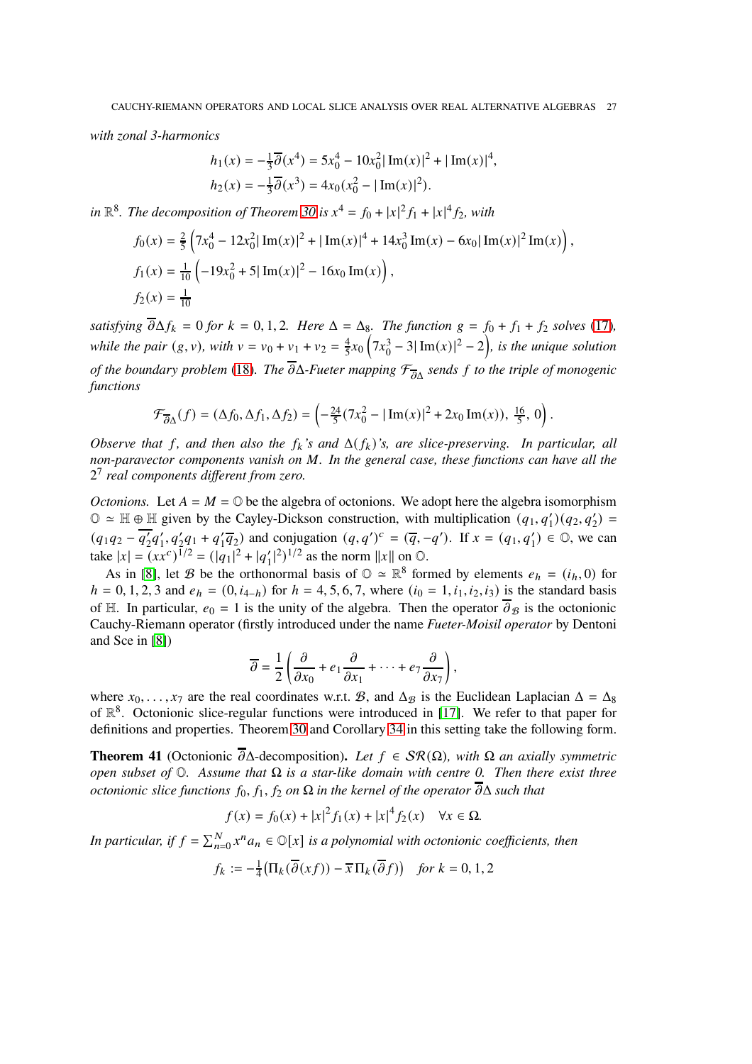*with zonal 3-harmonics*

$$h_1(x) = -\tfrac{1}{3}\overline{\partial}(x^4) = 5x_0^4 - 10x_0^2|\operatorname{Im}(x)|^2 + |\operatorname{Im}(x)|^4,$$
$$h_2(x) = -\tfrac{1}{3}\overline{\partial}(x^3) = 4x_0(x_0^2 - |\operatorname{Im}(x)|^2).$$

*in* $\mathbb{R}^8$. *The decomposition of Theorem 30 is* $x^4 = f_0 + |x|^2 f_1 + |x|^4 f_2$, *with*

$$f_0(x) = \tfrac{2}{5}\left(7x_0^4 - 12x_0^2|\operatorname{Im}(x)|^2 + |\operatorname{Im}(x)|^4 + 14x_0^3\operatorname{Im}(x) - 6x_0|\operatorname{Im}(x)|^2\operatorname{Im}(x)\right),$$
$$f_1(x) = \tfrac{1}{10}\left(-19x_0^2 + 5|\operatorname{Im}(x)|^2 - 16x_0\operatorname{Im}(x)\right),$$
$$f_2(x) = \tfrac{1}{10}$$

*satisfying* $\overline{\partial}\Delta f_k = 0$ *for* $k = 0, 1, 2$. *Here* $\Delta = \Delta_8$. *The function* $g = f_0 + f_1 + f_2$ *solves* (17), *while the pair* $(g, v)$, *with* $v = v_0 + v_1 + v_2 = \frac{4}{5}x_0\left(7x_0^3 - 3|\operatorname{Im}(x)|^2 - 2\right)$, *is the unique solution of the boundary problem* (18). *The* $\overline{\partial}\Delta$*-Fueter mapping* $\mathcal{F}_{\overline{\partial}\Delta}$ *sends* $f$ *to the triple of monogenic functions*

$$\mathcal{F}_{\overline{\partial}\Delta}(f) = (\Delta f_0, \Delta f_1, \Delta f_2) = \left(-\tfrac{24}{5}(7x_0^2 - |\operatorname{Im}(x)|^2 + 2x_0\operatorname{Im}(x)),\ \tfrac{16}{5},\ 0\right).$$

*Observe that* $f$, *and then also the* $f_k$*'s and* $\Delta(f_k)$*'s, are slice-preserving. In particular, all non-paravector components vanish on* $M$. *In the general case, these functions can have all the* $2^7$ *real components different from zero.*

*Octonions.* Let $A = M = \mathbb{O}$ be the algebra of octonions. We adopt here the algebra isomorphism $\mathbb{O} \simeq \mathbb{H} \oplus \mathbb{H}$ given by the Cayley-Dickson construction, with multiplication $(q_1, q_1')(q_2, q_2') = (q_1q_2 - \overline{q_2'}q_1', q_2'q_1 + q_1'\overline{q}_2)$ and conjugation $(q, q')^c = (\overline{q}, -q')$. If $x = (q_1, q_1') \in \mathbb{O}$, we can take $|x| = (xx^c)^{1/2} = (|q_1|^2 + |q_1'|^2)^{1/2}$ as the norm $\|x\|$ on $\mathbb{O}$.

As in [8], let $\mathcal{B}$ be the orthonormal basis of $\mathbb{O} \simeq \mathbb{R}^8$ formed by elements $e_h = (i_h, 0)$ for $h = 0, 1, 2, 3$ and $e_h = (0, i_{4-h})$ for $h = 4, 5, 6, 7$, where $(i_0 = 1, i_1, i_2, i_3)$ is the standard basis of $\mathbb{H}$. In particular, $e_0 = 1$ is the unity of the algebra. Then the operator $\overline{\partial}_{\mathcal{B}}$ is the octonionic Cauchy-Riemann operator (firstly introduced under the name *Fueter-Moisil operator* by Dentoni and Sce in [8])

$$\overline{\partial} = \frac{1}{2}\left(\frac{\partial}{\partial x_0} + e_1\frac{\partial}{\partial x_1} + \cdots + e_7\frac{\partial}{\partial x_7}\right),$$

where $x_0, \ldots, x_7$ are the real coordinates w.r.t. $\mathcal{B}$, and $\Delta_{\mathcal{B}}$ is the Euclidean Laplacian $\Delta = \Delta_8$ of $\mathbb{R}^8$. Octonionic slice-regular functions were introduced in [17]. We refer to that paper for definitions and properties. Theorem 30 and Corollary 34 in this setting take the following form.

**Theorem 41** (Octonionic $\overline{\partial}\Delta$-decomposition)**.** *Let* $f \in \mathcal{SR}(\Omega)$, *with* $\Omega$ *an axially symmetric open subset of* $\mathbb{O}$. *Assume that* $\Omega$ *is a star-like domain with centre 0. Then there exist three octonionic slice functions* $f_0, f_1, f_2$ *on* $\Omega$ *in the kernel of the operator* $\overline{\partial}\Delta$ *such that*

$$f(x) = f_0(x) + |x|^2 f_1(x) + |x|^4 f_2(x) \quad \forall x \in \Omega.$$

*In particular, if* $f = \sum_{n=0}^N x^n a_n \in \mathbb{O}[x]$ *is a polynomial with octonionic coefficients, then*

$$f_k := -\tfrac{1}{4}\left(\Pi_k(\overline{\partial}(xf)) - \overline{x}\,\Pi_k(\overline{\partial}f)\right) \quad \textit{for } k = 0, 1, 2$$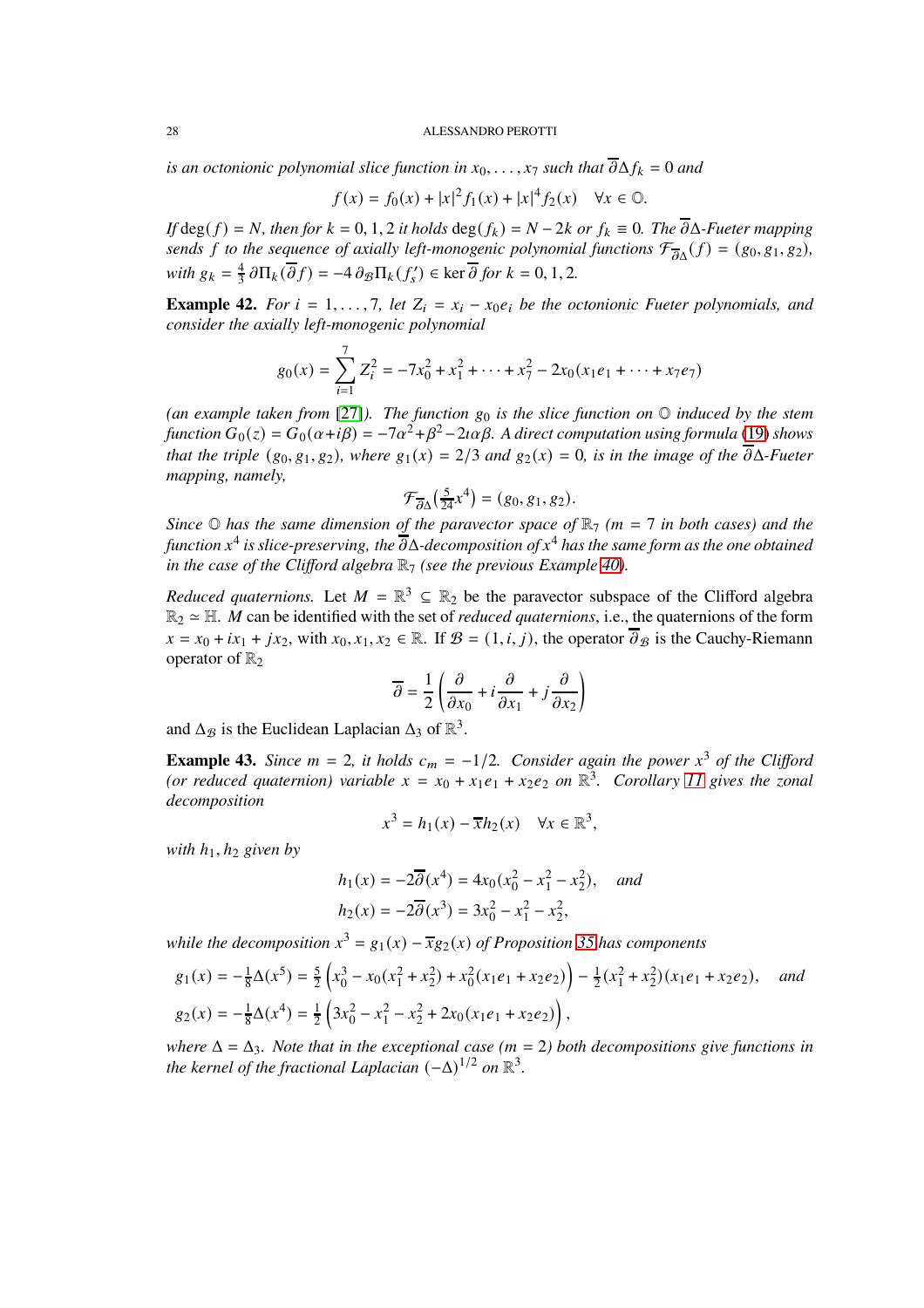*is an octonionic polynomial slice function in* $x_0, \dots, x_7$ *such that* $\overline{\partial}\Delta f_k = 0$ *and*

$$f(x) = f_0(x) + |x|^2 f_1(x) + |x|^4 f_2(x) \quad \forall x \in \mathbb{O}.$$

*If* $\deg(f) = N$*, then for* $k = 0, 1, 2$ *it holds* $\deg(f_k) = N - 2k$ *or* $f_k \equiv 0$*. The* $\overline{\partial}\Delta$*-Fueter mapping sends* $f$ *to the sequence of axially left-monogenic polynomial functions* $\mathcal{F}_{\overline{\partial}\Delta}(f) = (g_0, g_1, g_2)$*, with* $g_k = \frac{4}{3}\,\partial\Pi_k(\overline{\partial} f) = -4\,\partial_{\mathcal{B}}\Pi_k(f_s') \in \ker \overline{\partial}$ *for* $k = 0, 1, 2$*.*

**Example 42.** *For* $i = 1, \dots, 7$*, let* $Z_i = x_i - x_0 e_i$ *be the octonionic Fueter polynomials, and consider the axially left-monogenic polynomial*

$$g_0(x) = \sum_{i=1}^{7} Z_i^2 = -7x_0^2 + x_1^2 + \dots + x_7^2 - 2x_0(x_1 e_1 + \dots + x_7 e_7)$$

*(an example taken from* [27]*). The function* $g_0$ *is the slice function on* $\mathbb{O}$ *induced by the stem function* $G_0(z) = G_0(\alpha + i\beta) = -7\alpha^2 + \beta^2 - 2\imath\alpha\beta$*. A direct computation using formula* (19) *shows that the triple* $(g_0, g_1, g_2)$*, where* $g_1(x) = 2/3$ *and* $g_2(x) = 0$*, is in the image of the* $\overline{\partial}\Delta$*-Fueter mapping, namely,*

$$\mathcal{F}_{\overline{\partial}\Delta}\left(\tfrac{5}{24}x^4\right) = (g_0, g_1, g_2).$$

*Since* $\mathbb{O}$ *has the same dimension of the paravector space of* $\mathbb{R}_7$ *(*$m = 7$ *in both cases) and the function* $x^4$ *is slice-preserving, the* $\overline{\partial}\Delta$*-decomposition of* $x^4$ *has the same form as the one obtained in the case of the Clifford algebra* $\mathbb{R}_7$ *(see the previous Example 40).*

*Reduced quaternions.* Let $M = \mathbb{R}^3 \subseteq \mathbb{R}_2$ be the paravector subspace of the Clifford algebra $\mathbb{R}_2 \simeq \mathbb{H}$. $M$ can be identified with the set of *reduced quaternions*, i.e., the quaternions of the form $x = x_0 + ix_1 + jx_2$, with $x_0, x_1, x_2 \in \mathbb{R}$. If $\mathcal{B} = (1, i, j)$, the operator $\overline{\partial}_{\mathcal{B}}$ is the Cauchy-Riemann operator of $\mathbb{R}_2$

$$\overline{\partial} = \frac{1}{2}\left(\frac{\partial}{\partial x_0} + i\frac{\partial}{\partial x_1} + j\frac{\partial}{\partial x_2}\right)$$

and $\Delta_{\mathcal{B}}$ is the Euclidean Laplacian $\Delta_3$ of $\mathbb{R}^3$.

**Example 43.** *Since* $m = 2$*, it holds* $c_m = -1/2$*. Consider again the power* $x^3$ *of the Clifford (or reduced quaternion) variable* $x = x_0 + x_1 e_1 + x_2 e_2$ *on* $\mathbb{R}^3$*. Corollary 11 gives the zonal decomposition*

$$x^3 = h_1(x) - \overline{x} h_2(x) \quad \forall x \in \mathbb{R}^3,$$

*with* $h_1, h_2$ *given by*

$$h_1(x) = -2\overline{\partial}(x^4) = 4x_0(x_0^2 - x_1^2 - x_2^2), \quad \text{and}$$
$$h_2(x) = -2\overline{\partial}(x^3) = 3x_0^2 - x_1^2 - x_2^2,$$

*while the decomposition* $x^3 = g_1(x) - \overline{x} g_2(x)$ *of Proposition 35 has components*

$$g_1(x) = -\tfrac{1}{8}\Delta(x^5) = \tfrac{5}{2}\left(x_0^3 - x_0(x_1^2 + x_2^2) + x_0^2(x_1 e_1 + x_2 e_2)\right) - \tfrac{1}{2}(x_1^2 + x_2^2)(x_1 e_1 + x_2 e_2), \quad \text{and}$$
$$g_2(x) = -\tfrac{1}{8}\Delta(x^4) = \tfrac{1}{2}\left(3x_0^2 - x_1^2 - x_2^2 + 2x_0(x_1 e_1 + x_2 e_2)\right),$$

*where* $\Delta = \Delta_3$*. Note that in the exceptional case (*$m = 2$*) both decompositions give functions in the kernel of the fractional Laplacian* $(-\Delta)^{1/2}$ *on* $\mathbb{R}^3$*.*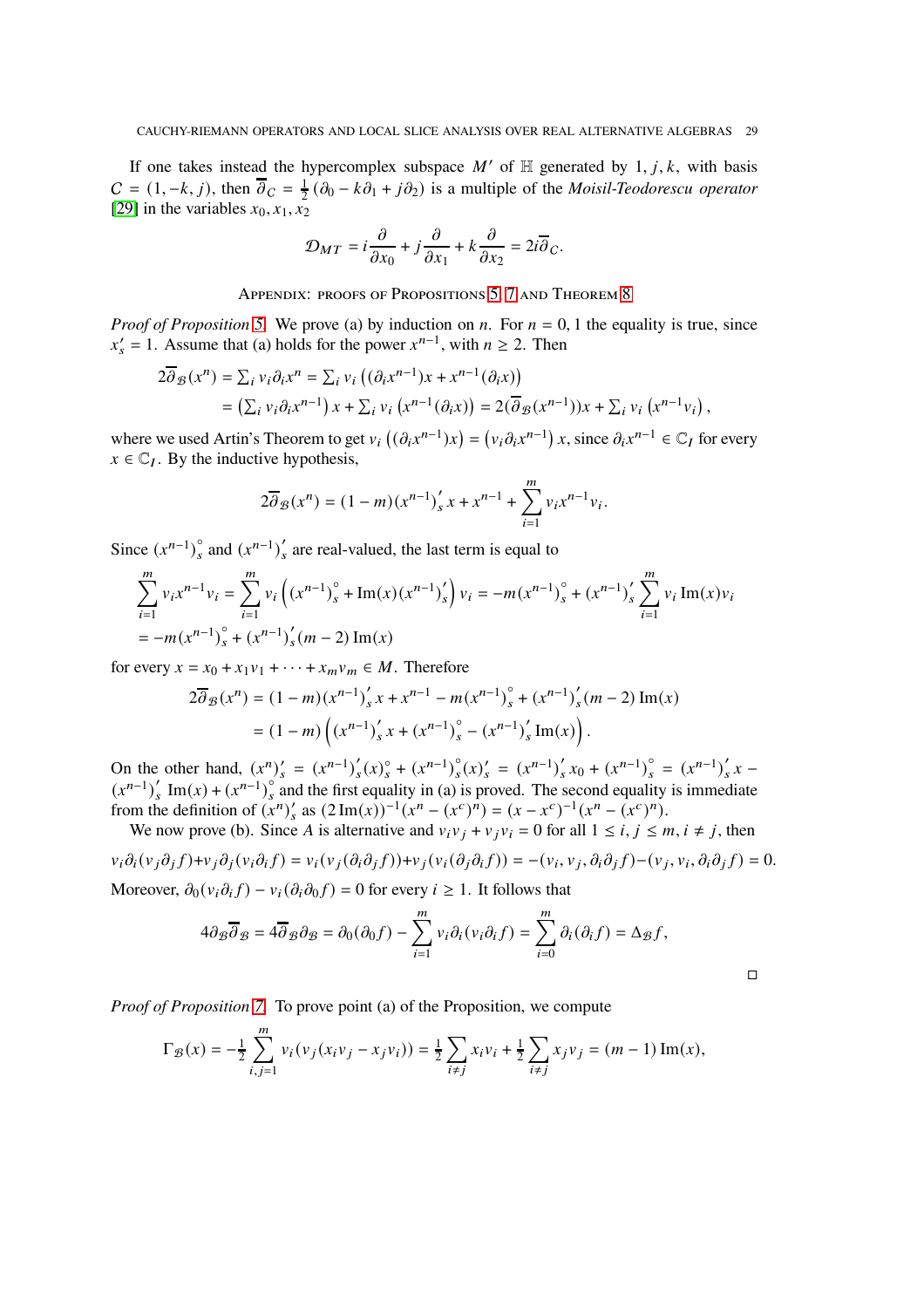If one takes instead the hypercomplex subspace $M'$ of $\mathbb{H}$ generated by $1, j, k$, with basis $\mathcal{C} = (1, -k, j)$, then $\overline{\partial}_{\mathcal{C}} = \frac{1}{2}(\partial_0 - k\partial_1 + j\partial_2)$ is a multiple of the *Moisil-Teodorescu operator* [29] in the variables $x_0, x_1, x_2$

$$\mathcal{D}_{MT} = i\frac{\partial}{\partial x_0} + j\frac{\partial}{\partial x_1} + k\frac{\partial}{\partial x_2} = 2i\overline{\partial}_{\mathcal{C}}.$$

## Appendix: proofs of Propositions 5, 7 and Theorem 8

*Proof of Proposition 5.* We prove (a) by induction on $n$. For $n = 0, 1$ the equality is true, since $x'_s = 1$. Assume that (a) holds for the power $x^{n-1}$, with $n \geq 2$. Then

$$\begin{aligned}
2\overline{\partial}_{\mathcal{B}}(x^n) &= \textstyle\sum_i v_i \partial_i x^n = \sum_i v_i \left((\partial_i x^{n-1})x + x^{n-1}(\partial_i x)\right) \\
&= \left(\textstyle\sum_i v_i \partial_i x^{n-1}\right)x + \sum_i v_i \left(x^{n-1}(\partial_i x)\right) = 2(\overline{\partial}_{\mathcal{B}}(x^{n-1}))x + \sum_i v_i \left(x^{n-1} v_i\right),
\end{aligned}$$

where we used Artin's Theorem to get $v_i\left((\partial_i x^{n-1})x\right) = \left(v_i \partial_i x^{n-1}\right)x$, since $\partial_i x^{n-1} \in \mathbb{C}_I$ for every $x \in \mathbb{C}_I$. By the inductive hypothesis,

$$2\overline{\partial}_{\mathcal{B}}(x^n) = (1-m)(x^{n-1})'_s x + x^{n-1} + \sum_{i=1}^m v_i x^{n-1} v_i.$$

Since $(x^{n-1})^\circ_s$ and $(x^{n-1})'_s$ are real-valued, the last term is equal to

$$\begin{aligned}
\sum_{i=1}^m v_i x^{n-1} v_i &= \sum_{i=1}^m v_i \left((x^{n-1})^\circ_s + \operatorname{Im}(x)(x^{n-1})'_s\right) v_i = -m(x^{n-1})^\circ_s + (x^{n-1})'_s \sum_{i=1}^m v_i \operatorname{Im}(x) v_i \\
&= -m(x^{n-1})^\circ_s + (x^{n-1})'_s (m-2)\operatorname{Im}(x)
\end{aligned}$$

for every $x = x_0 + x_1 v_1 + \cdots + x_m v_m \in M$. Therefore

$$\begin{aligned}
2\overline{\partial}_{\mathcal{B}}(x^n) &= (1-m)(x^{n-1})'_s x + x^{n-1} - m(x^{n-1})^\circ_s + (x^{n-1})'_s (m-2)\operatorname{Im}(x) \\
&= (1-m)\left((x^{n-1})'_s x + (x^{n-1})^\circ_s - (x^{n-1})'_s \operatorname{Im}(x)\right).
\end{aligned}$$

On the other hand, $(x^n)'_s = (x^{n-1})'_s (x)^\circ_s + (x^{n-1})^\circ_s (x)'_s = (x^{n-1})'_s x_0 + (x^{n-1})^\circ_s = (x^{n-1})'_s x - (x^{n-1})'_s \operatorname{Im}(x) + (x^{n-1})^\circ_s$ and the first equality in (a) is proved. The second equality is immediate from the definition of $(x^n)'_s$ as $(2\operatorname{Im}(x))^{-1}(x^n - (x^c)^n) = (x - x^c)^{-1}(x^n - (x^c)^n)$.

We now prove (b). Since $A$ is alternative and $v_i v_j + v_j v_i = 0$ for all $1 \leq i, j \leq m$, $i \neq j$, then

$$v_i \partial_i (v_j \partial_j f) + v_j \partial_j (v_i \partial_i f) = v_i (v_j (\partial_i \partial_j f)) + v_j (v_i (\partial_j \partial_i f)) = -(v_i, v_j, \partial_i \partial_j f) - (v_j, v_i, \partial_i \partial_j f) = 0.$$

Moreover, $\partial_0 (v_i \partial_i f) - v_i (\partial_i \partial_0 f) = 0$ for every $i \geq 1$. It follows that

$$4\partial_{\mathcal{B}} \overline{\partial}_{\mathcal{B}} = 4\overline{\partial}_{\mathcal{B}} \partial_{\mathcal{B}} = \partial_0(\partial_0 f) - \sum_{i=1}^m v_i \partial_i (v_i \partial_i f) = \sum_{i=0}^m \partial_i (\partial_i f) = \Delta_{\mathcal{B}} f,$$

□

*Proof of Proposition 7.* To prove point (a) of the Proposition, we compute

$$\Gamma_{\mathcal{B}}(x) = -\frac{1}{2}\sum_{i,j=1}^m v_i (v_j (x_i v_j - x_j v_i)) = \frac{1}{2}\sum_{i \neq j} x_i v_i + \frac{1}{2}\sum_{i \neq j} x_j v_j = (m-1)\operatorname{Im}(x),$$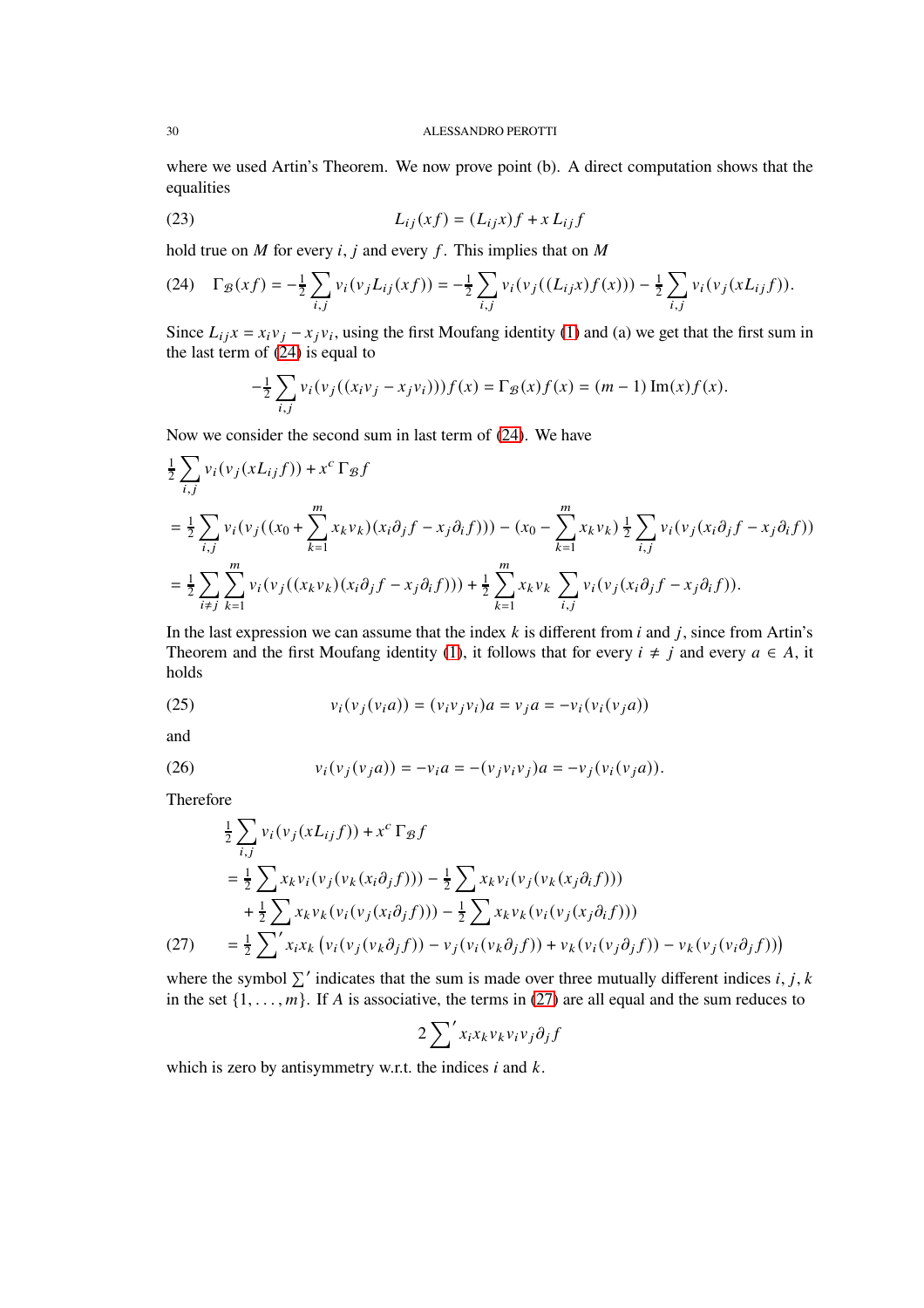where we used Artin's Theorem. We now prove point (b). A direct computation shows that the equalities

$$L_{ij}(xf) = (L_{ij}x)f + x\,L_{ij}f \tag{23}$$

hold true on $M$ for every $i, j$ and every $f$. This implies that on $M$

$$\Gamma_{\mathcal{B}}(xf) = -\tfrac{1}{2}\sum_{i,j} v_i(v_j L_{ij}(xf)) = -\tfrac{1}{2}\sum_{i,j} v_i(v_j((L_{ij}x)f(x))) - \tfrac{1}{2}\sum_{i,j} v_i(v_j(xL_{ij}f)). \tag{24}$$

Since $L_{ij}x = x_i v_j - x_j v_i$, using the first Moufang identity (1) and (a) we get that the first sum in the last term of (24) is equal to

$$-\tfrac{1}{2}\sum_{i,j} v_i(v_j((x_i v_j - x_j v_i)))f(x) = \Gamma_{\mathcal{B}}(x)f(x) = (m-1)\operatorname{Im}(x)f(x).$$

Now we consider the second sum in last term of (24). We have

$$
\begin{aligned}
&\tfrac{1}{2}\sum_{i,j} v_i(v_j(xL_{ij}f)) + x^c\,\Gamma_{\mathcal{B}}f \\
&= \tfrac{1}{2}\sum_{i,j} v_i(v_j((x_0 + \sum_{k=1}^m x_k v_k)(x_i\partial_j f - x_j\partial_i f))) - (x_0 - \sum_{k=1}^m x_k v_k)\,\tfrac{1}{2}\sum_{i,j} v_i(v_j(x_i\partial_j f - x_j \partial_i f)) \\
&= \tfrac{1}{2}\sum_{i\neq j}\sum_{k=1}^m v_i(v_j((x_k v_k)(x_i\partial_j f - x_j\partial_i f))) + \tfrac{1}{2}\sum_{k=1}^m x_k v_k \sum_{i,j} v_i(v_j(x_i\partial_j f - x_j\partial_i f)).
\end{aligned}
$$

In the last expression we can assume that the index $k$ is different from $i$ and $j$, since from Artin's Theorem and the first Moufang identity (1), it follows that for every $i \neq j$ and every $a \in A$, it holds

$$v_i(v_j(v_i a)) = (v_i v_j v_i)a = v_j a = -v_i(v_i(v_j a)) \tag{25}$$

and

$$v_i(v_j(v_j a)) = -v_i a = -(v_j v_i v_j)a = -v_j(v_i(v_j a)). \tag{26}$$

Therefore

$$
\begin{aligned}
&\tfrac{1}{2}\sum_{i,j} v_i(v_j(xL_{ij}f)) + x^c\,\Gamma_{\mathcal{B}}f \\
&= \tfrac{1}{2}\sum x_k v_i(v_j(v_k(x_i\partial_j f))) - \tfrac{1}{2}\sum x_k v_i(v_j(v_k(x_j\partial_i f))) \\
&\quad + \tfrac{1}{2}\sum x_k v_k(v_i(v_j(x_i\partial_j f))) - \tfrac{1}{2}\sum x_k v_k(v_i(v_j(x_j\partial_i f))) \\
&= \tfrac{1}{2}{\sum}' x_i x_k \left(v_i(v_j(v_k\partial_j f)) - v_j(v_i(v_k\partial_j f)) + v_k(v_i(v_j\partial_j f)) - v_k(v_j(v_i\partial_j f))\right)
\end{aligned} \tag{27}
$$

where the symbol $\sum'$ indicates that the sum is made over three mutually different indices $i, j, k$ in the set $\{1, \dots, m\}$. If $A$ is associative, the terms in (27) are all equal and the sum reduces to

$$2{\sum}' x_i x_k v_k v_i v_j \partial_j f$$

which is zero by antisymmetry w.r.t. the indices $i$ and $k$.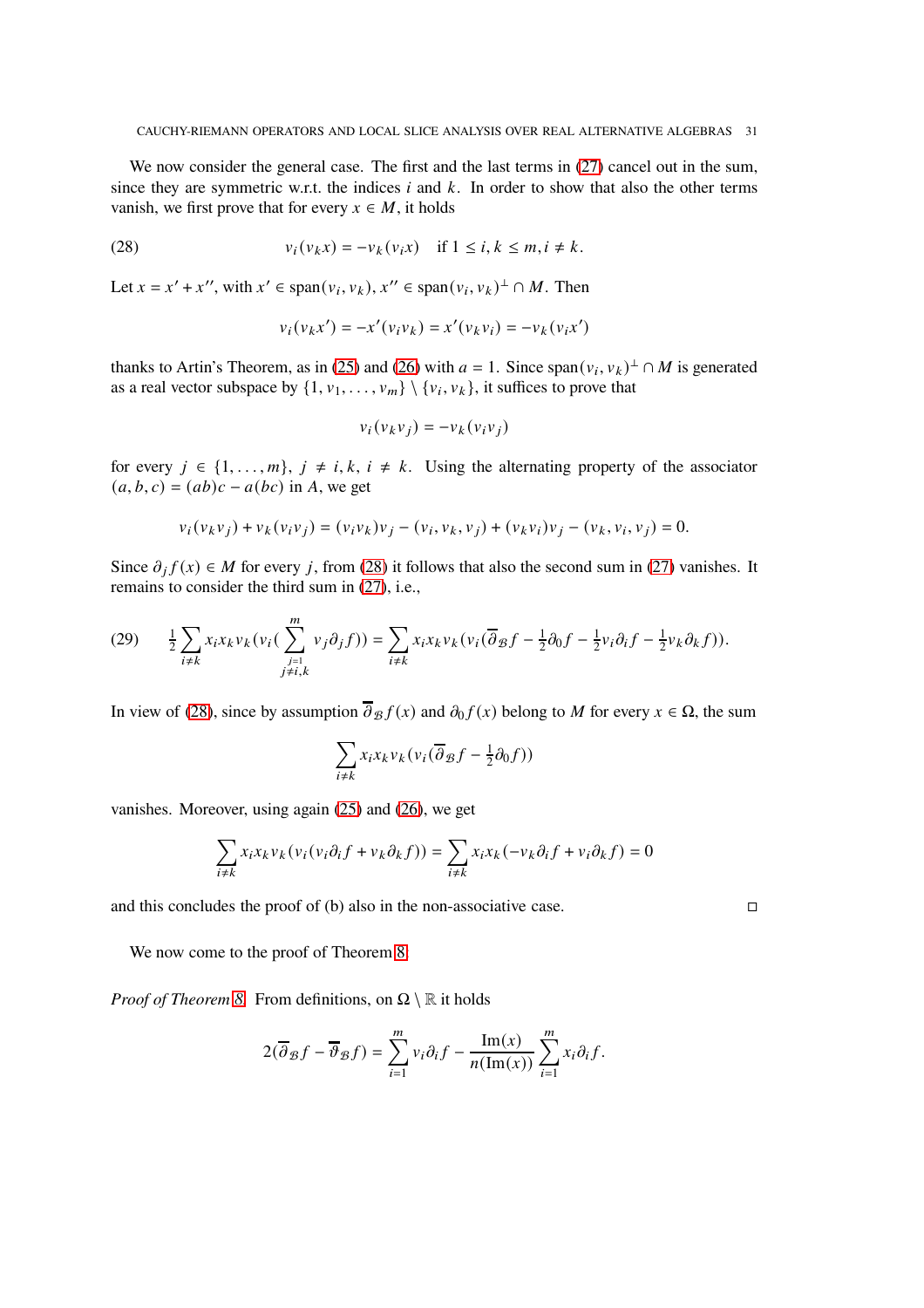We now consider the general case. The first and the last terms in (27) cancel out in the sum, since they are symmetric w.r.t. the indices $i$ and $k$. In order to show that also the other terms vanish, we first prove that for every $x \in M$, it holds

$$v_i(v_k x) = -v_k(v_i x) \quad \text{if } 1 \leq i, k \leq m, i \neq k. \tag{28}$$

Let $x = x' + x''$, with $x' \in \operatorname{span}(v_i, v_k)$, $x'' \in \operatorname{span}(v_i, v_k)^\perp \cap M$. Then

$$v_i(v_k x') = -x'(v_i v_k) = x'(v_k v_i) = -v_k(v_i x')$$

thanks to Artin's Theorem, as in (25) and (26) with $a = 1$. Since $\operatorname{span}(v_i, v_k)^\perp \cap M$ is generated as a real vector subspace by $\{1, v_1, \dots, v_m\} \setminus \{v_i, v_k\}$, it suffices to prove that

$$v_i(v_k v_j) = -v_k(v_i v_j)$$

for every $j \in \{1, \dots, m\}$, $j \neq i, k$, $i \neq k$. Using the alternating property of the associator $(a, b, c) = (ab)c - a(bc)$ in $A$, we get

$$v_i(v_k v_j) + v_k(v_i v_j) = (v_i v_k)v_j - (v_i, v_k, v_j) + (v_k v_i)v_j - (v_k, v_i, v_j) = 0.$$

Since $\partial_j f(x) \in M$ for every $j$, from (28) it follows that also the second sum in (27) vanishes. It remains to consider the third sum in (27), i.e.,

$$\tfrac{1}{2}\sum_{i \neq k} x_i x_k v_k \Big(v_i \Big(\sum_{\substack{j=1 \\ j \neq i,k}}^m v_j \partial_j f\Big)\Big) = \sum_{i \neq k} x_i x_k v_k \big(v_i (\overline{\partial}_{\mathcal{B}} f - \tfrac{1}{2}\partial_0 f - \tfrac{1}{2} v_i \partial_i f - \tfrac{1}{2} v_k \partial_k f)\big). \tag{29}$$

In view of (28), since by assumption $\overline{\partial}_{\mathcal{B}} f(x)$ and $\partial_0 f(x)$ belong to $M$ for every $x \in \Omega$, the sum

$$\sum_{i \neq k} x_i x_k v_k \big(v_i (\overline{\partial}_{\mathcal{B}} f - \tfrac{1}{2}\partial_0 f)\big)$$

vanishes. Moreover, using again (25) and (26), we get

$$\sum_{i \neq k} x_i x_k v_k (v_i (v_i \partial_i f + v_k \partial_k f)) = \sum_{i \neq k} x_i x_k (-v_k \partial_i f + v_i \partial_k f) = 0$$

and this concludes the proof of (b) also in the non-associative case. □

We now come to the proof of Theorem 8.

*Proof of Theorem 8.* From definitions, on $\Omega \setminus \mathbb{R}$ it holds

$$2(\overline{\partial}_{\mathcal{B}} f - \overline{\vartheta}_{\mathcal{B}} f) = \sum_{i=1}^m v_i \partial_i f - \frac{\operatorname{Im}(x)}{n(\operatorname{Im}(x))} \sum_{i=1}^m x_i \partial_i f.$$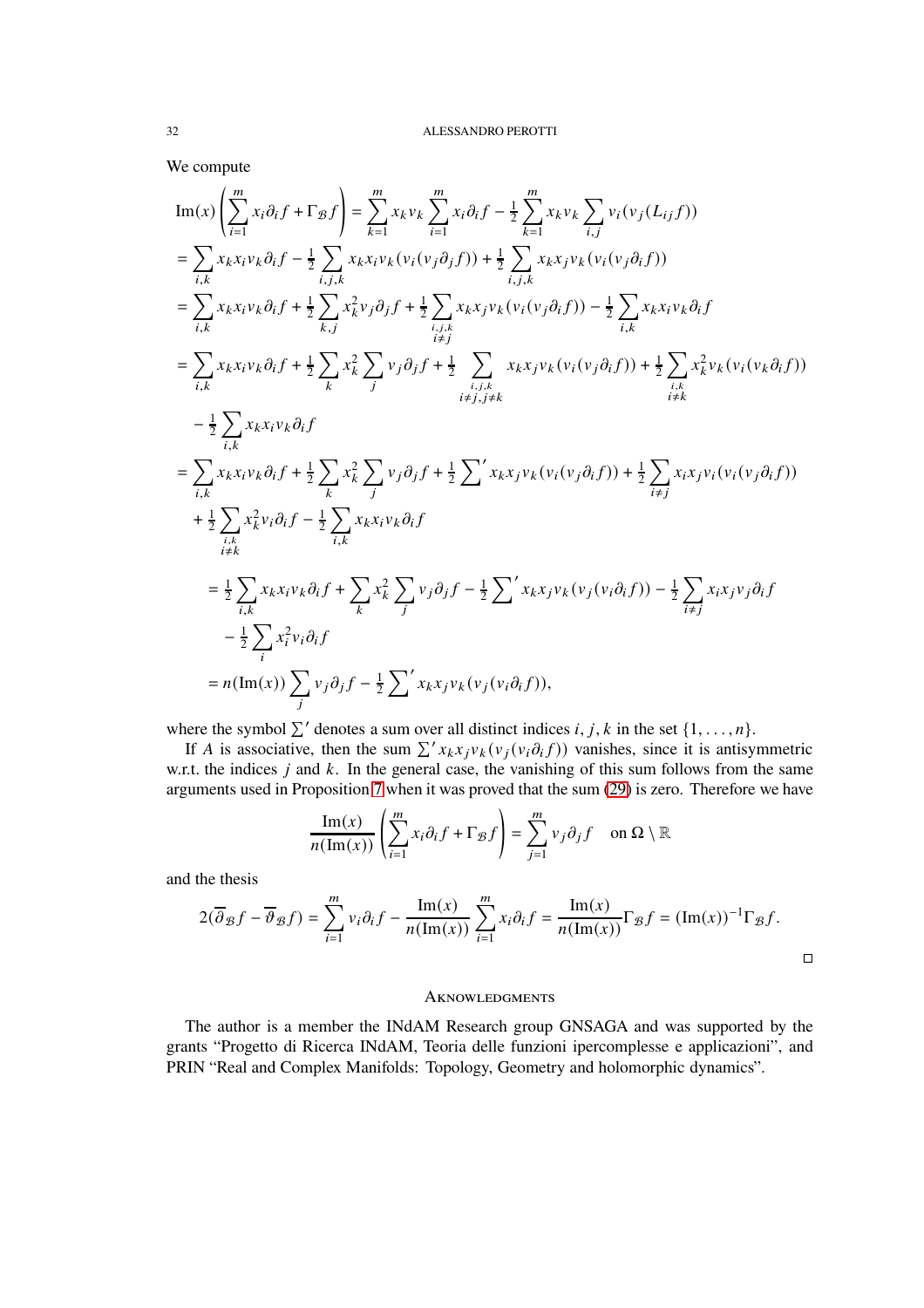We compute

$$
\begin{aligned}
&\mathrm{Im}(x)\left(\sum_{i=1}^m x_i\partial_i f+\Gamma_{\mathcal{B}} f\right)=\sum_{k=1}^m x_k v_k \sum_{i=1}^m x_i\partial_i f-\tfrac12\sum_{k=1}^m x_k v_k\sum_{i,j} v_i(v_j(L_{ij}f))\\
&=\sum_{i,k} x_k x_i v_k\partial_i f-\tfrac12\sum_{i,j,k} x_k x_i v_k(v_i(v_j\partial_j f))+\tfrac12\sum_{i,j,k} x_k x_j v_k(v_i(v_j\partial_i f))\\
&=\sum_{i,k} x_k x_i v_k\partial_i f+\tfrac12\sum_{k,j} x_k^2 v_j\partial_j f+\tfrac12\sum_{\substack{i,j,k\\ i\neq j}} x_k x_j v_k(v_i(v_j\partial_i f))-\tfrac12\sum_{i,k} x_k x_i v_k\partial_i f\\
&=\sum_{i,k} x_k x_i v_k\partial_i f+\tfrac12\sum_{k} x_k^2\sum_j v_j\partial_j f+\tfrac12\sum_{\substack{i,j,k\\ i\neq j, j\neq k}} x_k x_j v_k(v_i(v_j\partial_i f))+\tfrac12\sum_{\substack{i,k\\ i\neq k}} x_k^2 v_k(v_i(v_k\partial_i f))\\
&\quad-\tfrac12\sum_{i,k} x_k x_i v_k\partial_i f\\
&=\sum_{i,k} x_k x_i v_k\partial_i f+\tfrac12\sum_{k} x_k^2\sum_j v_j\partial_j f+\tfrac12{\sum}' x_k x_j v_k(v_i(v_j\partial_i f))+\tfrac12\sum_{i\neq j} x_i x_j v_i(v_i(v_j\partial_i f))\\
&\quad+\tfrac12\sum_{\substack{i,k\\ i\neq k}} x_k^2 v_i\partial_i f-\tfrac12\sum_{i,k} x_k x_i v_k\partial_i f\\
&\quad=\tfrac12\sum_{i,k} x_k x_i v_k\partial_i f+\sum_{k} x_k^2\sum_j v_j\partial_j f-\tfrac12{\sum}' x_k x_j v_k(v_j(v_i\partial_i f))-\tfrac12\sum_{i\neq j} x_i x_j v_j\partial_i f\\
&\quad\quad-\tfrac12\sum_{i} x_i^2 v_i\partial_i f\\
&\quad=n(\mathrm{Im}(x))\sum_j v_j\partial_j f-\tfrac12{\sum}' x_k x_j v_k(v_j(v_i\partial_i f)),
\end{aligned}
$$

where the symbol $\sum'$ denotes a sum over all distinct indices $i,j,k$ in the set $\{1,\dots,n\}$.

If $A$ is associative, then the sum $\sum' x_k x_j v_k(v_j(v_i\partial_i f))$ vanishes, since it is antisymmetric w.r.t. the indices $j$ and $k$. In the general case, the vanishing of this sum follows from the same arguments used in Proposition 7 when it was proved that the sum (29) is zero. Therefore we have

$$
\frac{\mathrm{Im}(x)}{n(\mathrm{Im}(x))}\left(\sum_{i=1}^m x_i\partial_i f+\Gamma_{\mathcal{B}} f\right)=\sum_{j=1}^m v_j\partial_j f\quad\text{on }\Omega\setminus\mathbb{R}
$$

and the thesis

$$
2(\overline{\partial}_{\mathcal{B}} f-\overline{\vartheta}_{\mathcal{B}} f)=\sum_{i=1}^m v_i\partial_i f-\frac{\mathrm{Im}(x)}{n(\mathrm{Im}(x))}\sum_{i=1}^m x_i\partial_i f=\frac{\mathrm{Im}(x)}{n(\mathrm{Im}(x))}\Gamma_{\mathcal{B}} f=(\mathrm{Im}(x))^{-1}\Gamma_{\mathcal{B}} f.
$$

□

## Aknowledgments

The author is a member the INdAM Research group GNSAGA and was supported by the grants "Progetto di Ricerca INdAM, Teoria delle funzioni ipercomplesse e applicazioni", and PRIN "Real and Complex Manifolds: Topology, Geometry and holomorphic dynamics".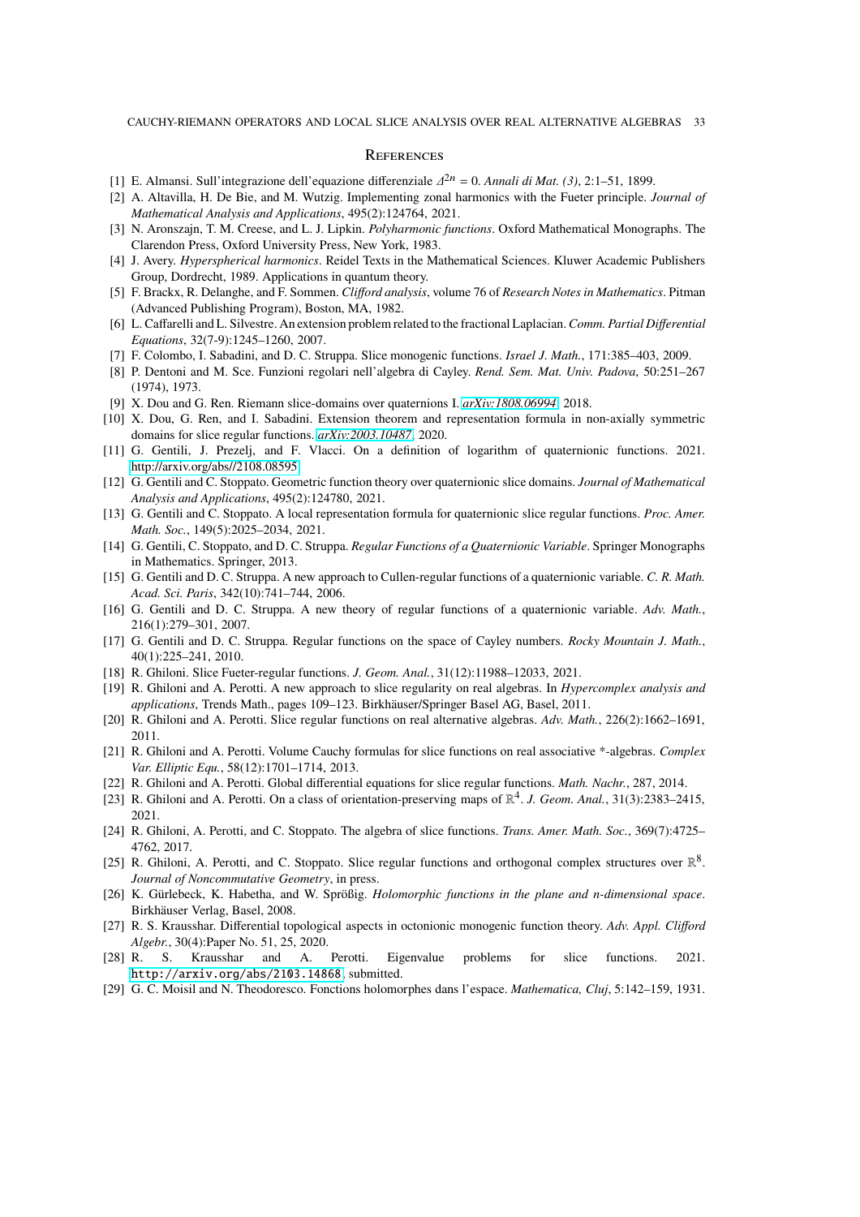## References

[1] E. Almansi. Sull'integrazione dell'equazione differenziale $\Delta^{2n} = 0$. *Annali di Mat. (3)*, 2:1–51, 1899.

[2] A. Altavilla, H. De Bie, and M. Wutzig. Implementing zonal harmonics with the Fueter principle. *Journal of Mathematical Analysis and Applications*, 495(2):124764, 2021.

[3] N. Aronszajn, T. M. Creese, and L. J. Lipkin. *Polyharmonic functions*. Oxford Mathematical Monographs. The Clarendon Press, Oxford University Press, New York, 1983.

[4] J. Avery. *Hyperspherical harmonics*. Reidel Texts in the Mathematical Sciences. Kluwer Academic Publishers Group, Dordrecht, 1989. Applications in quantum theory.

[5] F. Brackx, R. Delanghe, and F. Sommen. *Clifford analysis*, volume 76 of *Research Notes in Mathematics*. Pitman (Advanced Publishing Program), Boston, MA, 1982.

[6] L. Caffarelli and L. Silvestre. An extension problem related to the fractional Laplacian. *Comm. Partial Differential Equations*, 32(7-9):1245–1260, 2007.

[7] F. Colombo, I. Sabadini, and D. C. Struppa. Slice monogenic functions. *Israel J. Math.*, 171:385–403, 2009.

[8] P. Dentoni and M. Sce. Funzioni regolari nell'algebra di Cayley. *Rend. Sem. Mat. Univ. Padova*, 50:251–267 (1974), 1973.

[9] X. Dou and G. Ren. Riemann slice-domains over quaternions I. *arXiv:1808.06994*, 2018.

[10] X. Dou, G. Ren, and I. Sabadini. Extension theorem and representation formula in non-axially symmetric domains for slice regular functions. *arXiv:2003.10487*, 2020.

[11] G. Gentili, J. Prezelj, and F. Vlacci. On a definition of logarithm of quaternionic functions. 2021. http://arxiv.org/abs//2108.08595

[12] G. Gentili and C. Stoppato. Geometric function theory over quaternionic slice domains. *Journal of Mathematical Analysis and Applications*, 495(2):124780, 2021.

[13] G. Gentili and C. Stoppato. A local representation formula for quaternionic slice regular functions. *Proc. Amer. Math. Soc.*, 149(5):2025–2034, 2021.

[14] G. Gentili, C. Stoppato, and D. C. Struppa. *Regular Functions of a Quaternionic Variable*. Springer Monographs in Mathematics. Springer, 2013.

[15] G. Gentili and D. C. Struppa. A new approach to Cullen-regular functions of a quaternionic variable. *C. R. Math. Acad. Sci. Paris*, 342(10):741–744, 2006.

[16] G. Gentili and D. C. Struppa. A new theory of regular functions of a quaternionic variable. *Adv. Math.*, 216(1):279–301, 2007.

[17] G. Gentili and D. C. Struppa. Regular functions on the space of Cayley numbers. *Rocky Mountain J. Math.*, 40(1):225–241, 2010.

[18] R. Ghiloni. Slice Fueter-regular functions. *J. Geom. Anal.*, 31(12):11988–12033, 2021.

[19] R. Ghiloni and A. Perotti. A new approach to slice regularity on real algebras. In *Hypercomplex analysis and applications*, Trends Math., pages 109–123. Birkhäuser/Springer Basel AG, Basel, 2011.

[20] R. Ghiloni and A. Perotti. Slice regular functions on real alternative algebras. *Adv. Math.*, 226(2):1662–1691, 2011.

[21] R. Ghiloni and A. Perotti. Volume Cauchy formulas for slice functions on real associative *-algebras. *Complex Var. Elliptic Equ.*, 58(12):1701–1714, 2013.

[22] R. Ghiloni and A. Perotti. Global differential equations for slice regular functions. *Math. Nachr.*, 287, 2014.

[23] R. Ghiloni and A. Perotti. On a class of orientation-preserving maps of $\mathbb{R}^4$. *J. Geom. Anal.*, 31(3):2383–2415, 2021.

[24] R. Ghiloni, A. Perotti, and C. Stoppato. The algebra of slice functions. *Trans. Amer. Math. Soc.*, 369(7):4725–4762, 2017.

[25] R. Ghiloni, A. Perotti, and C. Stoppato. Slice regular functions and orthogonal complex structures over $\mathbb{R}^8$. *Journal of Noncommutative Geometry*, in press.

[26] K. Gürlebeck, K. Habetha, and W. Sprößig. *Holomorphic functions in the plane and n-dimensional space*. Birkhäuser Verlag, Basel, 2008.

[27] R. S. Krausshar. Differential topological aspects in octonionic monogenic function theory. *Adv. Appl. Clifford Algebr.*, 30(4):Paper No. 51, 25, 2020.

[28] R. S. Krausshar and A. Perotti. Eigenvalue problems for slice functions. 2021. `http://arxiv.org/abs/2103.14868`, submitted.

[29] G. C. Moisil and N. Theodoresco. Fonctions holomorphes dans l'espace. *Mathematica, Cluj*, 5:142–159, 1931.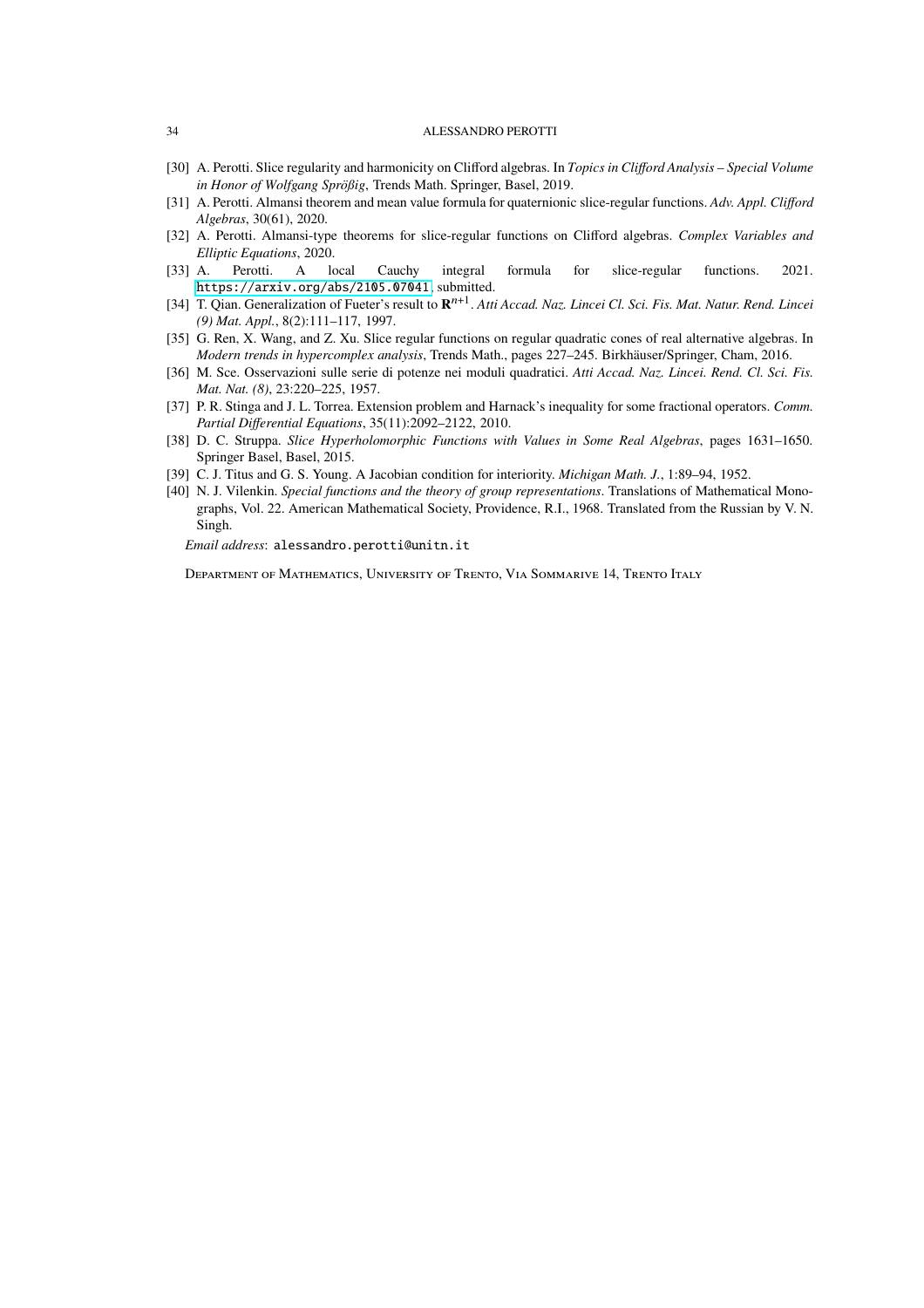[30] A. Perotti. Slice regularity and harmonicity on Clifford algebras. In *Topics in Clifford Analysis – Special Volume in Honor of Wolfgang Sprößig*, Trends Math. Springer, Basel, 2019.

[31] A. Perotti. Almansi theorem and mean value formula for quaternionic slice-regular functions. *Adv. Appl. Clifford Algebras*, 30(61), 2020.

[32] A. Perotti. Almansi-type theorems for slice-regular functions on Clifford algebras. *Complex Variables and Elliptic Equations*, 2020.

[33] A. Perotti. A local Cauchy integral formula for slice-regular functions. 2021. https://arxiv.org/abs/2105.07041, submitted.

[34] T. Qian. Generalization of Fueter's result to $\mathbf{R}^{n+1}$. *Atti Accad. Naz. Lincei Cl. Sci. Fis. Mat. Natur. Rend. Lincei (9) Mat. Appl.*, 8(2):111–117, 1997.

[35] G. Ren, X. Wang, and Z. Xu. Slice regular functions on regular quadratic cones of real alternative algebras. In *Modern trends in hypercomplex analysis*, Trends Math., pages 227–245. Birkhäuser/Springer, Cham, 2016.

[36] M. Sce. Osservazioni sulle serie di potenze nei moduli quadratici. *Atti Accad. Naz. Lincei. Rend. Cl. Sci. Fis. Mat. Nat. (8)*, 23:220–225, 1957.

[37] P. R. Stinga and J. L. Torrea. Extension problem and Harnack's inequality for some fractional operators. *Comm. Partial Differential Equations*, 35(11):2092–2122, 2010.

[38] D. C. Struppa. *Slice Hyperholomorphic Functions with Values in Some Real Algebras*, pages 1631–1650. Springer Basel, Basel, 2015.

[39] C. J. Titus and G. S. Young. A Jacobian condition for interiority. *Michigan Math. J.*, 1:89–94, 1952.

[40] N. J. Vilenkin. *Special functions and the theory of group representations*. Translations of Mathematical Monographs, Vol. 22. American Mathematical Society, Providence, R.I., 1968. Translated from the Russian by V. N. Singh.

*Email address*: alessandro.perotti@unitn.it

Department of Mathematics, University of Trento, Via Sommarive 14, Trento Italy